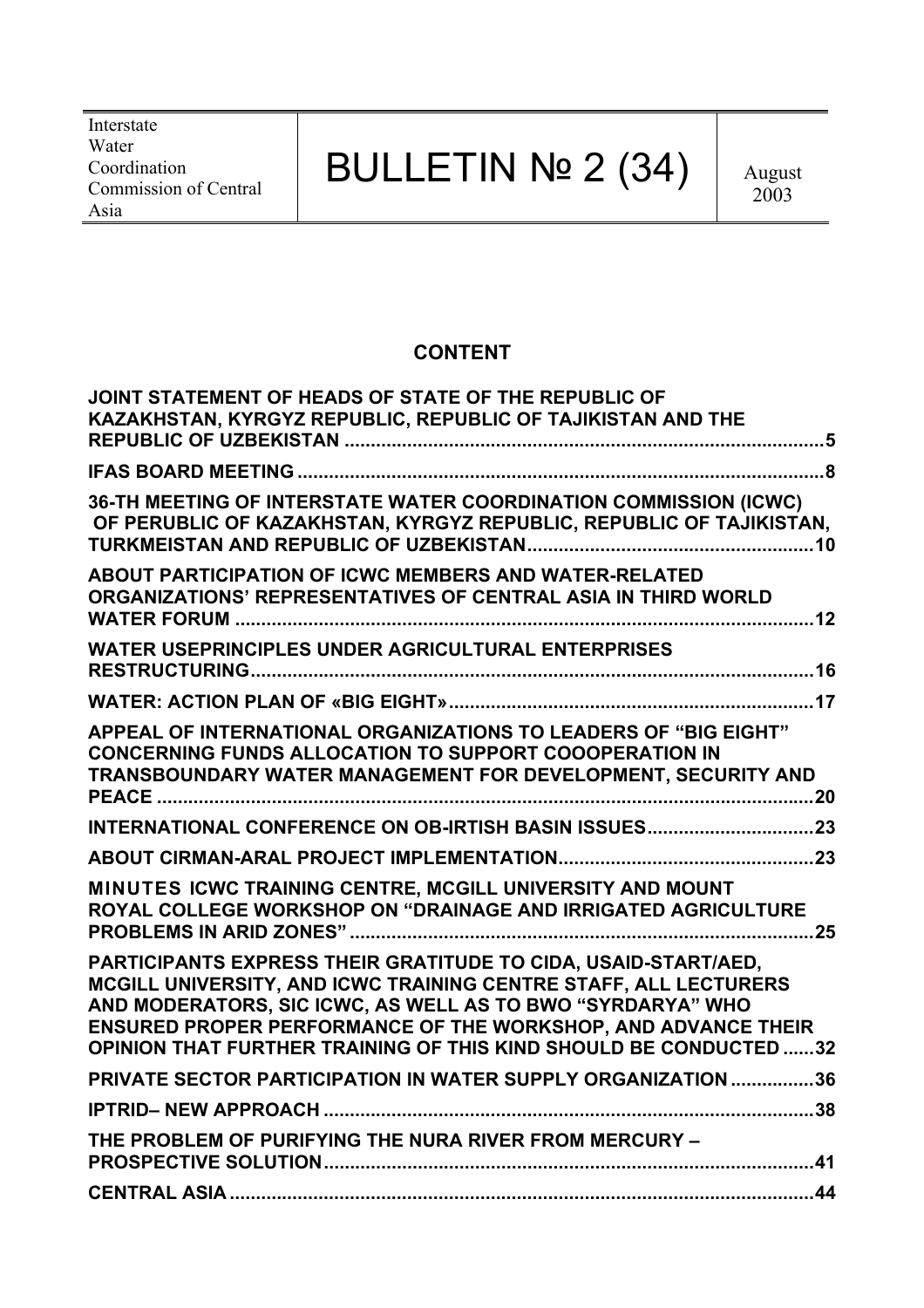| Interstate Water Coordination Commission of Central Asia | BULLETIN № 2 (34) | August 2003 |
|---|---|---|

## CONTENT

JOINT STATEMENT OF HEADS OF STATE OF THE REPUBLIC OF KAZAKHSTAN, KYRGYZ REPUBLIC, REPUBLIC OF TAJIKISTAN AND THE REPUBLIC OF UZBEKISTAN ........ 5

IFAS BOARD MEETING ........ 8

36-TH MEETING OF INTERSTATE WATER COORDINATION COMMISSION (ICWC) OF PERUBLIC OF KAZAKHSTAN, KYRGYZ REPUBLIC, REPUBLIC OF TAJIKISTAN, TURKMEISTAN AND REPUBLIC OF UZBEKISTAN ........ 10

ABOUT PARTICIPATION OF ICWC MEMBERS AND WATER-RELATED ORGANIZATIONS' REPRESENTATIVES OF CENTRAL ASIA IN THIRD WORLD WATER FORUM ........ 12

WATER USEPRINCIPLES UNDER AGRICULTURAL ENTERPRISES RESTRUCTURING ........ 16

WATER: ACTION PLAN OF «BIG EIGHT» ........ 17

APPEAL OF INTERNATIONAL ORGANIZATIONS TO LEADERS OF "BIG EIGHT" CONCERNING FUNDS ALLOCATION TO SUPPORT COOOPERATION IN TRANSBOUNDARY WATER MANAGEMENT FOR DEVELOPMENT, SECURITY AND PEACE ........ 20

INTERNATIONAL CONFERENCE ON OB-IRTISH BASIN ISSUES ........ 23

ABOUT CIRMAN-ARAL PROJECT IMPLEMENTATION ........ 23

MINUTES ICWC TRAINING CENTRE, MCGILL UNIVERSITY AND MOUNT ROYAL COLLEGE WORKSHOP ON "DRAINAGE AND IRRIGATED AGRICULTURE PROBLEMS IN ARID ZONES" ........ 25

PARTICIPANTS EXPRESS THEIR GRATITUDE TO CIDA, USAID-START/AED, MCGILL UNIVERSITY, AND ICWC TRAINING CENTRE STAFF, ALL LECTURERS AND MODERATORS, SIC ICWC, AS WELL AS TO BWO "SYRDARYA" WHO ENSURED PROPER PERFORMANCE OF THE WORKSHOP, AND ADVANCE THEIR OPINION THAT FURTHER TRAINING OF THIS KIND SHOULD BE CONDUCTED ........ 32

PRIVATE SECTOR PARTICIPATION IN WATER SUPPLY ORGANIZATION ........ 36

IPTRID– NEW APPROACH ........ 38

THE PROBLEM OF PURIFYING THE NURA RIVER FROM MERCURY – PROSPECTIVE SOLUTION ........ 41

CENTRAL ASIA ........ 44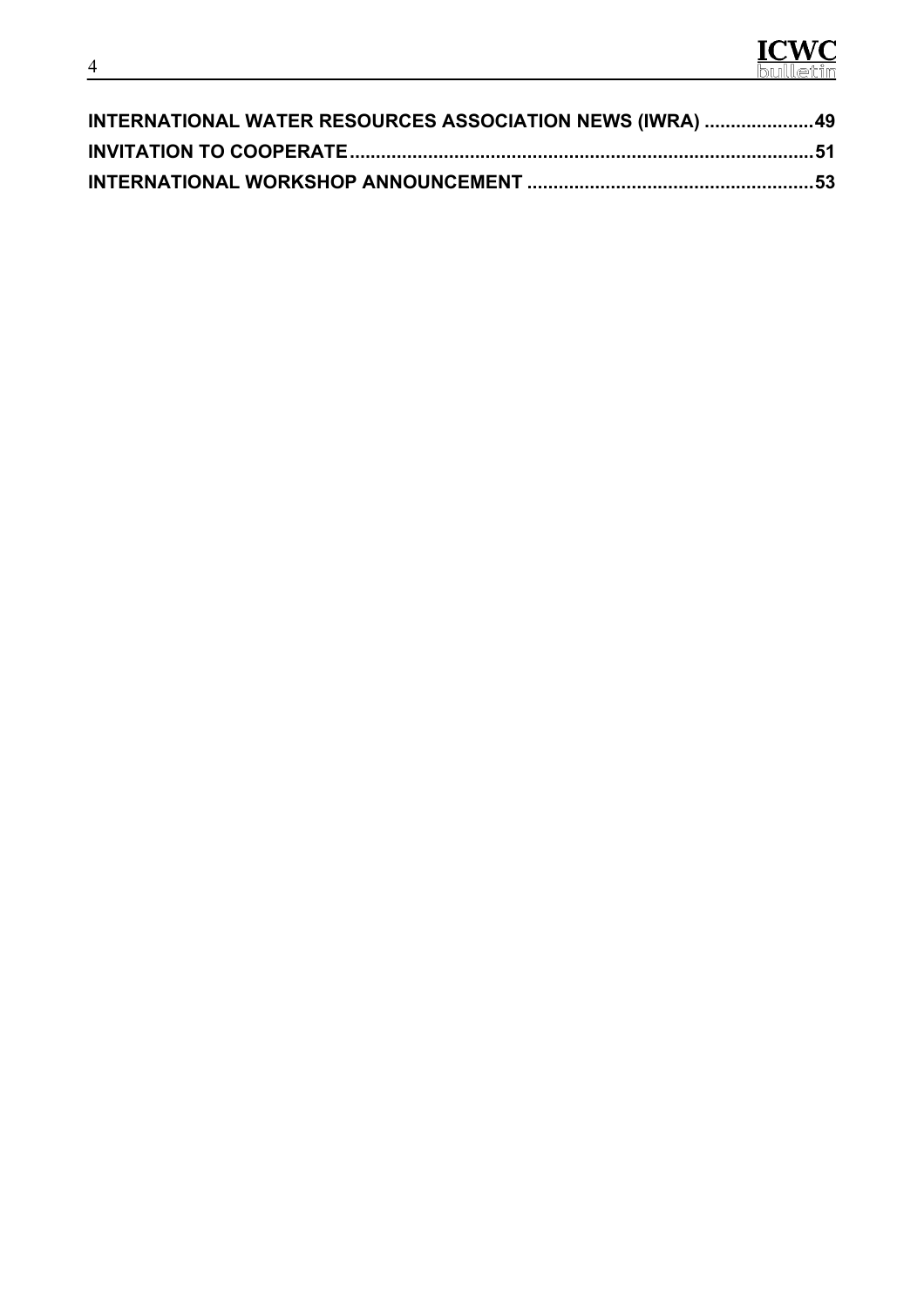**INTERNATIONAL WATER RESOURCES ASSOCIATION NEWS (IWRA) .....................49**

**INVITATION TO COOPERATE........................................................................................51**

**INTERNATIONAL WORKSHOP ANNOUNCEMENT ......................................................53**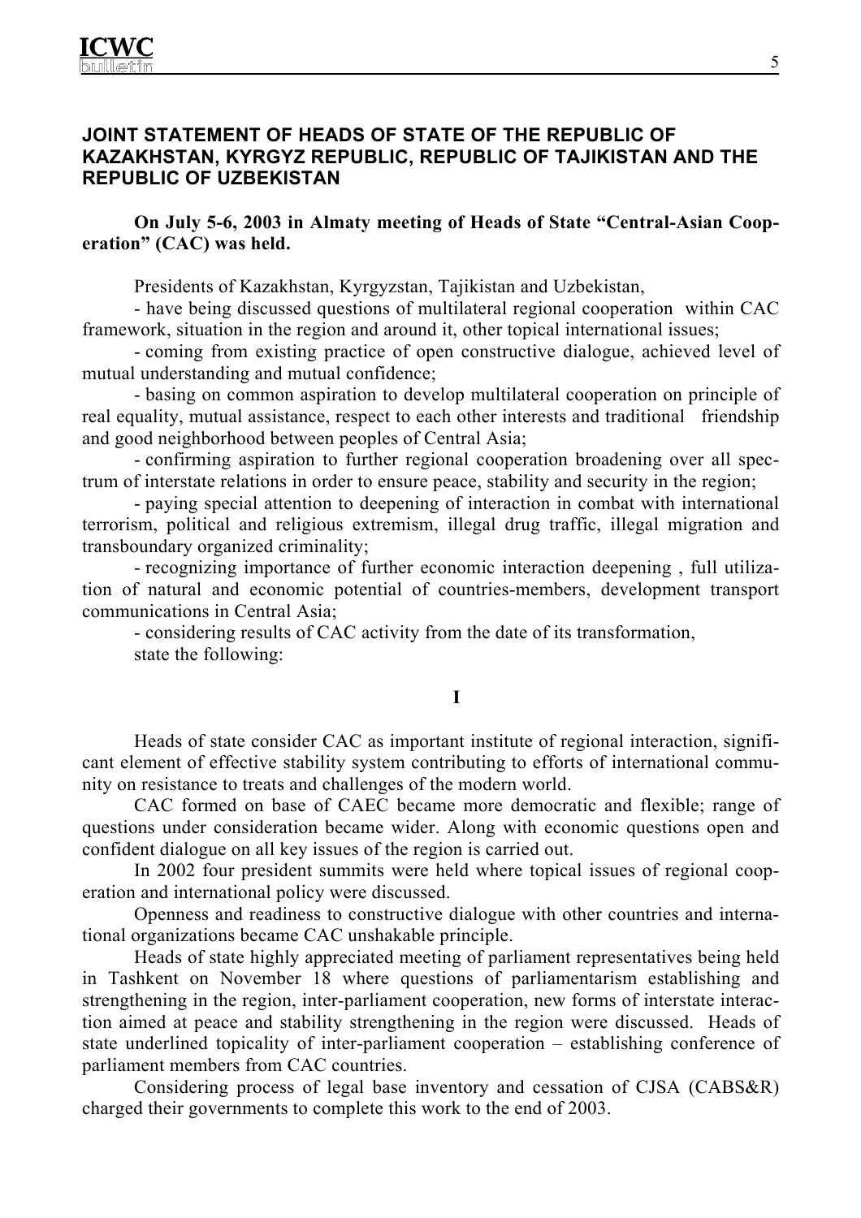## JOINT STATEMENT OF HEADS OF STATE OF THE REPUBLIC OF KAZAKHSTAN, KYRGYZ REPUBLIC, REPUBLIC OF TAJIKISTAN AND THE REPUBLIC OF UZBEKISTAN

**On July 5-6, 2003 in Almaty meeting of Heads of State "Central-Asian Cooperation" (CAC) was held.**

Presidents of Kazakhstan, Kyrgyzstan, Tajikistan and Uzbekistan,

- have being discussed questions of multilateral regional cooperation within CAC framework, situation in the region and around it, other topical international issues;
- coming from existing practice of open constructive dialogue, achieved level of mutual understanding and mutual confidence;
- basing on common aspiration to develop multilateral cooperation on principle of real equality, mutual assistance, respect to each other interests and traditional friendship and good neighborhood between peoples of Central Asia;
- confirming aspiration to further regional cooperation broadening over all spectrum of interstate relations in order to ensure peace, stability and security in the region;
- paying special attention to deepening of interaction in combat with international terrorism, political and religious extremism, illegal drug traffic, illegal migration and transboundary organized criminality;
- recognizing importance of further economic interaction deepening , full utilization of natural and economic potential of countries-members, development transport communications in Central Asia;
- considering results of CAC activity from the date of its transformation,

state the following:

**I**

Heads of state consider CAC as important institute of regional interaction, significant element of effective stability system contributing to efforts of international community on resistance to treats and challenges of the modern world.

CAC formed on base of CAEC became more democratic and flexible; range of questions under consideration became wider. Along with economic questions open and confident dialogue on all key issues of the region is carried out.

In 2002 four president summits were held where topical issues of regional cooperation and international policy were discussed.

Openness and readiness to constructive dialogue with other countries and international organizations became CAC unshakable principle.

Heads of state highly appreciated meeting of parliament representatives being held in Tashkent on November 18 where questions of parliamentarism establishing and strengthening in the region, inter-parliament cooperation, new forms of interstate interaction aimed at peace and stability strengthening in the region were discussed. Heads of state underlined topicality of inter-parliament cooperation – establishing conference of parliament members from CAC countries.

Considering process of legal base inventory and cessation of CJSA (CABS&R) charged their governments to complete this work to the end of 2003.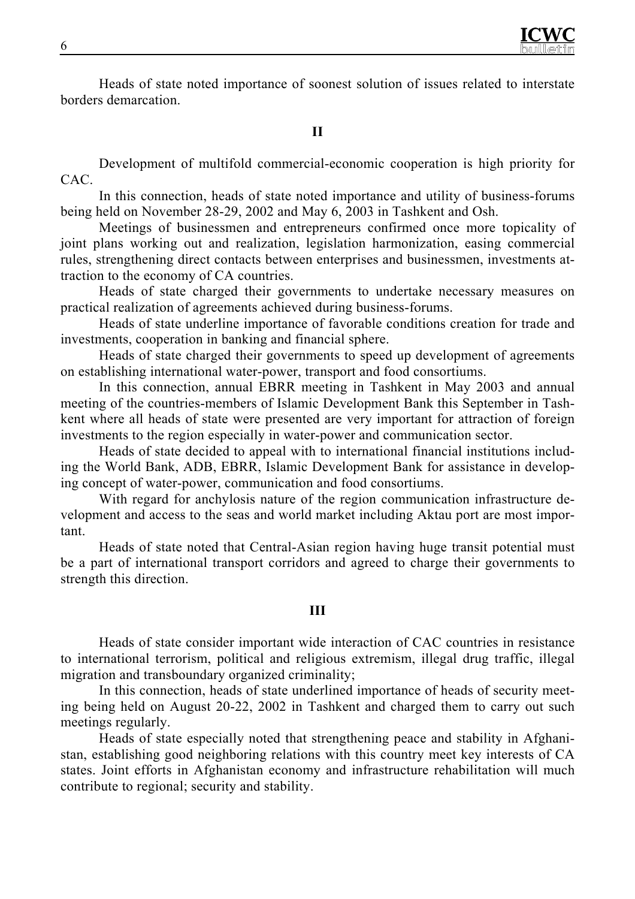Heads of state noted importance of soonest solution of issues related to interstate borders demarcation.

## II

Development of multifold commercial-economic cooperation is high priority for CAC.

In this connection, heads of state noted importance and utility of business-forums being held on November 28-29, 2002 and May 6, 2003 in Tashkent and Osh.

Meetings of businessmen and entrepreneurs confirmed once more topicality of joint plans working out and realization, legislation harmonization, easing commercial rules, strengthening direct contacts between enterprises and businessmen, investments attraction to the economy of CA countries.

Heads of state charged their governments to undertake necessary measures on practical realization of agreements achieved during business-forums.

Heads of state underline importance of favorable conditions creation for trade and investments, cooperation in banking and financial sphere.

Heads of state charged their governments to speed up development of agreements on establishing international water-power, transport and food consortiums.

In this connection, annual EBRR meeting in Tashkent in May 2003 and annual meeting of the countries-members of Islamic Development Bank this September in Tashkent where all heads of state were presented are very important for attraction of foreign investments to the region especially in water-power and communication sector.

Heads of state decided to appeal with to international financial institutions including the World Bank, ADB, EBRR, Islamic Development Bank for assistance in developing concept of water-power, communication and food consortiums.

With regard for anchylosis nature of the region communication infrastructure development and access to the seas and world market including Aktau port are most important.

Heads of state noted that Central-Asian region having huge transit potential must be a part of international transport corridors and agreed to charge their governments to strength this direction.

## III

Heads of state consider important wide interaction of CAC countries in resistance to international terrorism, political and religious extremism, illegal drug traffic, illegal migration and transboundary organized criminality;

In this connection, heads of state underlined importance of heads of security meeting being held on August 20-22, 2002 in Tashkent and charged them to carry out such meetings regularly.

Heads of state especially noted that strengthening peace and stability in Afghanistan, establishing good neighboring relations with this country meet key interests of CA states. Joint efforts in Afghanistan economy and infrastructure rehabilitation will much contribute to regional; security and stability.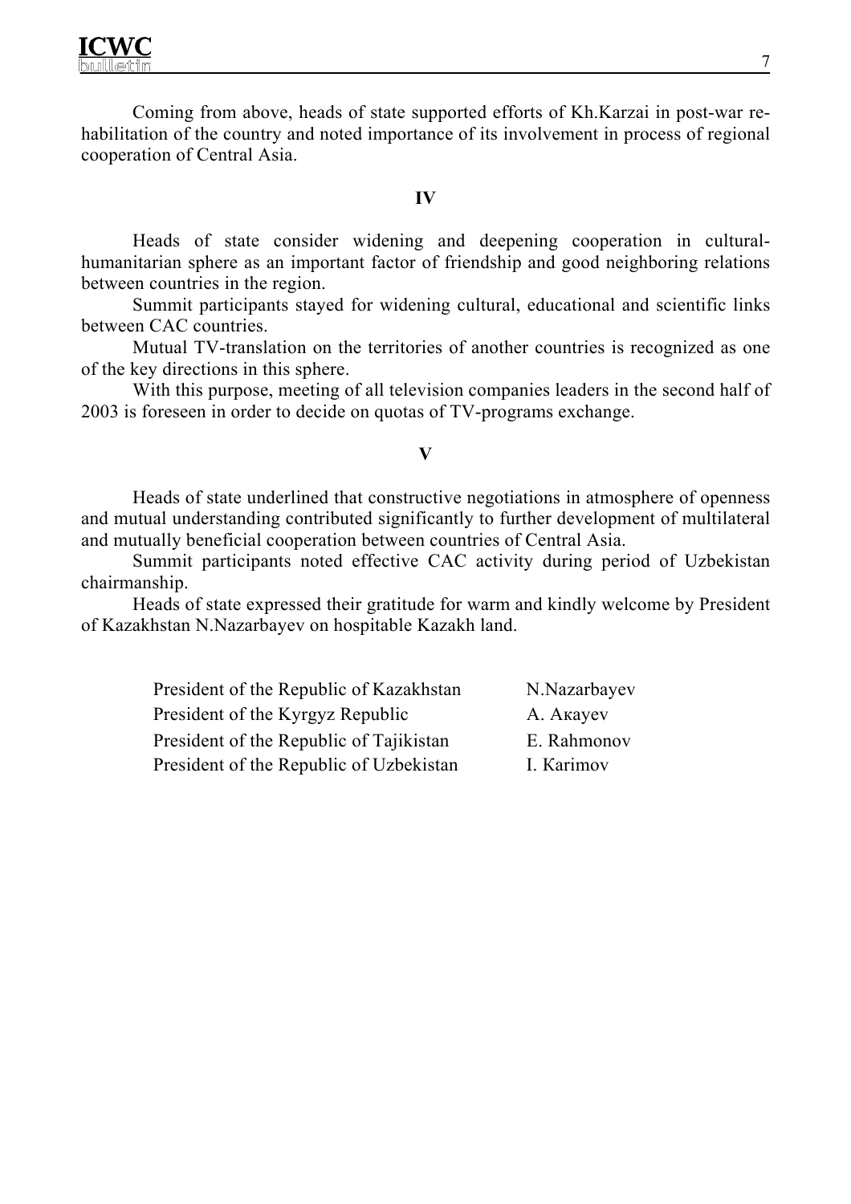Coming from above, heads of state supported efforts of Kh.Karzai in post-war rehabilitation of the country and noted importance of its involvement in process of regional cooperation of Central Asia.

**IV**

Heads of state consider widening and deepening cooperation in cultural-humanitarian sphere as an important factor of friendship and good neighboring relations between countries in the region.

Summit participants stayed for widening cultural, educational and scientific links between CAC countries.

Mutual TV-translation on the territories of another countries is recognized as one of the key directions in this sphere.

With this purpose, meeting of all television companies leaders in the second half of 2003 is foreseen in order to decide on quotas of TV-programs exchange.

**V**

Heads of state underlined that constructive negotiations in atmosphere of openness and mutual understanding contributed significantly to further development of multilateral and mutually beneficial cooperation between countries of Central Asia.

Summit participants noted effective CAC activity during period of Uzbekistan chairmanship.

Heads of state expressed their gratitude for warm and kindly welcome by President of Kazakhstan N.Nazarbayev on hospitable Kazakh land.

| | |
|---|---|
| President of the Republic of Kazakhstan | N.Nazarbayev |
| President of the Kyrgyz Republic | A. Aкayev |
| President of the Republic of Tajikistan | E. Rahmonov |
| President of the Republic of Uzbekistan | I. Karimov |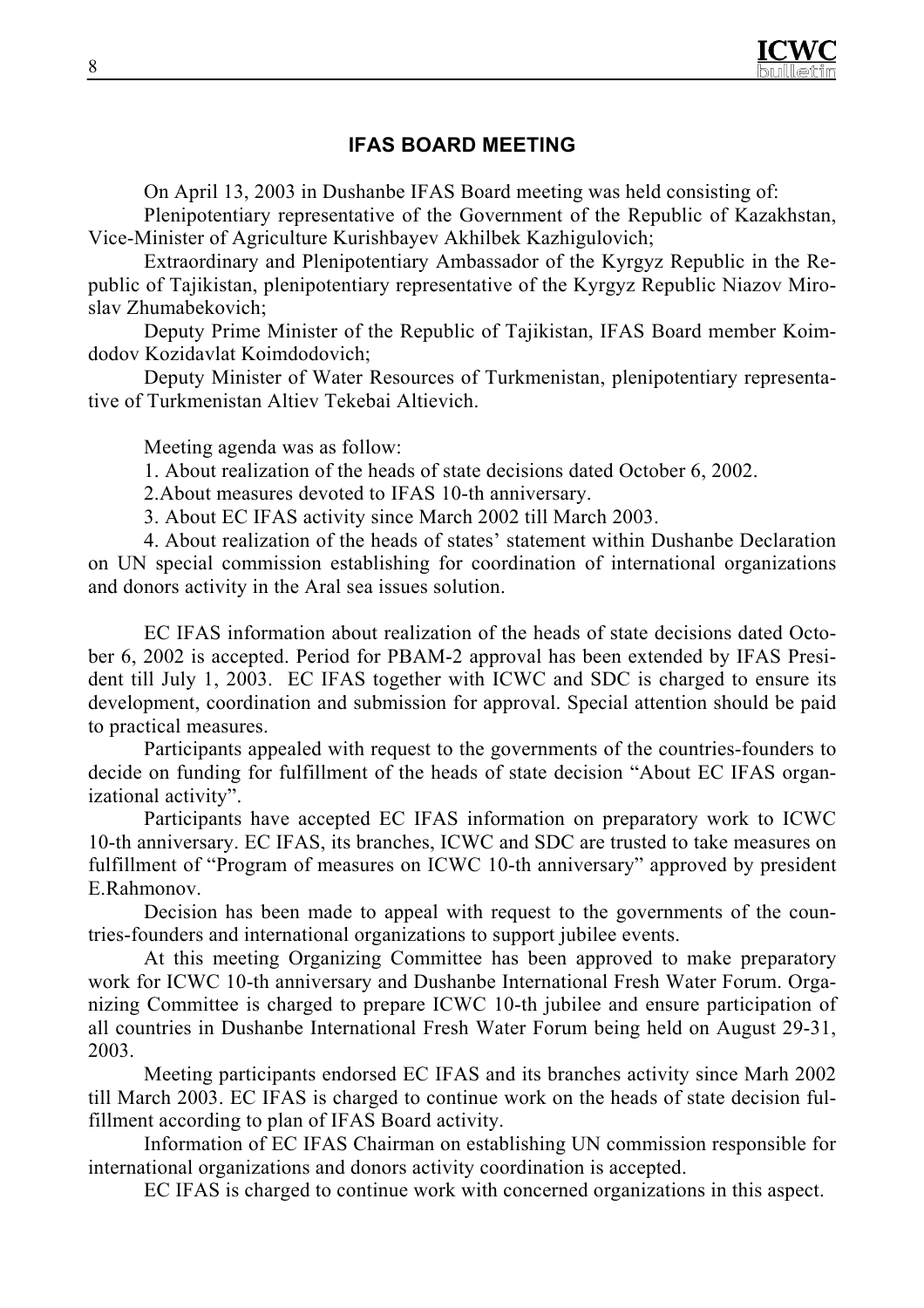## IFAS BOARD MEETING

On April 13, 2003 in Dushanbe IFAS Board meeting was held consisting of:

Plenipotentiary representative of the Government of the Republic of Kazakhstan, Vice-Minister of Agriculture Kurishbayev Akhilbek Kazhigulovich;

Extraordinary and Plenipotentiary Ambassador of the Kyrgyz Republic in the Republic of Tajikistan, plenipotentiary representative of the Kyrgyz Republic Niazov Miroslav Zhumabekovich;

Deputy Prime Minister of the Republic of Tajikistan, IFAS Board member Koimdodov Kozidavlat Koimdodovich;

Deputy Minister of Water Resources of Turkmenistan, plenipotentiary representative of Turkmenistan Altiev Tekebai Altievich.

Meeting agenda was as follow:

1. About realization of the heads of state decisions dated October 6, 2002.
2. About measures devoted to IFAS 10-th anniversary.
3. About EC IFAS activity since March 2002 till March 2003.
4. About realization of the heads of states' statement within Dushanbe Declaration on UN special commission establishing for coordination of international organizations and donors activity in the Aral sea issues solution.

EC IFAS information about realization of the heads of state decisions dated October 6, 2002 is accepted. Period for PBAM-2 approval has been extended by IFAS President till July 1, 2003. EC IFAS together with ICWC and SDC is charged to ensure its development, coordination and submission for approval. Special attention should be paid to practical measures.

Participants appealed with request to the governments of the countries-founders to decide on funding for fulfillment of the heads of state decision "About EC IFAS organizational activity".

Participants have accepted EC IFAS information on preparatory work to ICWC 10-th anniversary. EC IFAS, its branches, ICWC and SDC are trusted to take measures on fulfillment of "Program of measures on ICWC 10-th anniversary" approved by president E.Rahmonov.

Decision has been made to appeal with request to the governments of the countries-founders and international organizations to support jubilee events.

At this meeting Organizing Committee has been approved to make preparatory work for ICWC 10-th anniversary and Dushanbe International Fresh Water Forum. Organizing Committee is charged to prepare ICWC 10-th jubilee and ensure participation of all countries in Dushanbe International Fresh Water Forum being held on August 29-31, 2003.

Meeting participants endorsed EC IFAS and its branches activity since Marh 2002 till March 2003. EC IFAS is charged to continue work on the heads of state decision fulfillment according to plan of IFAS Board activity.

Information of EC IFAS Chairman on establishing UN commission responsible for international organizations and donors activity coordination is accepted.

EC IFAS is charged to continue work with concerned organizations in this aspect.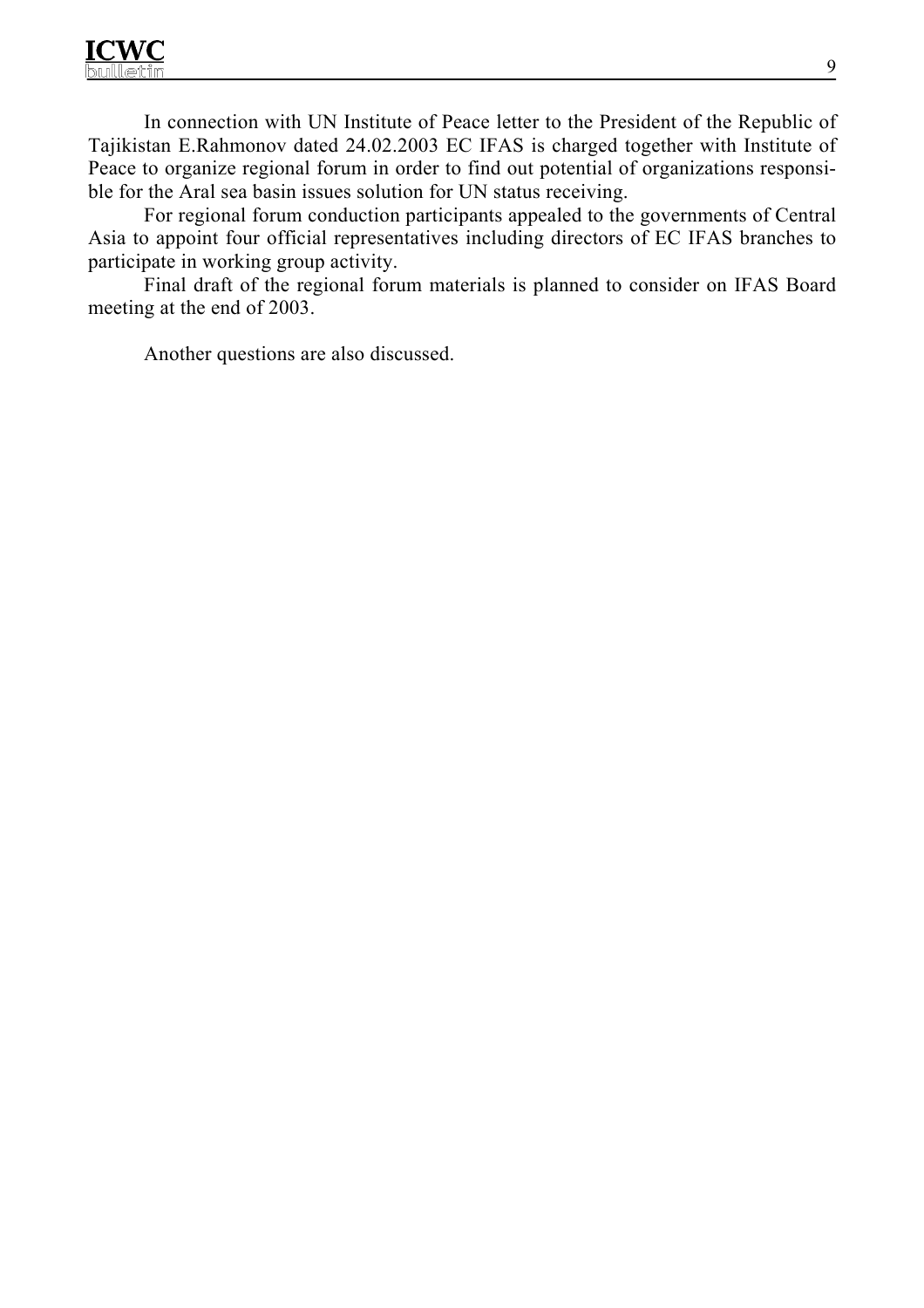In connection with UN Institute of Peace letter to the President of the Republic of Tajikistan E.Rahmonov dated 24.02.2003 EC IFAS is charged together with Institute of Peace to organize regional forum in order to find out potential of organizations responsible for the Aral sea basin issues solution for UN status receiving.

For regional forum conduction participants appealed to the governments of Central Asia to appoint four official representatives including directors of EC IFAS branches to participate in working group activity.

Final draft of the regional forum materials is planned to consider on IFAS Board meeting at the end of 2003.

Another questions are also discussed.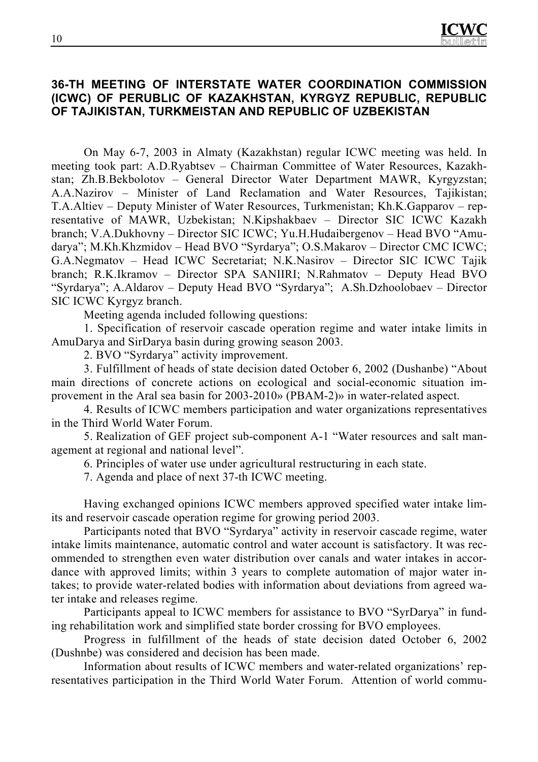## 36-TH MEETING OF INTERSTATE WATER COORDINATION COMMISSION (ICWC) OF PERUBLIC OF KAZAKHSTAN, KYRGYZ REPUBLIC, REPUBLIC OF TAJIKISTAN, TURKMEISTAN AND REPUBLIC OF UZBEKISTAN

On May 6-7, 2003 in Almaty (Kazakhstan) regular ICWC meeting was held. In meeting took part: A.D.Ryabtsev – Chairman Committee of Water Resources, Kazakhstan; Zh.B.Bekbolotov – General Director Water Department MAWR, Kyrgyzstan; A.A.Nazirov – Minister of Land Reclamation and Water Resources, Tajikistan; T.A.Altiev – Deputy Minister of Water Resources, Turkmenistan; Kh.K.Gapparov – representative of MAWR, Uzbekistan; N.Kipshakbaev – Director SIC ICWC Kazakh branch; V.A.Dukhovny – Director SIC ICWC; Yu.H.Hudaibergenov – Head BVO "Amudarya"; M.Kh.Khzmidov – Head BVO "Syrdarya"; O.S.Makarov – Director CMC ICWC; G.A.Negmatov – Head ICWC Secretariat; N.K.Nasirov – Director SIC ICWC Tajik branch; R.K.Ikramov – Director SPA SANIIRI; N.Rahmatov – Deputy Head BVO "Syrdarya"; A.Aldarov – Deputy Head BVO "Syrdarya"; A.Sh.Dzhoolobaev – Director SIC ICWC Kyrgyz branch.

Meeting agenda included following questions:

1. Specification of reservoir cascade operation regime and water intake limits in AmuDarya and SirDarya basin during growing season 2003.

2. BVO "Syrdarya" activity improvement.

3. Fulfillment of heads of state decision dated October 6, 2002 (Dushanbe) "About main directions of concrete actions on ecological and social-economic situation improvement in the Aral sea basin for 2003-2010» (PBAM-2)» in water-related aspect.

4. Results of ICWC members participation and water organizations representatives in the Third World Water Forum.

5. Realization of GEF project sub-component A-1 "Water resources and salt management at regional and national level".

6. Principles of water use under agricultural restructuring in each state.

7. Agenda and place of next 37-th ICWC meeting.

Having exchanged opinions ICWC members approved specified water intake limits and reservoir cascade operation regime for growing period 2003.

Participants noted that BVO "Syrdarya" activity in reservoir cascade regime, water intake limits maintenance, automatic control and water account is satisfactory. It was recommended to strengthen even water distribution over canals and water intakes in accordance with approved limits; within 3 years to complete automation of major water intakes; to provide water-related bodies with information about deviations from agreed water intake and releases regime.

Participants appeal to ICWC members for assistance to BVO "SyrDarya" in funding rehabilitation work and simplified state border crossing for BVO employees.

Progress in fulfillment of the heads of state decision dated October 6, 2002 (Dushnbe) was considered and decision has been made.

Information about results of ICWC members and water-related organizations' representatives participation in the Third World Water Forum. Attention of world commu-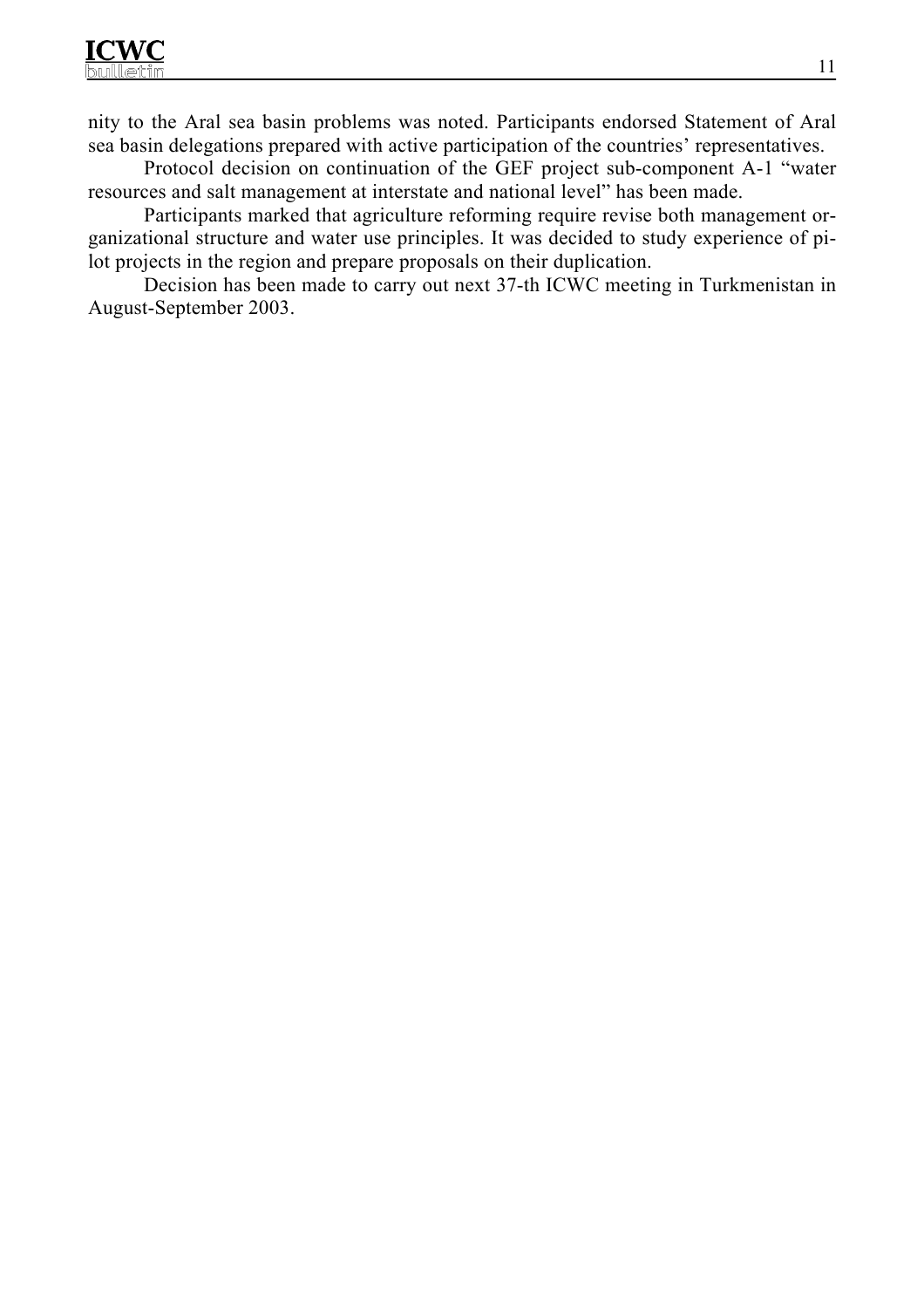nity to the Aral sea basin problems was noted. Participants endorsed Statement of Aral sea basin delegations prepared with active participation of the countries' representatives.

Protocol decision on continuation of the GEF project sub-component A-1 "water resources and salt management at interstate and national level" has been made.

Participants marked that agriculture reforming require revise both management organizational structure and water use principles. It was decided to study experience of pilot projects in the region and prepare proposals on their duplication.

Decision has been made to carry out next 37-th ICWC meeting in Turkmenistan in August-September 2003.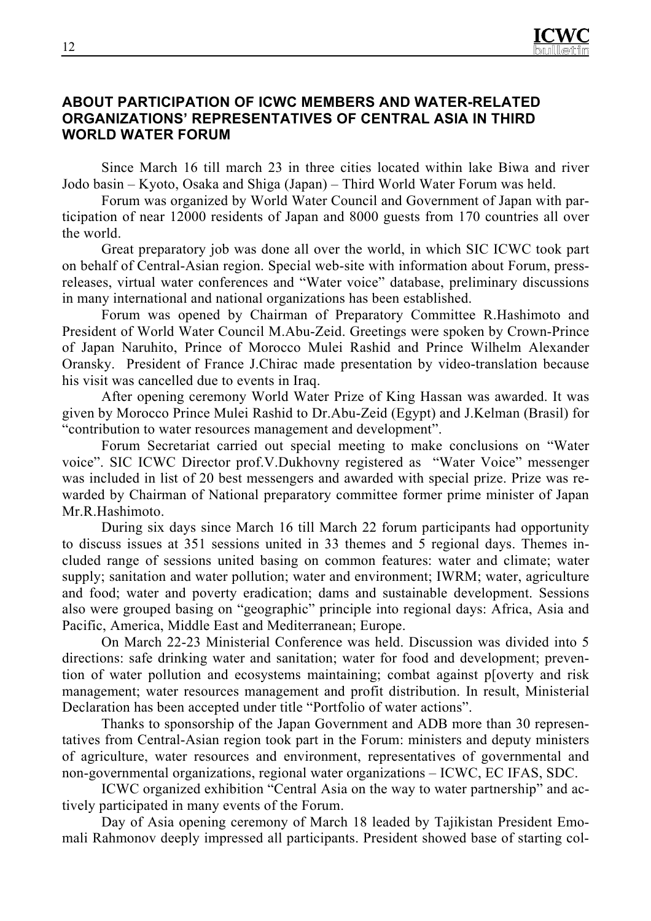## ABOUT PARTICIPATION OF ICWC MEMBERS AND WATER-RELATED ORGANIZATIONS' REPRESENTATIVES OF CENTRAL ASIA IN THIRD WORLD WATER FORUM

Since March 16 till march 23 in three cities located within lake Biwa and river Jodo basin – Kyoto, Osaka and Shiga (Japan) – Third World Water Forum was held.

Forum was organized by World Water Council and Government of Japan with participation of near 12000 residents of Japan and 8000 guests from 170 countries all over the world.

Great preparatory job was done all over the world, in which SIC ICWC took part on behalf of Central-Asian region. Special web-site with information about Forum, press-releases, virtual water conferences and "Water voice" database, preliminary discussions in many international and national organizations has been established.

Forum was opened by Chairman of Preparatory Committee R.Hashimoto and President of World Water Council M.Abu-Zeid. Greetings were spoken by Crown-Prince of Japan Naruhito, Prince of Morocco Mulei Rashid and Prince Wilhelm Alexander Oransky. President of France J.Chirac made presentation by video-translation because his visit was cancelled due to events in Iraq.

After opening ceremony World Water Prize of King Hassan was awarded. It was given by Morocco Prince Mulei Rashid to Dr.Abu-Zeid (Egypt) and J.Kelman (Brasil) for "contribution to water resources management and development".

Forum Secretariat carried out special meeting to make conclusions on "Water voice". SIC ICWC Director prof.V.Dukhovny registered as "Water Voice" messenger was included in list of 20 best messengers and awarded with special prize. Prize was rewarded by Chairman of National preparatory committee former prime minister of Japan Mr.R.Hashimoto.

During six days since March 16 till March 22 forum participants had opportunity to discuss issues at 351 sessions united in 33 themes and 5 regional days. Themes included range of sessions united basing on common features: water and climate; water supply; sanitation and water pollution; water and environment; IWRM; water, agriculture and food; water and poverty eradication; dams and sustainable development. Sessions also were grouped basing on "geographic" principle into regional days: Africa, Asia and Pacific, America, Middle East and Mediterranean; Europe.

On March 22-23 Ministerial Conference was held. Discussion was divided into 5 directions: safe drinking water and sanitation; water for food and development; prevention of water pollution and ecosystems maintaining; combat against p[overty and risk management; water resources management and profit distribution. In result, Ministerial Declaration has been accepted under title "Portfolio of water actions".

Thanks to sponsorship of the Japan Government and ADB more than 30 representatives from Central-Asian region took part in the Forum: ministers and deputy ministers of agriculture, water resources and environment, representatives of governmental and non-governmental organizations, regional water organizations – ICWC, EC IFAS, SDC.

ICWC organized exhibition "Central Asia on the way to water partnership" and actively participated in many events of the Forum.

Day of Asia opening ceremony of March 18 leaded by Tajikistan President Emomali Rahmonov deeply impressed all participants. President showed base of starting col-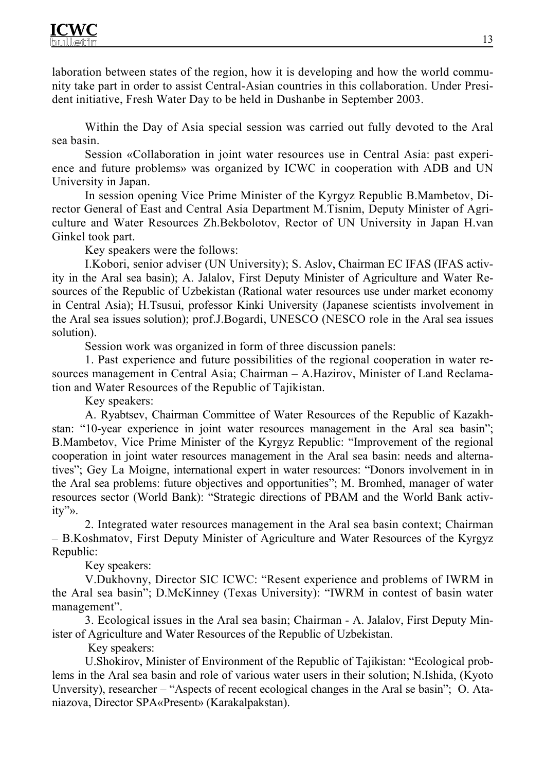laboration between states of the region, how it is developing and how the world community take part in order to assist Central-Asian countries in this collaboration. Under President initiative, Fresh Water Day to be held in Dushanbe in September 2003.

Within the Day of Asia special session was carried out fully devoted to the Aral sea basin.

Session «Collaboration in joint water resources use in Central Asia: past experience and future problems» was organized by ICWC in cooperation with ADB and UN University in Japan.

In session opening Vice Prime Minister of the Kyrgyz Republic B.Mambetov, Director General of East and Central Asia Department M.Tisnim, Deputy Minister of Agriculture and Water Resources Zh.Bekbolotov, Rector of UN University in Japan H.van Ginkel took part.

Key speakers were the follows:

I.Kobori, senior adviser (UN University); S. Aslov, Chairman EC IFAS (IFAS activity in the Aral sea basin); A. Jalalov, First Deputy Minister of Agriculture and Water Resources of the Republic of Uzbekistan (Rational water resources use under market economy in Central Asia); H.Tsusui, professor Kinki University (Japanese scientists involvement in the Aral sea issues solution); prof.J.Bogardi, UNESCO (NESCO role in the Aral sea issues solution).

Session work was organized in form of three discussion panels:

1. Past experience and future possibilities of the regional cooperation in water resources management in Central Asia; Chairman – A.Hazirov, Minister of Land Reclamation and Water Resources of the Republic of Tajikistan.

Key speakers:

A. Ryabtsev, Chairman Committee of Water Resources of the Republic of Kazakhstan: "10-year experience in joint water resources management in the Aral sea basin"; B.Mambetov, Vice Prime Minister of the Kyrgyz Republic: "Improvement of the regional cooperation in joint water resources management in the Aral sea basin: needs and alternatives"; Gey La Moigne, international expert in water resources: "Donors involvement in in the Aral sea problems: future objectives and opportunities"; M. Bromhed, manager of water resources sector (World Bank): "Strategic directions of PBAM and the World Bank activity"».

2. Integrated water resources management in the Aral sea basin context; Chairman – B.Koshmatov, First Deputy Minister of Agriculture and Water Resources of the Kyrgyz Republic:

Key speakers:

V.Dukhovny, Director SIC ICWC: "Resent experience and problems of IWRM in the Aral sea basin"; D.McKinney (Texas University): "IWRM in contest of basin water management".

3. Ecological issues in the Aral sea basin; Chairman - A. Jalalov, First Deputy Minister of Agriculture and Water Resources of the Republic of Uzbekistan.

Key speakers:

U.Shokirov, Minister of Environment of the Republic of Tajikistan: "Ecological problems in the Aral sea basin and role of various water users in their solution; N.Ishida, (Kyoto Unversity), researcher – "Aspects of recent ecological changes in the Aral se basin"; O. Ataniazova, Director SPA«Present» (Karakalpakstan).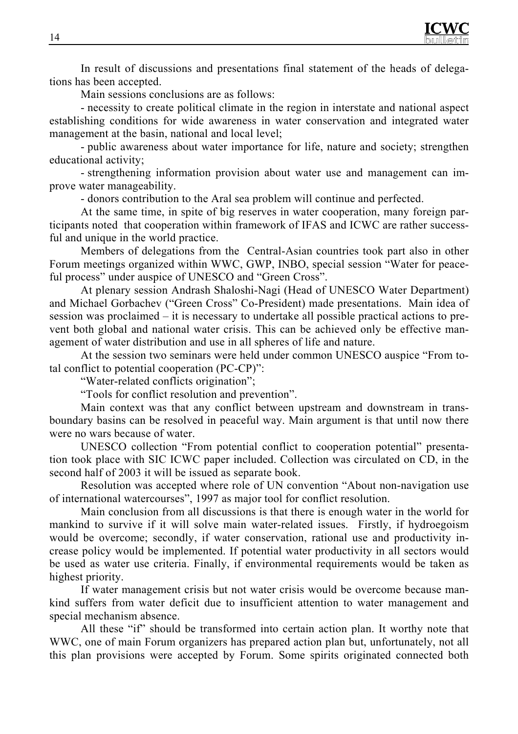In result of discussions and presentations final statement of the heads of delegations has been accepted.

Main sessions conclusions are as follows:

- necessity to create political climate in the region in interstate and national aspect establishing conditions for wide awareness in water conservation and integrated water management at the basin, national and local level;

- public awareness about water importance for life, nature and society; strengthen educational activity;

- strengthening information provision about water use and management can improve water manageability.

- donors contribution to the Aral sea problem will continue and perfected.

At the same time, in spite of big reserves in water cooperation, many foreign participants noted that cooperation within framework of IFAS and ICWC are rather successful and unique in the world practice.

Members of delegations from the Central-Asian countries took part also in other Forum meetings organized within WWC, GWP, INBO, special session "Water for peaceful process" under auspice of UNESCO and "Green Cross".

At plenary session Andrash Shaloshi-Nagi (Head of UNESCO Water Department) and Michael Gorbachev ("Green Cross" Co-President) made presentations. Main idea of session was proclaimed – it is necessary to undertake all possible practical actions to prevent both global and national water crisis. This can be achieved only be effective management of water distribution and use in all spheres of life and nature.

At the session two seminars were held under common UNESCO auspice "From total conflict to potential cooperation (PC-CP)":

"Water-related conflicts origination";

"Tools for conflict resolution and prevention".

Main context was that any conflict between upstream and downstream in transboundary basins can be resolved in peaceful way. Main argument is that until now there were no wars because of water.

UNESCO collection "From potential conflict to cooperation potential" presentation took place with SIC ICWC paper included. Collection was circulated on CD, in the second half of 2003 it will be issued as separate book.

Resolution was accepted where role of UN convention "About non-navigation use of international watercourses", 1997 as major tool for conflict resolution.

Main conclusion from all discussions is that there is enough water in the world for mankind to survive if it will solve main water-related issues. Firstly, if hydroegoism would be overcome; secondly, if water conservation, rational use and productivity increase policy would be implemented. If potential water productivity in all sectors would be used as water use criteria. Finally, if environmental requirements would be taken as highest priority.

If water management crisis but not water crisis would be overcome because mankind suffers from water deficit due to insufficient attention to water management and special mechanism absence.

All these "if" should be transformed into certain action plan. It worthy note that WWC, one of main Forum organizers has prepared action plan but, unfortunately, not all this plan provisions were accepted by Forum. Some spirits originated connected both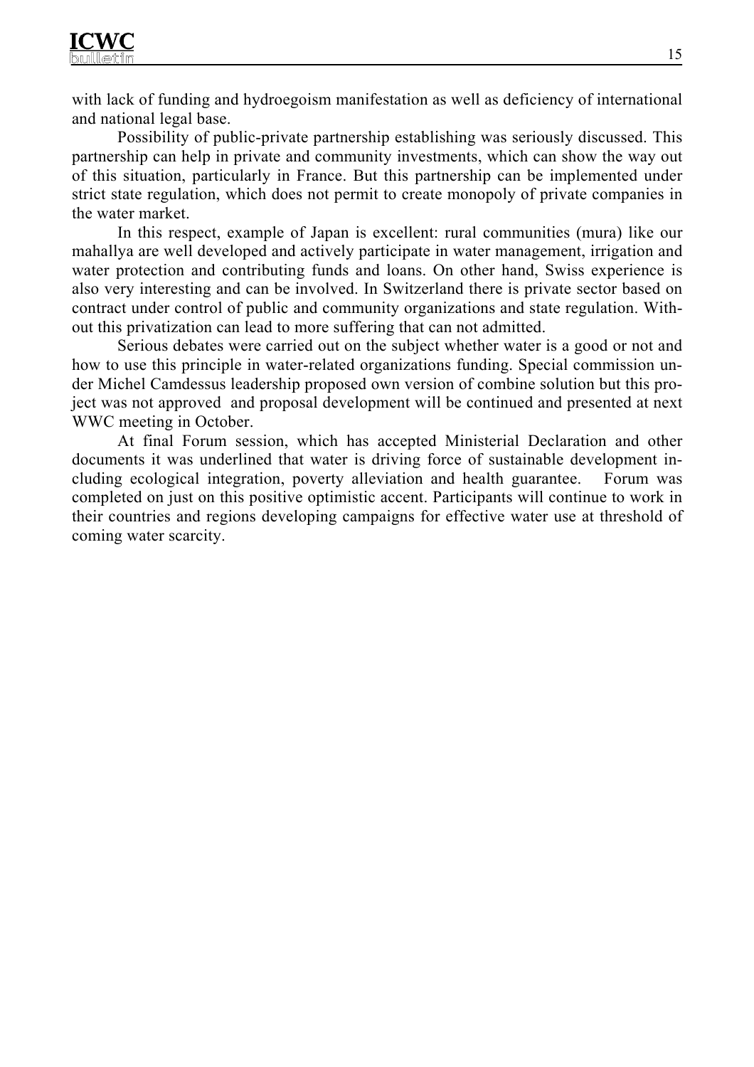with lack of funding and hydroegoism manifestation as well as deficiency of international and national legal base.

Possibility of public-private partnership establishing was seriously discussed. This partnership can help in private and community investments, which can show the way out of this situation, particularly in France. But this partnership can be implemented under strict state regulation, which does not permit to create monopoly of private companies in the water market.

In this respect, example of Japan is excellent: rural communities (mura) like our mahallya are well developed and actively participate in water management, irrigation and water protection and contributing funds and loans. On other hand, Swiss experience is also very interesting and can be involved. In Switzerland there is private sector based on contract under control of public and community organizations and state regulation. Without this privatization can lead to more suffering that can not admitted.

Serious debates were carried out on the subject whether water is a good or not and how to use this principle in water-related organizations funding. Special commission under Michel Camdessus leadership proposed own version of combine solution but this project was not approved and proposal development will be continued and presented at next WWC meeting in October.

At final Forum session, which has accepted Ministerial Declaration and other documents it was underlined that water is driving force of sustainable development including ecological integration, poverty alleviation and health guarantee. Forum was completed on just on this positive optimistic accent. Participants will continue to work in their countries and regions developing campaigns for effective water use at threshold of coming water scarcity.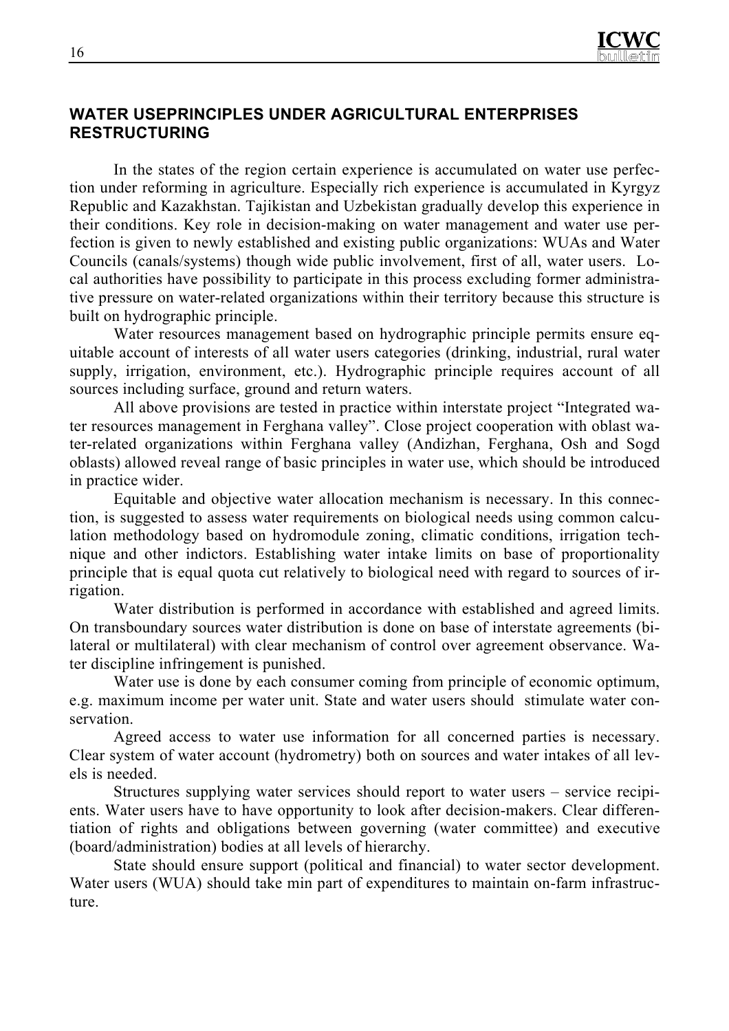## WATER USEPRINCIPLES UNDER AGRICULTURAL ENTERPRISES RESTRUCTURING

In the states of the region certain experience is accumulated on water use perfection under reforming in agriculture. Especially rich experience is accumulated in Kyrgyz Republic and Kazakhstan. Tajikistan and Uzbekistan gradually develop this experience in their conditions. Key role in decision-making on water management and water use perfection is given to newly established and existing public organizations: WUAs and Water Councils (canals/systems) though wide public involvement, first of all, water users. Local authorities have possibility to participate in this process excluding former administrative pressure on water-related organizations within their territory because this structure is built on hydrographic principle.

Water resources management based on hydrographic principle permits ensure equitable account of interests of all water users categories (drinking, industrial, rural water supply, irrigation, environment, etc.). Hydrographic principle requires account of all sources including surface, ground and return waters.

All above provisions are tested in practice within interstate project "Integrated water resources management in Ferghana valley". Close project cooperation with oblast water-related organizations within Ferghana valley (Andizhan, Ferghana, Osh and Sogd oblasts) allowed reveal range of basic principles in water use, which should be introduced in practice wider.

Equitable and objective water allocation mechanism is necessary. In this connection, is suggested to assess water requirements on biological needs using common calculation methodology based on hydromodule zoning, climatic conditions, irrigation technique and other indictors. Establishing water intake limits on base of proportionality principle that is equal quota cut relatively to biological need with regard to sources of irrigation.

Water distribution is performed in accordance with established and agreed limits. On transboundary sources water distribution is done on base of interstate agreements (bilateral or multilateral) with clear mechanism of control over agreement observance. Water discipline infringement is punished.

Water use is done by each consumer coming from principle of economic optimum, e.g. maximum income per water unit. State and water users should stimulate water conservation.

Agreed access to water use information for all concerned parties is necessary. Clear system of water account (hydrometry) both on sources and water intakes of all levels is needed.

Structures supplying water services should report to water users – service recipients. Water users have to have opportunity to look after decision-makers. Clear differentiation of rights and obligations between governing (water committee) and executive (board/administration) bodies at all levels of hierarchy.

State should ensure support (political and financial) to water sector development. Water users (WUA) should take min part of expenditures to maintain on-farm infrastructure.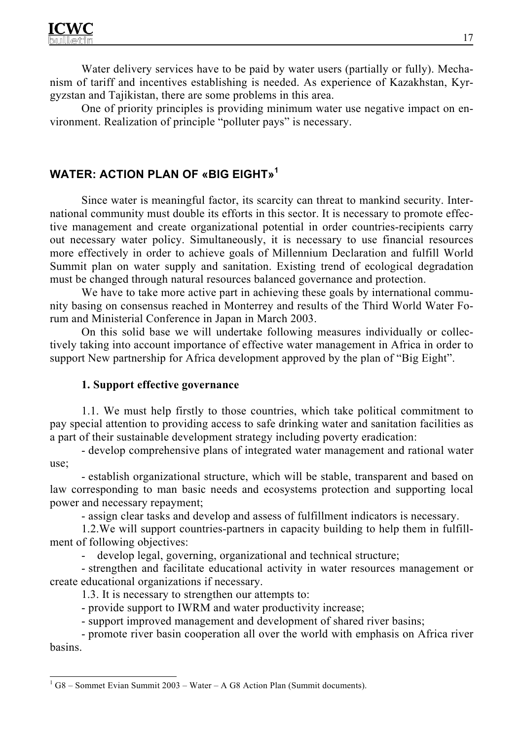Water delivery services have to be paid by water users (partially or fully). Mechanism of tariff and incentives establishing is needed. As experience of Kazakhstan, Kyrgyzstan and Tajikistan, there are some problems in this area.

One of priority principles is providing minimum water use negative impact on environment. Realization of principle "polluter pays" is necessary.

## WATER: ACTION PLAN OF «BIG EIGHT»[1]

Since water is meaningful factor, its scarcity can threat to mankind security. International community must double its efforts in this sector. It is necessary to promote effective management and create organizational potential in order countries-recipients carry out necessary water policy. Simultaneously, it is necessary to use financial resources more effectively in order to achieve goals of Millennium Declaration and fulfill World Summit plan on water supply and sanitation. Existing trend of ecological degradation must be changed through natural resources balanced governance and protection.

We have to take more active part in achieving these goals by international community basing on consensus reached in Monterrey and results of the Third World Water Forum and Ministerial Conference in Japan in March 2003.

On this solid base we will undertake following measures individually or collectively taking into account importance of effective water management in Africa in order to support New partnership for Africa development approved by the plan of "Big Eight".

### 1. Support effective governance

1.1. We must help firstly to those countries, which take political commitment to pay special attention to providing access to safe drinking water and sanitation facilities as a part of their sustainable development strategy including poverty eradication:

- develop comprehensive plans of integrated water management and rational water use;
- establish organizational structure, which will be stable, transparent and based on law corresponding to man basic needs and ecosystems protection and supporting local power and necessary repayment;
- assign clear tasks and develop and assess of fulfillment indicators is necessary.

1.2.We will support countries-partners in capacity building to help them in fulfillment of following objectives:

- develop legal, governing, organizational and technical structure;
- strengthen and facilitate educational activity in water resources management or create educational organizations if necessary.

1.3. It is necessary to strengthen our attempts to:

- provide support to IWRM and water productivity increase;
- support improved management and development of shared river basins;
- promote river basin cooperation all over the world with emphasis on Africa river basins.

---

[1] G8 – Sommet Evian Summit 2003 – Water – A G8 Action Plan (Summit documents).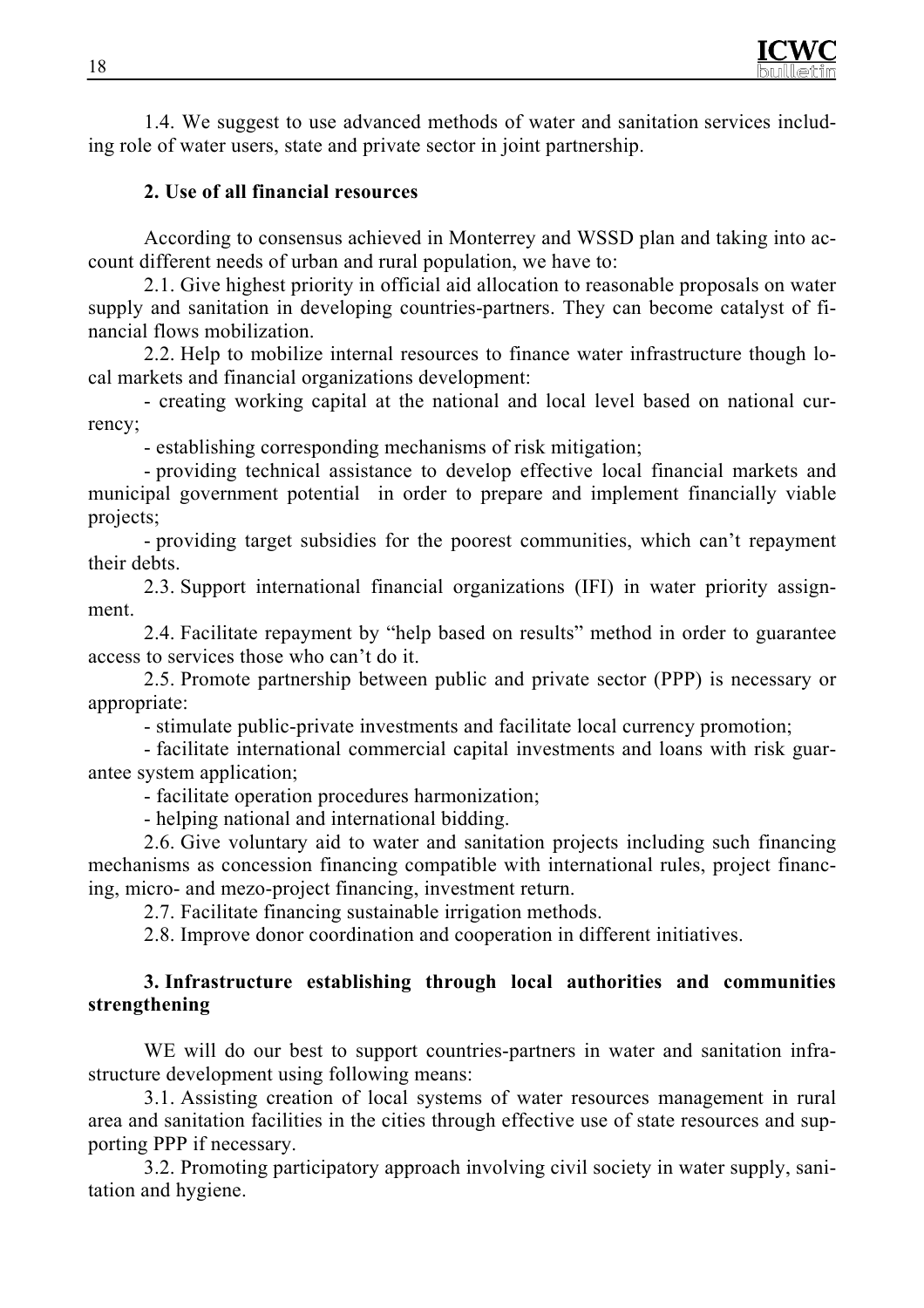1.4. We suggest to use advanced methods of water and sanitation services including role of water users, state and private sector in joint partnership.

**2. Use of all financial resources**

According to consensus achieved in Monterrey and WSSD plan and taking into account different needs of urban and rural population, we have to:

2.1. Give highest priority in official aid allocation to reasonable proposals on water supply and sanitation in developing countries-partners. They can become catalyst of financial flows mobilization.

2.2. Help to mobilize internal resources to finance water infrastructure though local markets and financial organizations development:

- creating working capital at the national and local level based on national currency;
- establishing corresponding mechanisms of risk mitigation;
- providing technical assistance to develop effective local financial markets and municipal government potential in order to prepare and implement financially viable projects;
- providing target subsidies for the poorest communities, which can't repayment their debts.

2.3. Support international financial organizations (IFI) in water priority assignment.

2.4. Facilitate repayment by "help based on results" method in order to guarantee access to services those who can't do it.

2.5. Promote partnership between public and private sector (PPP) is necessary or appropriate:

- stimulate public-private investments and facilitate local currency promotion;
- facilitate international commercial capital investments and loans with risk guarantee system application;
- facilitate operation procedures harmonization;
- helping national and international bidding.

2.6. Give voluntary aid to water and sanitation projects including such financing mechanisms as concession financing compatible with international rules, project financing, micro- and mezo-project financing, investment return.

2.7. Facilitate financing sustainable irrigation methods.

2.8. Improve donor coordination and cooperation in different initiatives.

**3. Infrastructure establishing through local authorities and communities strengthening**

WE will do our best to support countries-partners in water and sanitation infrastructure development using following means:

3.1. Assisting creation of local systems of water resources management in rural area and sanitation facilities in the cities through effective use of state resources and supporting PPP if necessary.

3.2. Promoting participatory approach involving civil society in water supply, sanitation and hygiene.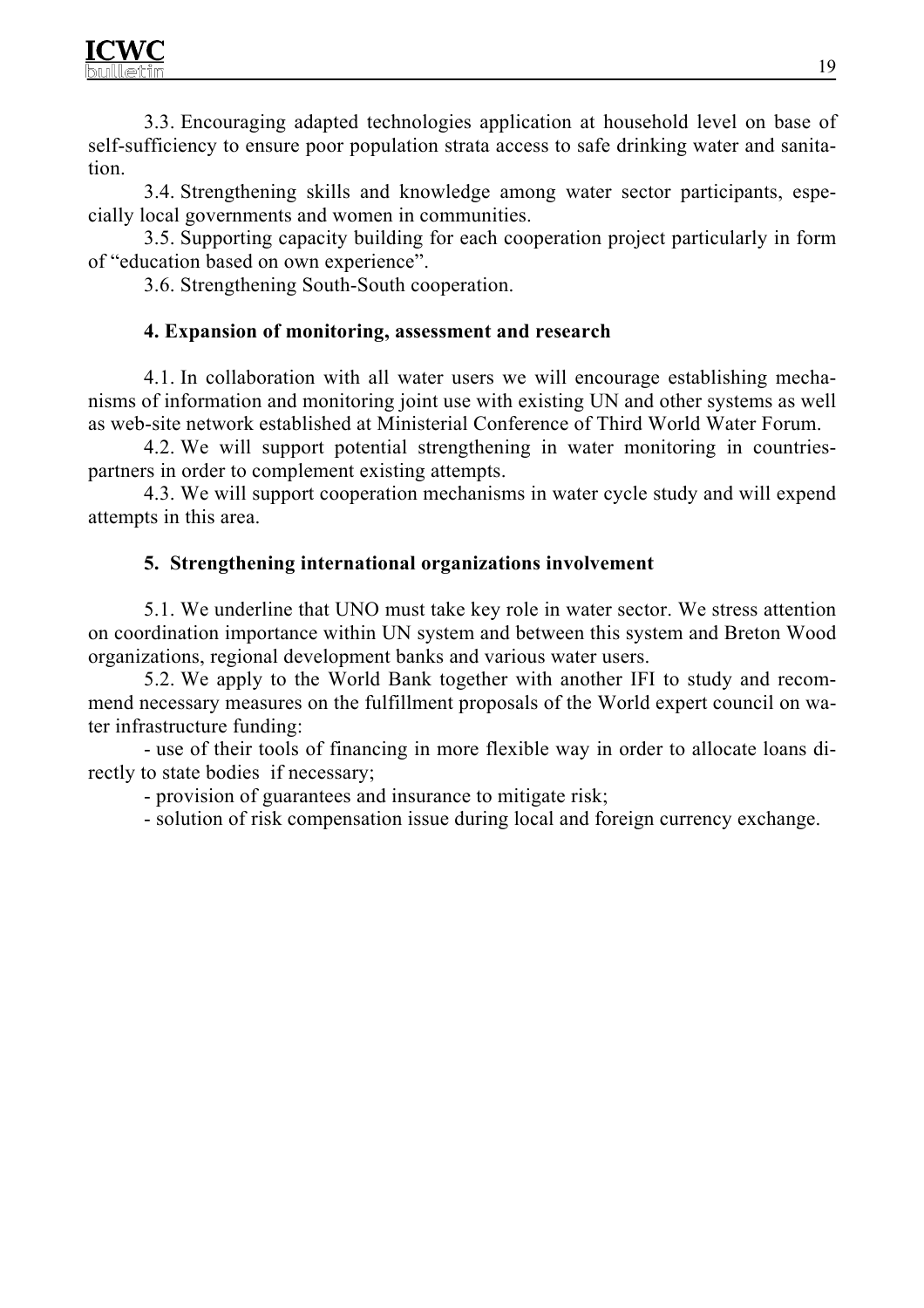3.3. Encouraging adapted technologies application at household level on base of self-sufficiency to ensure poor population strata access to safe drinking water and sanitation.

3.4. Strengthening skills and knowledge among water sector participants, especially local governments and women in communities.

3.5. Supporting capacity building for each cooperation project particularly in form of "education based on own experience".

3.6. Strengthening South-South cooperation.

**4. Expansion of monitoring, assessment and research**

4.1. In collaboration with all water users we will encourage establishing mechanisms of information and monitoring joint use with existing UN and other systems as well as web-site network established at Ministerial Conference of Third World Water Forum.

4.2. We will support potential strengthening in water monitoring in countries-partners in order to complement existing attempts.

4.3. We will support cooperation mechanisms in water cycle study and will expend attempts in this area.

**5. Strengthening international organizations involvement**

5.1. We underline that UNO must take key role in water sector. We stress attention on coordination importance within UN system and between this system and Breton Wood organizations, regional development banks and various water users.

5.2. We apply to the World Bank together with another IFI to study and recommend necessary measures on the fulfillment proposals of the World expert council on water infrastructure funding:

- use of their tools of financing in more flexible way in order to allocate loans directly to state bodies if necessary;
- provision of guarantees and insurance to mitigate risk;
- solution of risk compensation issue during local and foreign currency exchange.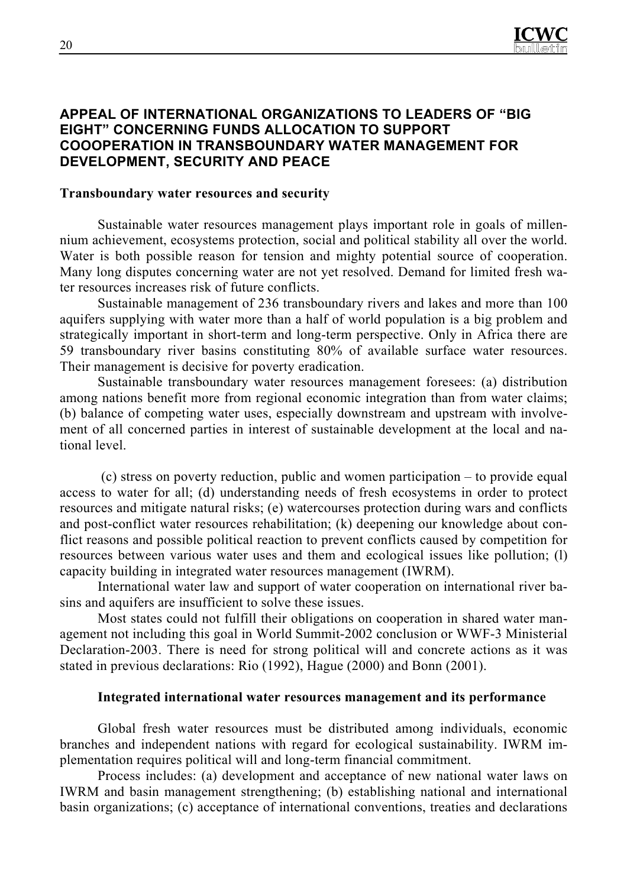## APPEAL OF INTERNATIONAL ORGANIZATIONS TO LEADERS OF "BIG EIGHT" CONCERNING FUNDS ALLOCATION TO SUPPORT COOOPERATION IN TRANSBOUNDARY WATER MANAGEMENT FOR DEVELOPMENT, SECURITY AND PEACE

### Transboundary water resources and security

Sustainable water resources management plays important role in goals of millennium achievement, ecosystems protection, social and political stability all over the world. Water is both possible reason for tension and mighty potential source of cooperation. Many long disputes concerning water are not yet resolved. Demand for limited fresh water resources increases risk of future conflicts.

Sustainable management of 236 transboundary rivers and lakes and more than 100 aquifers supplying with water more than a half of world population is a big problem and strategically important in short-term and long-term perspective. Only in Africa there are 59 transboundary river basins constituting 80% of available surface water resources. Their management is decisive for poverty eradication.

Sustainable transboundary water resources management foresees: (a) distribution among nations benefit more from regional economic integration than from water claims; (b) balance of competing water uses, especially downstream and upstream with involvement of all concerned parties in interest of sustainable development at the local and national level.

(c) stress on poverty reduction, public and women participation – to provide equal access to water for all; (d) understanding needs of fresh ecosystems in order to protect resources and mitigate natural risks; (e) watercourses protection during wars and conflicts and post-conflict water resources rehabilitation; (k) deepening our knowledge about conflict reasons and possible political reaction to prevent conflicts caused by competition for resources between various water uses and them and ecological issues like pollution; (l) capacity building in integrated water resources management (IWRM).

International water law and support of water cooperation on international river basins and aquifers are insufficient to solve these issues.

Most states could not fulfill their obligations on cooperation in shared water management not including this goal in World Summit-2002 conclusion or WWF-3 Ministerial Declaration-2003. There is need for strong political will and concrete actions as it was stated in previous declarations: Rio (1992), Hague (2000) and Bonn (2001).

### Integrated international water resources management and its performance

Global fresh water resources must be distributed among individuals, economic branches and independent nations with regard for ecological sustainability. IWRM implementation requires political will and long-term financial commitment.

Process includes: (a) development and acceptance of new national water laws on IWRM and basin management strengthening; (b) establishing national and international basin organizations; (c) acceptance of international conventions, treaties and declarations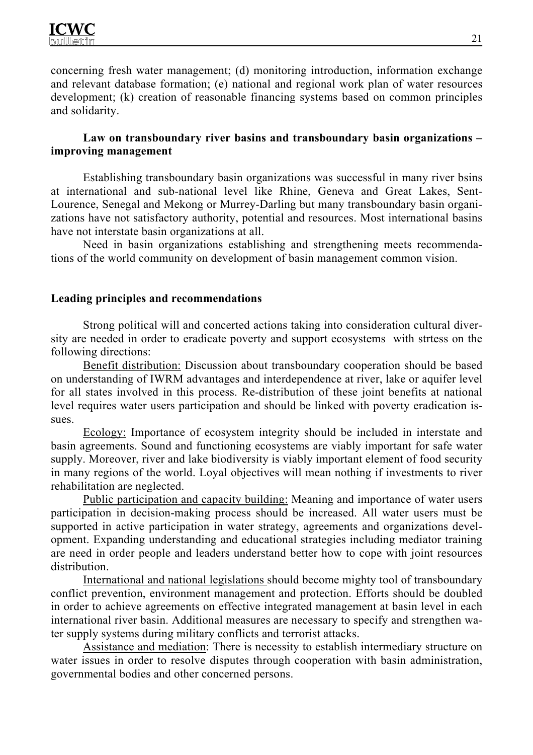concerning fresh water management; (d) monitoring introduction, information exchange and relevant database formation; (e) national and regional work plan of water resources development; (k) creation of reasonable financing systems based on common principles and solidarity.

**Law on transboundary river basins and transboundary basin organizations – improving management**

Establishing transboundary basin organizations was successful in many river bsins at international and sub-national level like Rhine, Geneva and Great Lakes, Sent-Lourence, Senegal and Mekong or Murrey-Darling but many transboundary basin organizations have not satisfactory authority, potential and resources. Most international basins have not interstate basin organizations at all.

Need in basin organizations establishing and strengthening meets recommendations of the world community on development of basin management common vision.

**Leading principles and recommendations**

Strong political will and concerted actions taking into consideration cultural diversity are needed in order to eradicate poverty and support ecosystems with strtess on the following directions:

Benefit distribution: Discussion about transboundary cooperation should be based on understanding of IWRM advantages and interdependence at river, lake or aquifer level for all states involved in this process. Re-distribution of these joint benefits at national level requires water users participation and should be linked with poverty eradication issues.

Ecology: Importance of ecosystem integrity should be included in interstate and basin agreements. Sound and functioning ecosystems are viably important for safe water supply. Moreover, river and lake biodiversity is viably important element of food security in many regions of the world. Loyal objectives will mean nothing if investments to river rehabilitation are neglected.

Public participation and capacity building: Meaning and importance of water users participation in decision-making process should be increased. All water users must be supported in active participation in water strategy, agreements and organizations development. Expanding understanding and educational strategies including mediator training are need in order people and leaders understand better how to cope with joint resources distribution.

International and national legislations should become mighty tool of transboundary conflict prevention, environment management and protection. Efforts should be doubled in order to achieve agreements on effective integrated management at basin level in each international river basin. Additional measures are necessary to specify and strengthen water supply systems during military conflicts and terrorist attacks.

Assistance and mediation: There is necessity to establish intermediary structure on water issues in order to resolve disputes through cooperation with basin administration, governmental bodies and other concerned persons.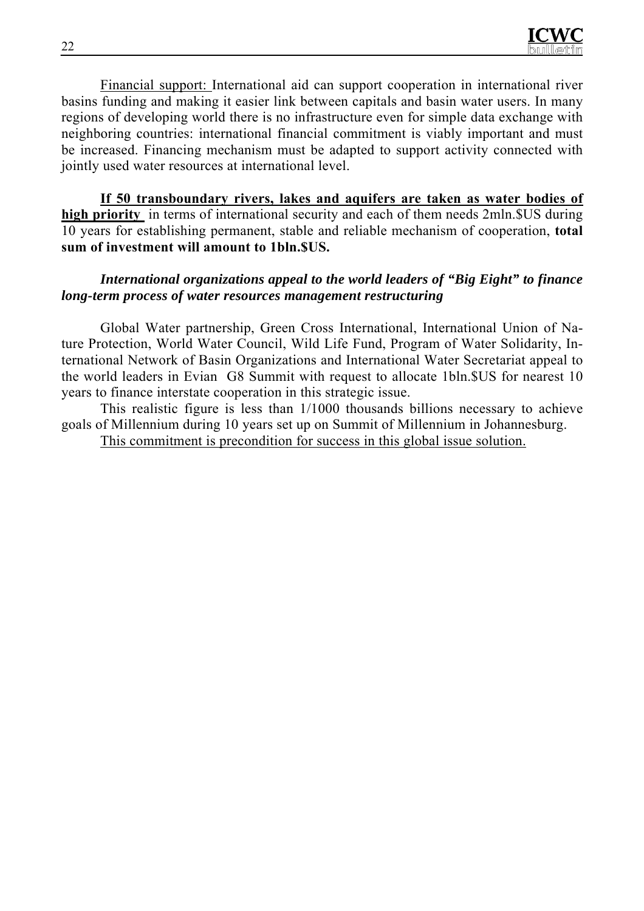Financial support: International aid can support cooperation in international river basins funding and making it easier link between capitals and basin water users. In many regions of developing world there is no infrastructure even for simple data exchange with neighboring countries: international financial commitment is viably important and must be increased. Financing mechanism must be adapted to support activity connected with jointly used water resources at international level.

**If 50 transboundary rivers, lakes and aquifers are taken as water bodies of high priority** in terms of international security and each of them needs 2mln.$US during 10 years for establishing permanent, stable and reliable mechanism of cooperation, **total sum of investment will amount to 1bln.$US.**

***International organizations appeal to the world leaders of "Big Eight" to finance long-term process of water resources management restructuring***

Global Water partnership, Green Cross International, International Union of Nature Protection, World Water Council, Wild Life Fund, Program of Water Solidarity, International Network of Basin Organizations and International Water Secretariat appeal to the world leaders in Evian G8 Summit with request to allocate 1bln.$US for nearest 10 years to finance interstate cooperation in this strategic issue.

This realistic figure is less than 1/1000 thousands billions necessary to achieve goals of Millennium during 10 years set up on Summit of Millennium in Johannesburg.

This commitment is precondition for success in this global issue solution.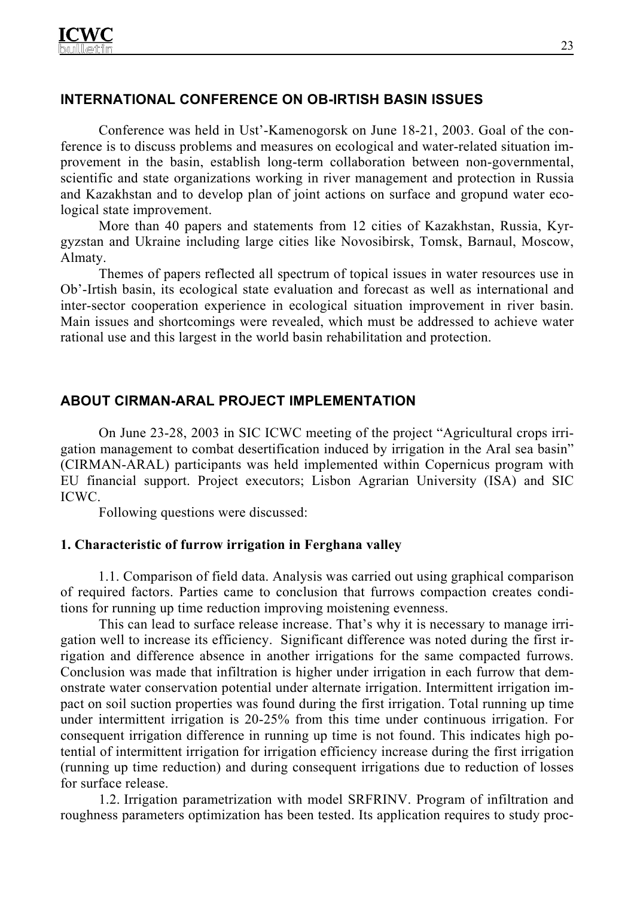## INTERNATIONAL CONFERENCE ON OB-IRTISH BASIN ISSUES

Conference was held in Ust'-Kamenogorsk on June 18-21, 2003. Goal of the conference is to discuss problems and measures on ecological and water-related situation improvement in the basin, establish long-term collaboration between non-governmental, scientific and state organizations working in river management and protection in Russia and Kazakhstan and to develop plan of joint actions on surface and gropund water ecological state improvement.

More than 40 papers and statements from 12 cities of Kazakhstan, Russia, Kyrgyzstan and Ukraine including large cities like Novosibirsk, Tomsk, Barnaul, Moscow, Almaty.

Themes of papers reflected all spectrum of topical issues in water resources use in Ob'-Irtish basin, its ecological state evaluation and forecast as well as international and inter-sector cooperation experience in ecological situation improvement in river basin. Main issues and shortcomings were revealed, which must be addressed to achieve water rational use and this largest in the world basin rehabilitation and protection.

## ABOUT CIRMAN-ARAL PROJECT IMPLEMENTATION

On June 23-28, 2003 in SIC ICWC meeting of the project "Agricultural crops irrigation management to combat desertification induced by irrigation in the Aral sea basin" (CIRMAN-ARAL) participants was held implemented within Copernicus program with EU financial support. Project executors; Lisbon Agrarian University (ISA) and SIC ICWC.

Following questions were discussed:

### 1. Characteristic of furrow irrigation in Ferghana valley

1.1. Comparison of field data. Analysis was carried out using graphical comparison of required factors. Parties came to conclusion that furrows compaction creates conditions for running up time reduction improving moistening evenness.

This can lead to surface release increase. That's why it is necessary to manage irrigation well to increase its efficiency. Significant difference was noted during the first irrigation and difference absence in another irrigations for the same compacted furrows. Conclusion was made that infiltration is higher under irrigation in each furrow that demonstrate water conservation potential under alternate irrigation. Intermittent irrigation impact on soil suction properties was found during the first irrigation. Total running up time under intermittent irrigation is 20-25% from this time under continuous irrigation. For consequent irrigation difference in running up time is not found. This indicates high potential of intermittent irrigation for irrigation efficiency increase during the first irrigation (running up time reduction) and during consequent irrigations due to reduction of losses for surface release.

1.2. Irrigation parametrization with model SRFRINV. Program of infiltration and roughness parameters optimization has been tested. Its application requires to study proc-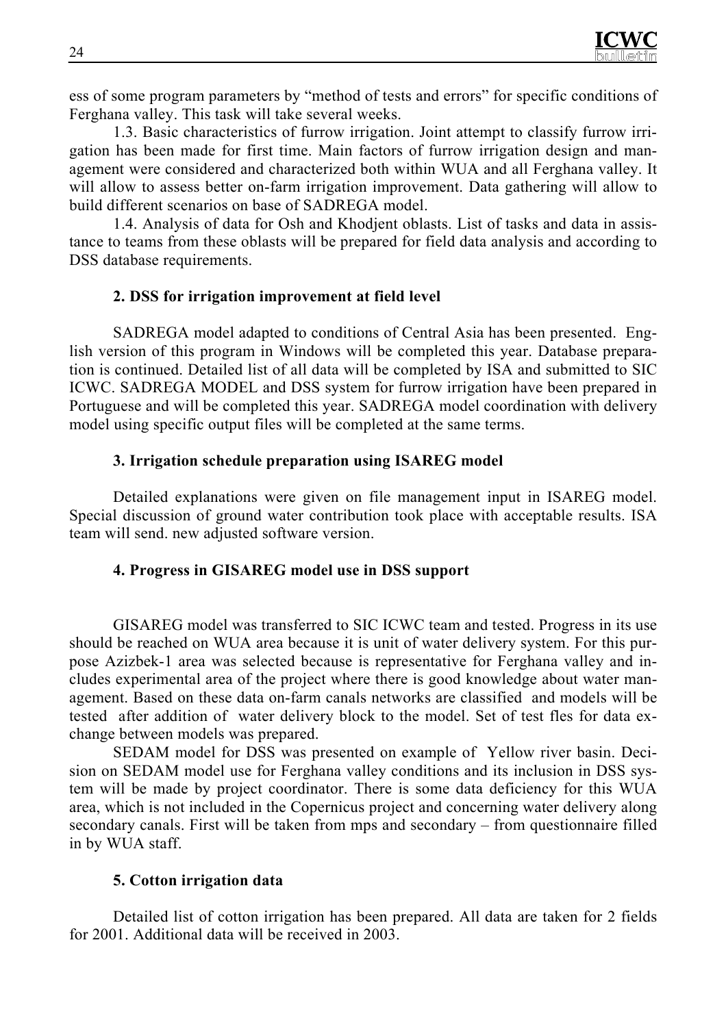ess of some program parameters by "method of tests and errors" for specific conditions of Ferghana valley. This task will take several weeks.

1.3. Basic characteristics of furrow irrigation. Joint attempt to classify furrow irrigation has been made for first time. Main factors of furrow irrigation design and management were considered and characterized both within WUA and all Ferghana valley. It will allow to assess better on-farm irrigation improvement. Data gathering will allow to build different scenarios on base of SADREGA model.

1.4. Analysis of data for Osh and Khodjent oblasts. List of tasks and data in assistance to teams from these oblasts will be prepared for field data analysis and according to DSS database requirements.

**2. DSS for irrigation improvement at field level**

SADREGA model adapted to conditions of Central Asia has been presented. English version of this program in Windows will be completed this year. Database preparation is continued. Detailed list of all data will be completed by ISA and submitted to SIC ICWC. SADREGA MODEL and DSS system for furrow irrigation have been prepared in Portuguese and will be completed this year. SADREGA model coordination with delivery model using specific output files will be completed at the same terms.

**3. Irrigation schedule preparation using ISAREG model**

Detailed explanations were given on file management input in ISAREG model. Special discussion of ground water contribution took place with acceptable results. ISA team will send. new adjusted software version.

**4. Progress in GISAREG model use in DSS support**

GISAREG model was transferred to SIC ICWC team and tested. Progress in its use should be reached on WUA area because it is unit of water delivery system. For this purpose Azizbek-1 area was selected because is representative for Ferghana valley and includes experimental area of the project where there is good knowledge about water management. Based on these data on-farm canals networks are classified and models will be tested after addition of water delivery block to the model. Set of test fles for data exchange between models was prepared.

SEDAM model for DSS was presented on example of Yellow river basin. Decision on SEDAM model use for Ferghana valley conditions and its inclusion in DSS system will be made by project coordinator. There is some data deficiency for this WUA area, which is not included in the Copernicus project and concerning water delivery along secondary canals. First will be taken from mps and secondary – from questionnaire filled in by WUA staff.

**5. Cotton irrigation data**

Detailed list of cotton irrigation has been prepared. All data are taken for 2 fields for 2001. Additional data will be received in 2003.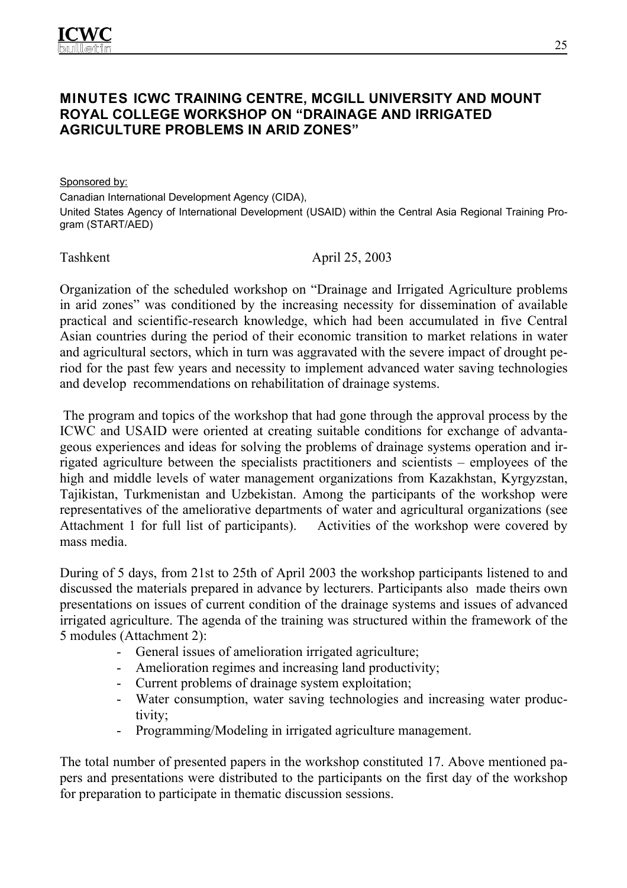## MINUTES ICWC TRAINING CENTRE, MCGILL UNIVERSITY AND MOUNT ROYAL COLLEGE WORKSHOP ON "DRAINAGE AND IRRIGATED AGRICULTURE PROBLEMS IN ARID ZONES"

Sponsored by:

Canadian International Development Agency (CIDA),

United States Agency of International Development (USAID) within the Central Asia Regional Training Program (START/AED)

Tashkent April 25, 2003

Organization of the scheduled workshop on "Drainage and Irrigated Agriculture problems in arid zones" was conditioned by the increasing necessity for dissemination of available practical and scientific-research knowledge, which had been accumulated in five Central Asian countries during the period of their economic transition to market relations in water and agricultural sectors, which in turn was aggravated with the severe impact of drought period for the past few years and necessity to implement advanced water saving technologies and develop recommendations on rehabilitation of drainage systems.

The program and topics of the workshop that had gone through the approval process by the ICWC and USAID were oriented at creating suitable conditions for exchange of advantageous experiences and ideas for solving the problems of drainage systems operation and irrigated agriculture between the specialists practitioners and scientists – employees of the high and middle levels of water management organizations from Kazakhstan, Kyrgyzstan, Tajikistan, Turkmenistan and Uzbekistan. Among the participants of the workshop were representatives of the ameliorative departments of water and agricultural organizations (see Attachment 1 for full list of participants). Activities of the workshop were covered by mass media.

During of 5 days, from 21st to 25th of April 2003 the workshop participants listened to and discussed the materials prepared in advance by lecturers. Participants also made theirs own presentations on issues of current condition of the drainage systems and issues of advanced irrigated agriculture. The agenda of the training was structured within the framework of the 5 modules (Attachment 2):

- General issues of amelioration irrigated agriculture;
- Amelioration regimes and increasing land productivity;
- Current problems of drainage system exploitation;
- Water consumption, water saving technologies and increasing water productivity;
- Programming/Modeling in irrigated agriculture management.

The total number of presented papers in the workshop constituted 17. Above mentioned papers and presentations were distributed to the participants on the first day of the workshop for preparation to participate in thematic discussion sessions.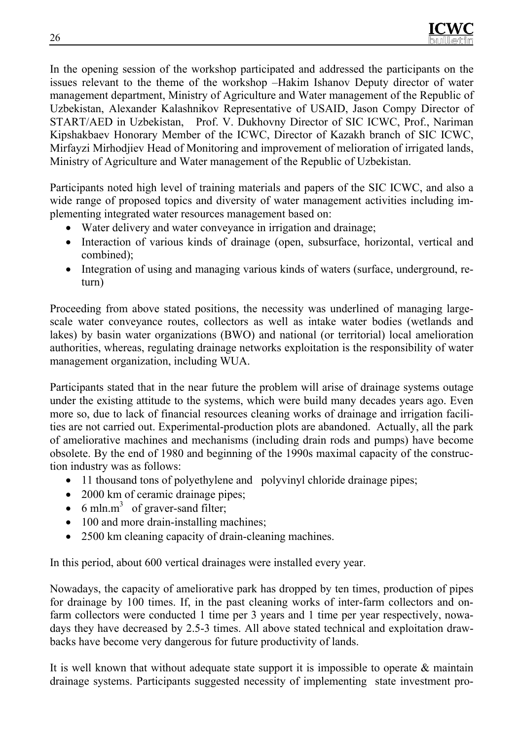In the opening session of the workshop participated and addressed the participants on the issues relevant to the theme of the workshop –Hakim Ishanov Deputy director of water management department, Ministry of Agriculture and Water management of the Republic of Uzbekistan, Alexander Kalashnikov Representative of USAID, Jason Compy Director of START/AED in Uzbekistan, Prof. V. Dukhovny Director of SIC ICWC, Prof., Nariman Kipshakbaev Honorary Member of the ICWC, Director of Kazakh branch of SIC ICWC, Mirfayzi Mirhodjiev Head of Monitoring and improvement of melioration of irrigated lands, Ministry of Agriculture and Water management of the Republic of Uzbekistan.

Participants noted high level of training materials and papers of the SIC ICWC, and also a wide range of proposed topics and diversity of water management activities including implementing integrated water resources management based on:

- Water delivery and water conveyance in irrigation and drainage;
- Interaction of various kinds of drainage (open, subsurface, horizontal, vertical and combined);
- Integration of using and managing various kinds of waters (surface, underground, return)

Proceeding from above stated positions, the necessity was underlined of managing large-scale water conveyance routes, collectors as well as intake water bodies (wetlands and lakes) by basin water organizations (BWO) and national (or territorial) local amelioration authorities, whereas, regulating drainage networks exploitation is the responsibility of water management organization, including WUA.

Participants stated that in the near future the problem will arise of drainage systems outage under the existing attitude to the systems, which were build many decades years ago. Even more so, due to lack of financial resources cleaning works of drainage and irrigation facilities are not carried out. Experimental-production plots are abandoned. Actually, all the park of ameliorative machines and mechanisms (including drain rods and pumps) have become obsolete. By the end of 1980 and beginning of the 1990s maximal capacity of the construction industry was as follows:

- 11 thousand tons of polyethylene and polyvinyl chloride drainage pipes;
- 2000 km of ceramic drainage pipes;
- 6 mln.$m^3$ of graver-sand filter;
- 100 and more drain-installing machines;
- 2500 km cleaning capacity of drain-cleaning machines.

In this period, about 600 vertical drainages were installed every year.

Nowadays, the capacity of ameliorative park has dropped by ten times, production of pipes for drainage by 100 times. If, in the past cleaning works of inter-farm collectors and on-farm collectors were conducted 1 time per 3 years and 1 time per year respectively, nowadays they have decreased by 2.5-3 times. All above stated technical and exploitation drawbacks have become very dangerous for future productivity of lands.

It is well known that without adequate state support it is impossible to operate & maintain drainage systems. Participants suggested necessity of implementing state investment pro-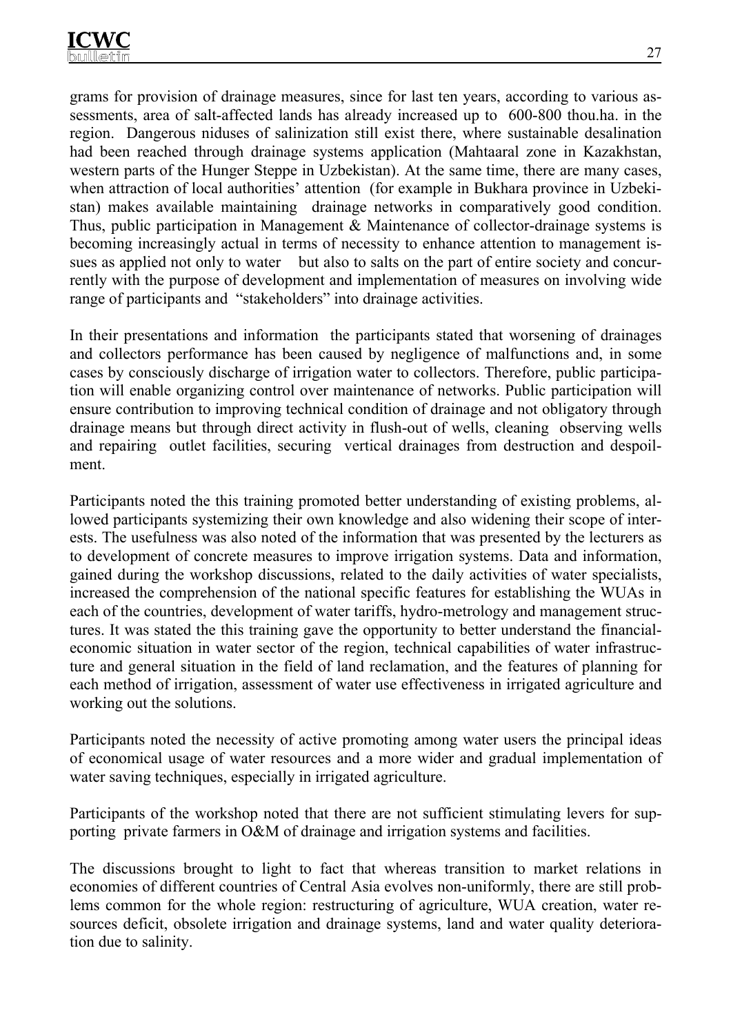grams for provision of drainage measures, since for last ten years, according to various assessments, area of salt-affected lands has already increased up to 600-800 thou.ha. in the region. Dangerous niduses of salinization still exist there, where sustainable desalination had been reached through drainage systems application (Mahtaaral zone in Kazakhstan, western parts of the Hunger Steppe in Uzbekistan). At the same time, there are many cases, when attraction of local authorities' attention (for example in Bukhara province in Uzbekistan) makes available maintaining drainage networks in comparatively good condition. Thus, public participation in Management & Maintenance of collector-drainage systems is becoming increasingly actual in terms of necessity to enhance attention to management issues as applied not only to water but also to salts on the part of entire society and concurrently with the purpose of development and implementation of measures on involving wide range of participants and "stakeholders" into drainage activities.

In their presentations and information the participants stated that worsening of drainages and collectors performance has been caused by negligence of malfunctions and, in some cases by consciously discharge of irrigation water to collectors. Therefore, public participation will enable organizing control over maintenance of networks. Public participation will ensure contribution to improving technical condition of drainage and not obligatory through drainage means but through direct activity in flush-out of wells, cleaning observing wells and repairing outlet facilities, securing vertical drainages from destruction and despoilment.

Participants noted the this training promoted better understanding of existing problems, allowed participants systemizing their own knowledge and also widening their scope of interests. The usefulness was also noted of the information that was presented by the lecturers as to development of concrete measures to improve irrigation systems. Data and information, gained during the workshop discussions, related to the daily activities of water specialists, increased the comprehension of the national specific features for establishing the WUAs in each of the countries, development of water tariffs, hydro-metrology and management structures. It was stated the this training gave the opportunity to better understand the financial-economic situation in water sector of the region, technical capabilities of water infrastructure and general situation in the field of land reclamation, and the features of planning for each method of irrigation, assessment of water use effectiveness in irrigated agriculture and working out the solutions.

Participants noted the necessity of active promoting among water users the principal ideas of economical usage of water resources and a more wider and gradual implementation of water saving techniques, especially in irrigated agriculture.

Participants of the workshop noted that there are not sufficient stimulating levers for supporting private farmers in O&M of drainage and irrigation systems and facilities.

The discussions brought to light to fact that whereas transition to market relations in economies of different countries of Central Asia evolves non-uniformly, there are still problems common for the whole region: restructuring of agriculture, WUA creation, water resources deficit, obsolete irrigation and drainage systems, land and water quality deterioration due to salinity.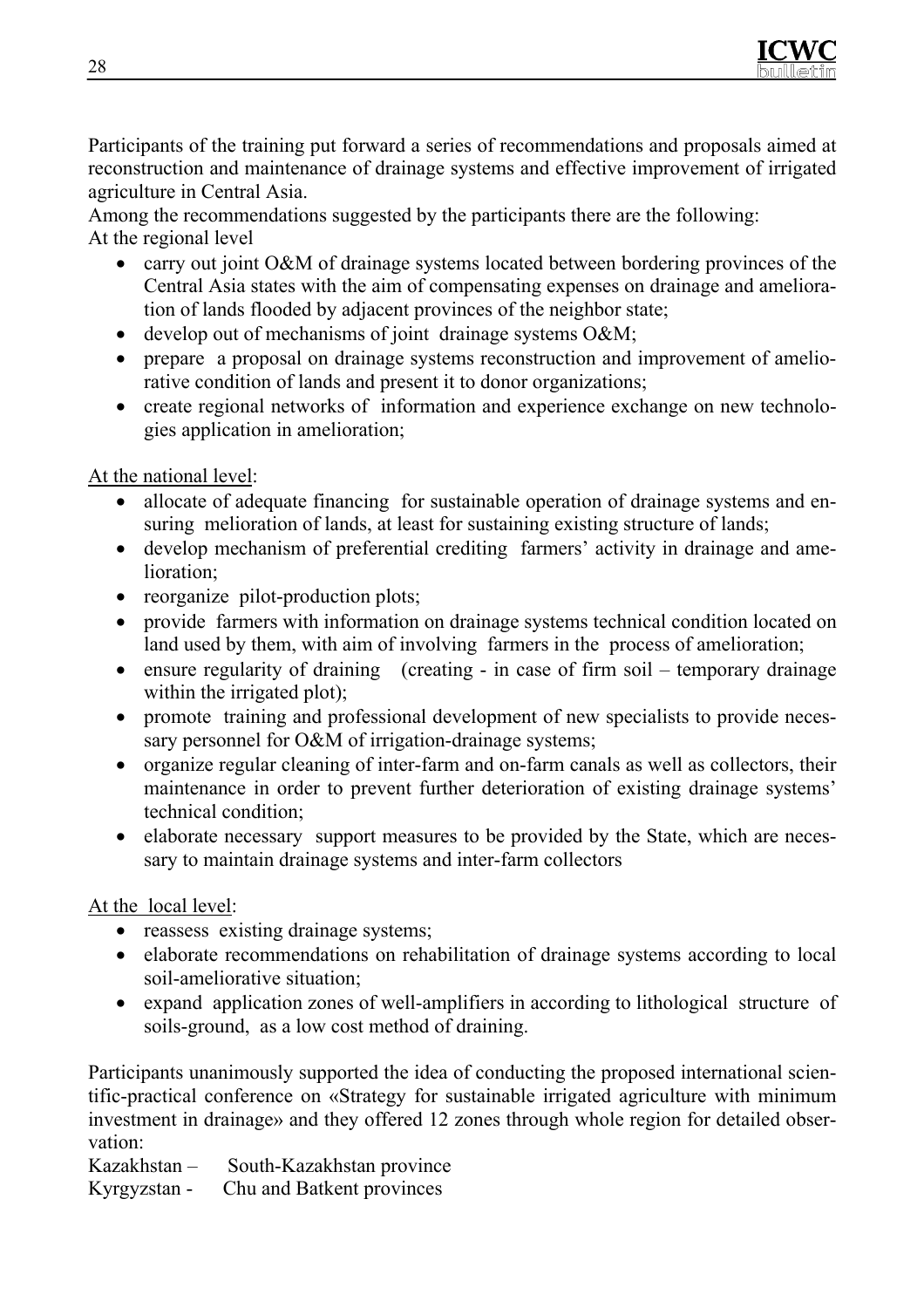Participants of the training put forward a series of recommendations and proposals aimed at reconstruction and maintenance of drainage systems and effective improvement of irrigated agriculture in Central Asia.

Among the recommendations suggested by the participants there are the following:

At the regional level

- carry out joint O&M of drainage systems located between bordering provinces of the Central Asia states with the aim of compensating expenses on drainage and amelioration of lands flooded by adjacent provinces of the neighbor state;
- develop out of mechanisms of joint drainage systems O&M;
- prepare a proposal on drainage systems reconstruction and improvement of ameliorative condition of lands and present it to donor organizations;
- create regional networks of information and experience exchange on new technologies application in amelioration;

At the national level:

- allocate of adequate financing for sustainable operation of drainage systems and ensuring melioration of lands, at least for sustaining existing structure of lands;
- develop mechanism of preferential crediting farmers' activity in drainage and amelioration;
- reorganize pilot-production plots;
- provide farmers with information on drainage systems technical condition located on land used by them, with aim of involving farmers in the process of amelioration;
- ensure regularity of draining (creating - in case of firm soil – temporary drainage within the irrigated plot);
- promote training and professional development of new specialists to provide necessary personnel for O&M of irrigation-drainage systems;
- organize regular cleaning of inter-farm and on-farm canals as well as collectors, their maintenance in order to prevent further deterioration of existing drainage systems' technical condition;
- elaborate necessary support measures to be provided by the State, which are necessary to maintain drainage systems and inter-farm collectors

At the local level:

- reassess existing drainage systems;
- elaborate recommendations on rehabilitation of drainage systems according to local soil-ameliorative situation;
- expand application zones of well-amplifiers in according to lithological structure of soils-ground, as a low cost method of draining.

Participants unanimously supported the idea of conducting the proposed international scientific-practical conference on «Strategy for sustainable irrigated agriculture with minimum investment in drainage» and they offered 12 zones through whole region for detailed observation:

Kazakhstan – South-Kazakhstan province

Kyrgyzstan - Chu and Batkent provinces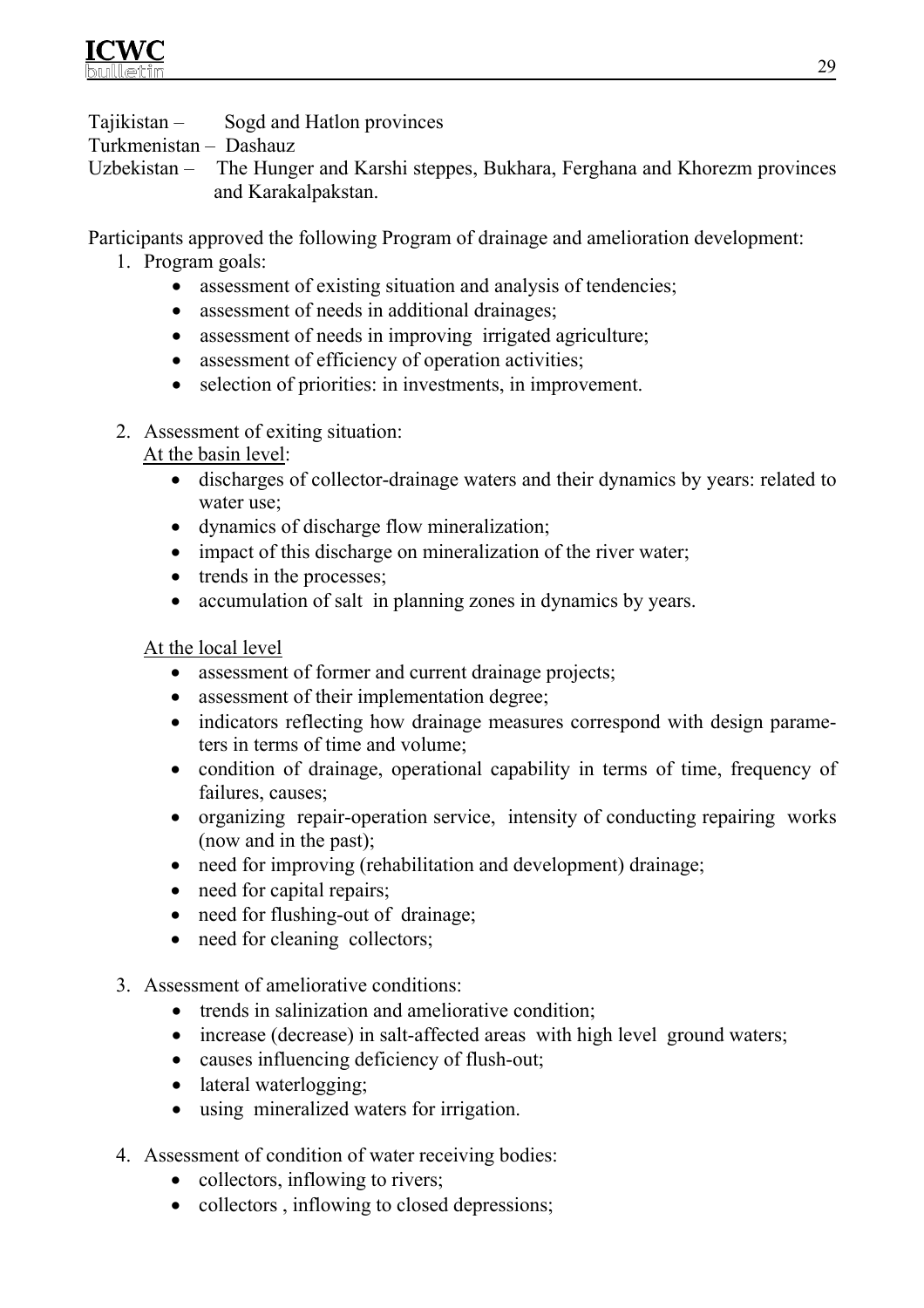Tajikistan – Sogd and Hatlon provinces
Turkmenistan – Dashauz
Uzbekistan – The Hunger and Karshi steppes, Bukhara, Ferghana and Khorezm provinces and Karakalpakstan.

Participants approved the following Program of drainage and amelioration development:

1. Program goals:
   - assessment of existing situation and analysis of tendencies;
   - assessment of needs in additional drainages;
   - assessment of needs in improving irrigated agriculture;
   - assessment of efficiency of operation activities;
   - selection of priorities: in investments, in improvement.

2. Assessment of exiting situation:

   At the basin level:
   - discharges of collector-drainage waters and their dynamics by years: related to water use;
   - dynamics of discharge flow mineralization;
   - impact of this discharge on mineralization of the river water;
   - trends in the processes;
   - accumulation of salt in planning zones in dynamics by years.

   At the local level
   - assessment of former and current drainage projects;
   - assessment of their implementation degree;
   - indicators reflecting how drainage measures correspond with design parameters in terms of time and volume;
   - condition of drainage, operational capability in terms of time, frequency of failures, causes;
   - organizing repair-operation service, intensity of conducting repairing works (now and in the past);
   - need for improving (rehabilitation and development) drainage;
   - need for capital repairs;
   - need for flushing-out of drainage;
   - need for cleaning collectors;

3. Assessment of ameliorative conditions:
   - trends in salinization and ameliorative condition;
   - increase (decrease) in salt-affected areas with high level ground waters;
   - causes influencing deficiency of flush-out;
   - lateral waterlogging;
   - using mineralized waters for irrigation.

4. Assessment of condition of water receiving bodies:
   - collectors, inflowing to rivers;
   - collectors , inflowing to closed depressions;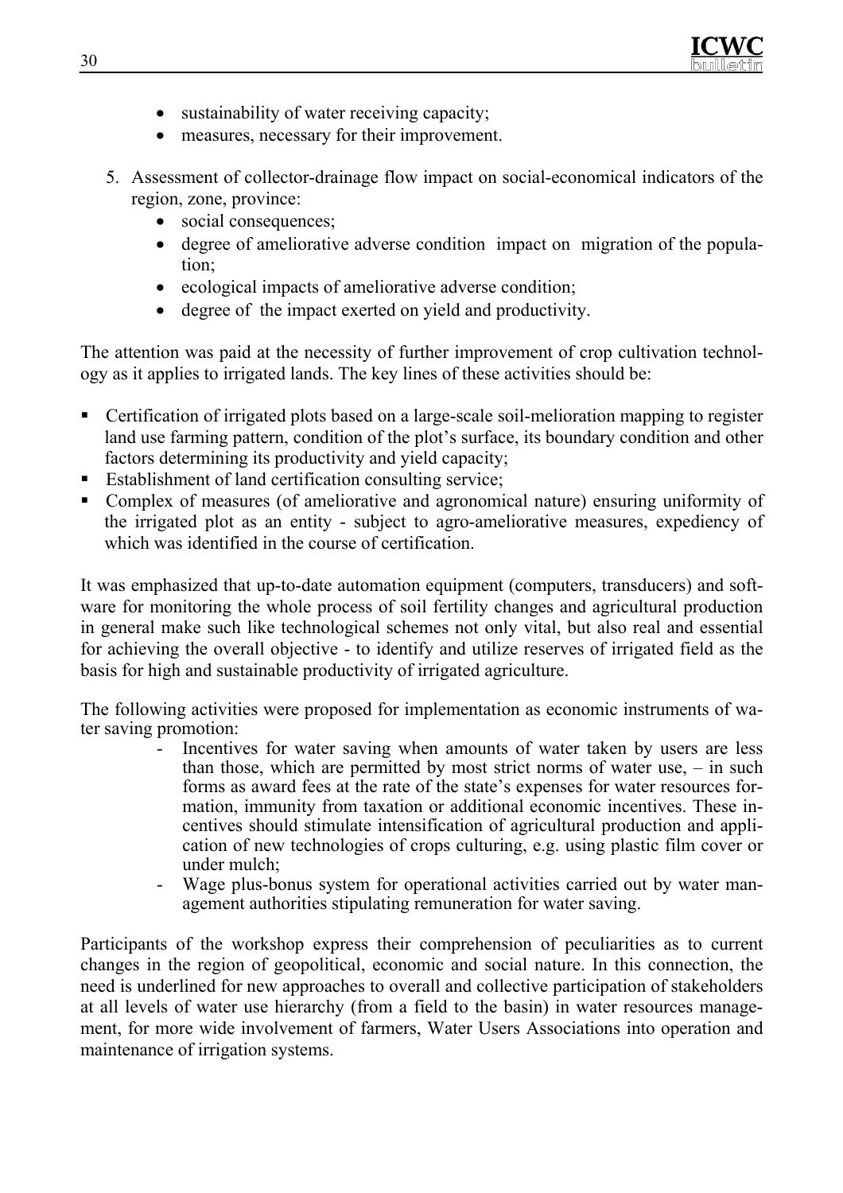- sustainability of water receiving capacity;
- measures, necessary for their improvement.

5. Assessment of collector-drainage flow impact on social-economical indicators of the region, zone, province:
   - social consequences;
   - degree of ameliorative adverse condition impact on migration of the population;
   - ecological impacts of ameliorative adverse condition;
   - degree of the impact exerted on yield and productivity.

The attention was paid at the necessity of further improvement of crop cultivation technology as it applies to irrigated lands. The key lines of these activities should be:

- Certification of irrigated plots based on a large-scale soil-melioration mapping to register land use farming pattern, condition of the plot's surface, its boundary condition and other factors determining its productivity and yield capacity;
- Establishment of land certification consulting service;
- Complex of measures (of ameliorative and agronomical nature) ensuring uniformity of the irrigated plot as an entity - subject to agro-ameliorative measures, expediency of which was identified in the course of certification.

It was emphasized that up-to-date automation equipment (computers, transducers) and software for monitoring the whole process of soil fertility changes and agricultural production in general make such like technological schemes not only vital, but also real and essential for achieving the overall objective - to identify and utilize reserves of irrigated field as the basis for high and sustainable productivity of irrigated agriculture.

The following activities were proposed for implementation as economic instruments of water saving promotion:

- Incentives for water saving when amounts of water taken by users are less than those, which are permitted by most strict norms of water use, – in such forms as award fees at the rate of the state's expenses for water resources formation, immunity from taxation or additional economic incentives. These incentives should stimulate intensification of agricultural production and application of new technologies of crops culturing, e.g. using plastic film cover or under mulch;
- Wage plus-bonus system for operational activities carried out by water management authorities stipulating remuneration for water saving.

Participants of the workshop express their comprehension of peculiarities as to current changes in the region of geopolitical, economic and social nature. In this connection, the need is underlined for new approaches to overall and collective participation of stakeholders at all levels of water use hierarchy (from a field to the basin) in water resources management, for more wide involvement of farmers, Water Users Associations into operation and maintenance of irrigation systems.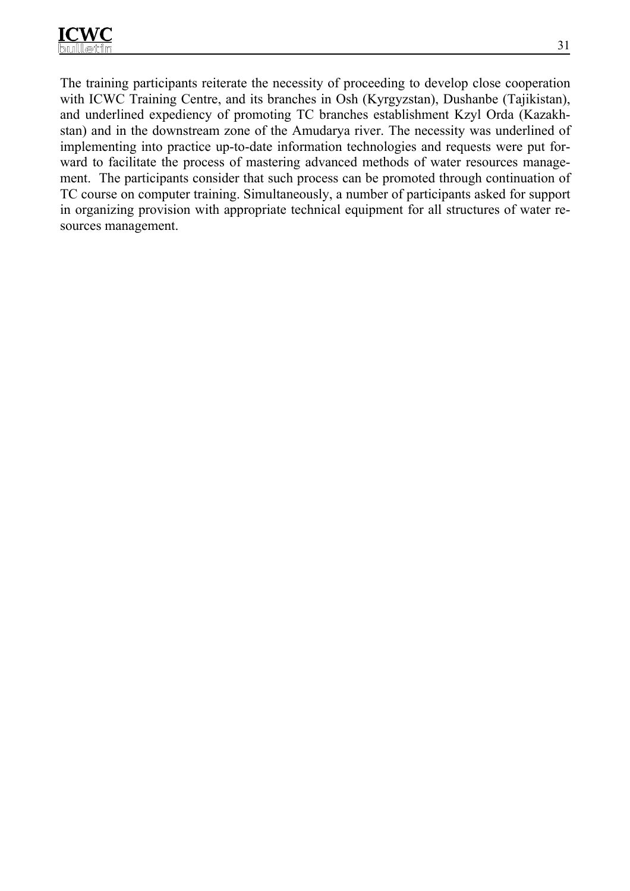The training participants reiterate the necessity of proceeding to develop close cooperation with ICWC Training Centre, and its branches in Osh (Kyrgyzstan), Dushanbe (Tajikistan), and underlined expediency of promoting TC branches establishment Kzyl Orda (Kazakhstan) and in the downstream zone of the Amudarya river. The necessity was underlined of implementing into practice up-to-date information technologies and requests were put forward to facilitate the process of mastering advanced methods of water resources management. The participants consider that such process can be promoted through continuation of TC course on computer training. Simultaneously, a number of participants asked for support in organizing provision with appropriate technical equipment for all structures of water resources management.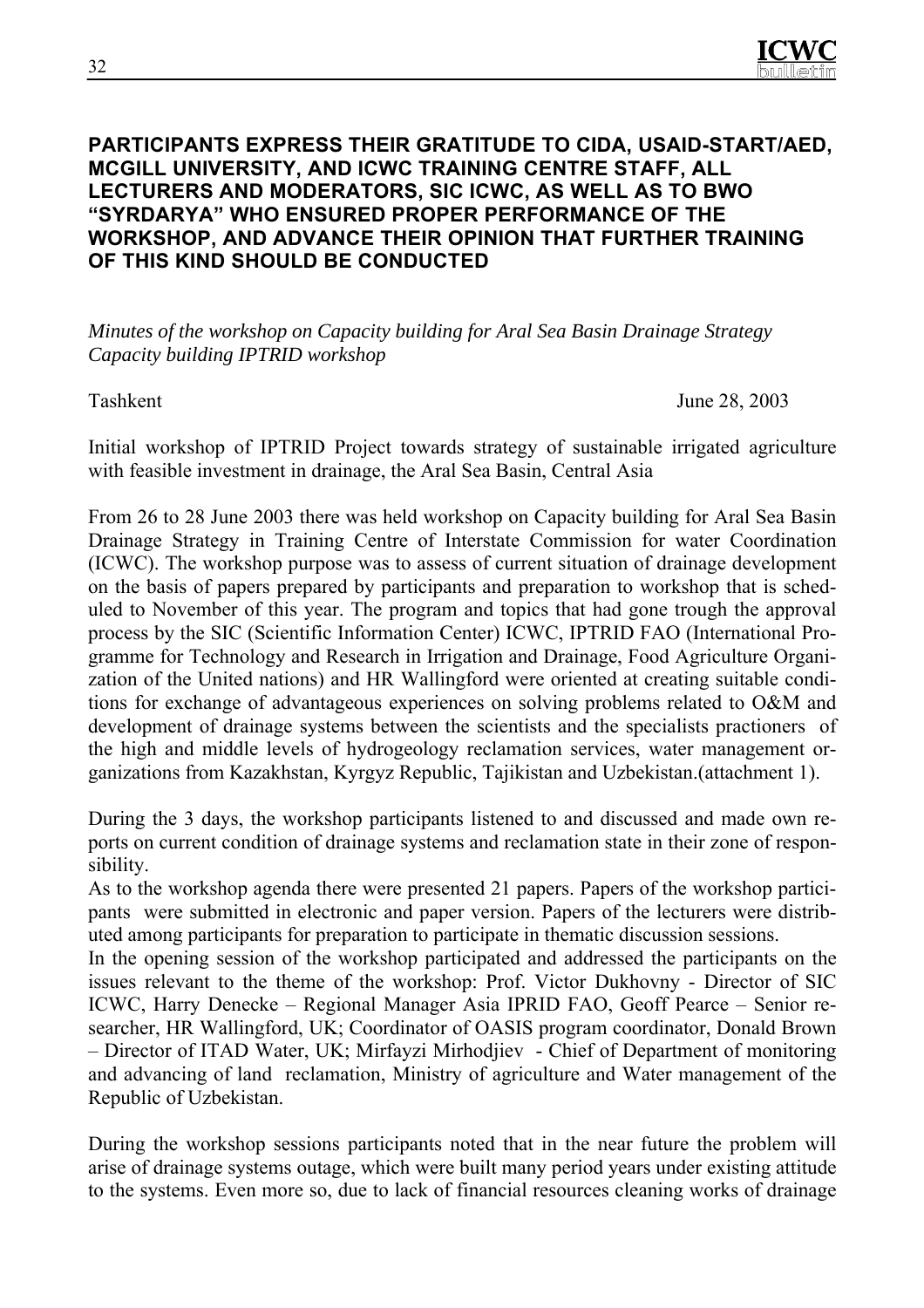**PARTICIPANTS EXPRESS THEIR GRATITUDE TO CIDA, USAID-START/AED, MCGILL UNIVERSITY, AND ICWC TRAINING CENTRE STAFF, ALL LECTURERS AND MODERATORS, SIC ICWC, AS WELL AS TO BWO "SYRDARYA" WHO ENSURED PROPER PERFORMANCE OF THE WORKSHOP, AND ADVANCE THEIR OPINION THAT FURTHER TRAINING OF THIS KIND SHOULD BE CONDUCTED**

*Minutes of the workshop on Capacity building for Aral Sea Basin Drainage Strategy Capacity building IPTRID workshop*

Tashkent June 28, 2003

Initial workshop of IPTRID Project towards strategy of sustainable irrigated agriculture with feasible investment in drainage, the Aral Sea Basin, Central Asia

From 26 to 28 June 2003 there was held workshop on Capacity building for Aral Sea Basin Drainage Strategy in Training Centre of Interstate Commission for water Coordination (ICWC). The workshop purpose was to assess of current situation of drainage development on the basis of papers prepared by participants and preparation to workshop that is scheduled to November of this year. The program and topics that had gone trough the approval process by the SIC (Scientific Information Center) ICWC, IPTRID FAO (International Programme for Technology and Research in Irrigation and Drainage, Food Agriculture Organization of the United nations) and HR Wallingford were oriented at creating suitable conditions for exchange of advantageous experiences on solving problems related to O&M and development of drainage systems between the scientists and the specialists practioners of the high and middle levels of hydrogeology reclamation services, water management organizations from Kazakhstan, Kyrgyz Republic, Tajikistan and Uzbekistan.(attachment 1).

During the 3 days, the workshop participants listened to and discussed and made own reports on current condition of drainage systems and reclamation state in their zone of responsibility.

As to the workshop agenda there were presented 21 papers. Papers of the workshop participants were submitted in electronic and paper version. Papers of the lecturers were distributed among participants for preparation to participate in thematic discussion sessions.

In the opening session of the workshop participated and addressed the participants on the issues relevant to the theme of the workshop: Prof. Victor Dukhovny - Director of SIC ICWC, Harry Denecke – Regional Manager Asia IPRID FAO, Geoff Pearce – Senior researcher, HR Wallingford, UK; Coordinator of OASIS program coordinator, Donald Brown – Director of ITAD Water, UK; Mirfayzi Mirhodjiev - Chief of Department of monitoring and advancing of land reclamation, Ministry of agriculture and Water management of the Republic of Uzbekistan.

During the workshop sessions participants noted that in the near future the problem will arise of drainage systems outage, which were built many period years under existing attitude to the systems. Even more so, due to lack of financial resources cleaning works of drainage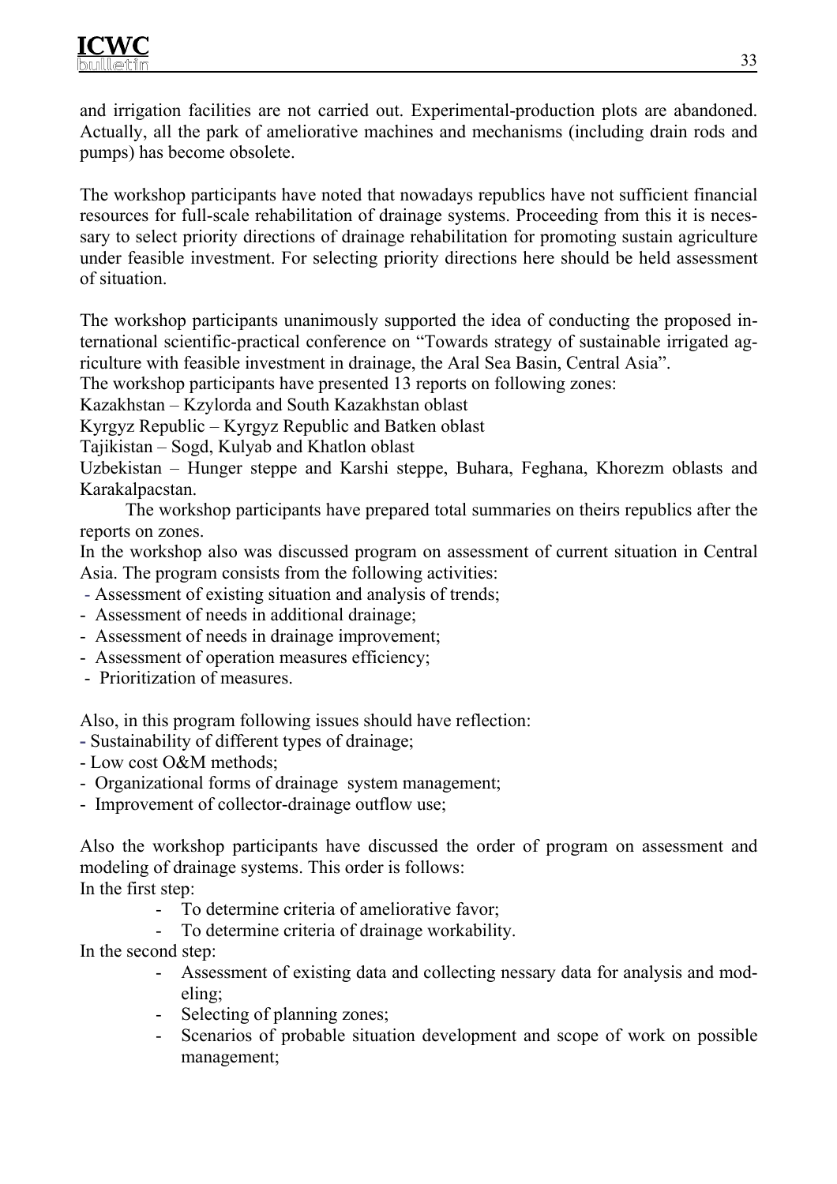and irrigation facilities are not carried out. Experimental-production plots are abandoned. Actually, all the park of ameliorative machines and mechanisms (including drain rods and pumps) has become obsolete.

The workshop participants have noted that nowadays republics have not sufficient financial resources for full-scale rehabilitation of drainage systems. Proceeding from this it is necessary to select priority directions of drainage rehabilitation for promoting sustain agriculture under feasible investment. For selecting priority directions here should be held assessment of situation.

The workshop participants unanimously supported the idea of conducting the proposed international scientific-practical conference on "Towards strategy of sustainable irrigated agriculture with feasible investment in drainage, the Aral Sea Basin, Central Asia".

The workshop participants have presented 13 reports on following zones:

Kazakhstan – Kzylorda and South Kazakhstan oblast

Kyrgyz Republic – Kyrgyz Republic and Batken oblast

Tajikistan – Sogd, Kulyab and Khatlon oblast

Uzbekistan – Hunger steppe and Karshi steppe, Buhara, Feghana, Khorezm oblasts and Karakalpacstan.

The workshop participants have prepared total summaries on theirs republics after the reports on zones.

In the workshop also was discussed program on assessment of current situation in Central Asia. The program consists from the following activities:

- Assessment of existing situation and analysis of trends;
- Assessment of needs in additional drainage;
- Assessment of needs in drainage improvement;
- Assessment of operation measures efficiency;
- Prioritization of measures.

Also, in this program following issues should have reflection:

- Sustainability of different types of drainage;
- Low cost O&M methods;
- Organizational forms of drainage system management;
- Improvement of collector-drainage outflow use;

Also the workshop participants have discussed the order of program on assessment and modeling of drainage systems. This order is follows:

In the first step:

- To determine criteria of ameliorative favor;
- To determine criteria of drainage workability.

In the second step:

- Assessment of existing data and collecting nessary data for analysis and modeling;
- Selecting of planning zones;
- Scenarios of probable situation development and scope of work on possible management;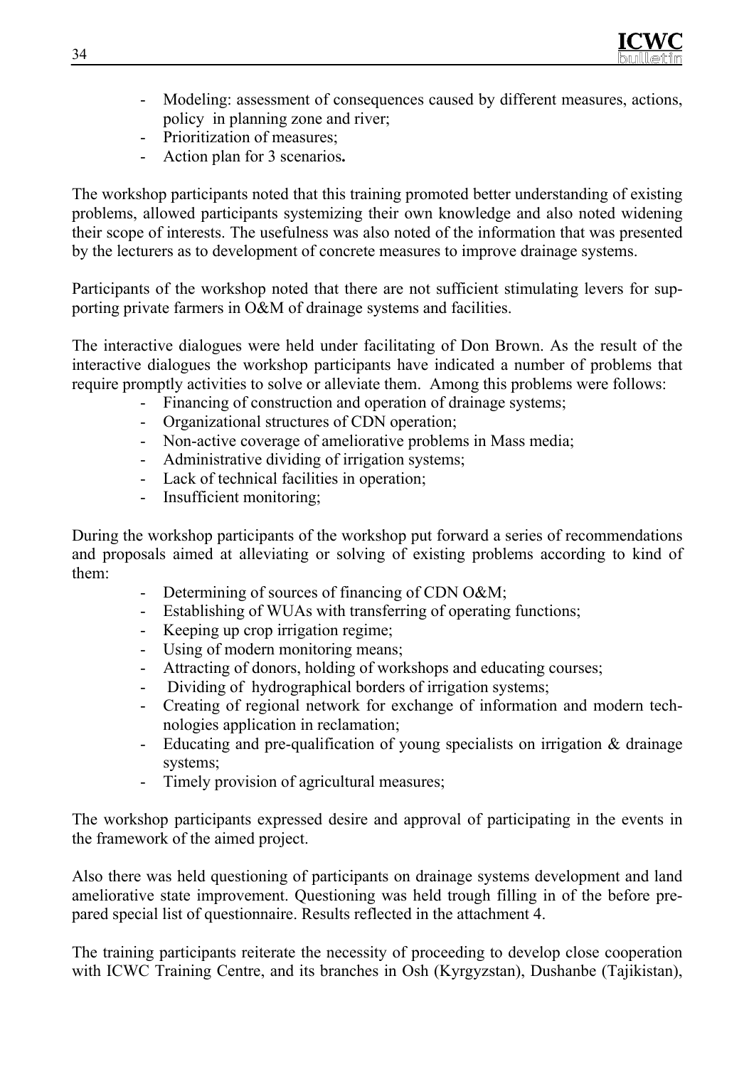- Modeling: assessment of consequences caused by different measures, actions, policy in planning zone and river;
- Prioritization of measures;
- Action plan for 3 scenarios**.**

The workshop participants noted that this training promoted better understanding of existing problems, allowed participants systemizing their own knowledge and also noted widening their scope of interests. The usefulness was also noted of the information that was presented by the lecturers as to development of concrete measures to improve drainage systems.

Participants of the workshop noted that there are not sufficient stimulating levers for supporting private farmers in O&M of drainage systems and facilities.

The interactive dialogues were held under facilitating of Don Brown. As the result of the interactive dialogues the workshop participants have indicated a number of problems that require promptly activities to solve or alleviate them. Among this problems were follows:

- Financing of construction and operation of drainage systems;
- Organizational structures of CDN operation;
- Non-active coverage of ameliorative problems in Mass media;
- Administrative dividing of irrigation systems;
- Lack of technical facilities in operation;
- Insufficient monitoring;

During the workshop participants of the workshop put forward a series of recommendations and proposals aimed at alleviating or solving of existing problems according to kind of them:

- Determining of sources of financing of CDN O&M;
- Establishing of WUAs with transferring of operating functions;
- Keeping up crop irrigation regime;
- Using of modern monitoring means;
- Attracting of donors, holding of workshops and educating courses;
- Dividing of hydrographical borders of irrigation systems;
- Creating of regional network for exchange of information and modern technologies application in reclamation;
- Educating and pre-qualification of young specialists on irrigation & drainage systems;
- Timely provision of agricultural measures;

The workshop participants expressed desire and approval of participating in the events in the framework of the aimed project.

Also there was held questioning of participants on drainage systems development and land ameliorative state improvement. Questioning was held trough filling in of the before prepared special list of questionnaire. Results reflected in the attachment 4.

The training participants reiterate the necessity of proceeding to develop close cooperation with ICWC Training Centre, and its branches in Osh (Kyrgyzstan), Dushanbe (Tajikistan),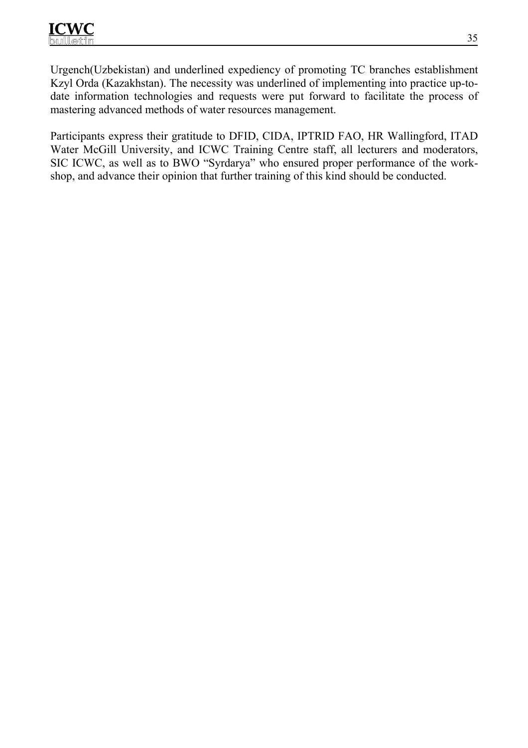Urgench(Uzbekistan) and underlined expediency of promoting TC branches establishment Kzyl Orda (Kazakhstan). The necessity was underlined of implementing into practice up-to-date information technologies and requests were put forward to facilitate the process of mastering advanced methods of water resources management.

Participants express their gratitude to DFID, CIDA, IPTRID FAO, HR Wallingford, ITAD Water McGill University, and ICWC Training Centre staff, all lecturers and moderators, SIC ICWC, as well as to BWO "Syrdarya" who ensured proper performance of the work-shop, and advance their opinion that further training of this kind should be conducted.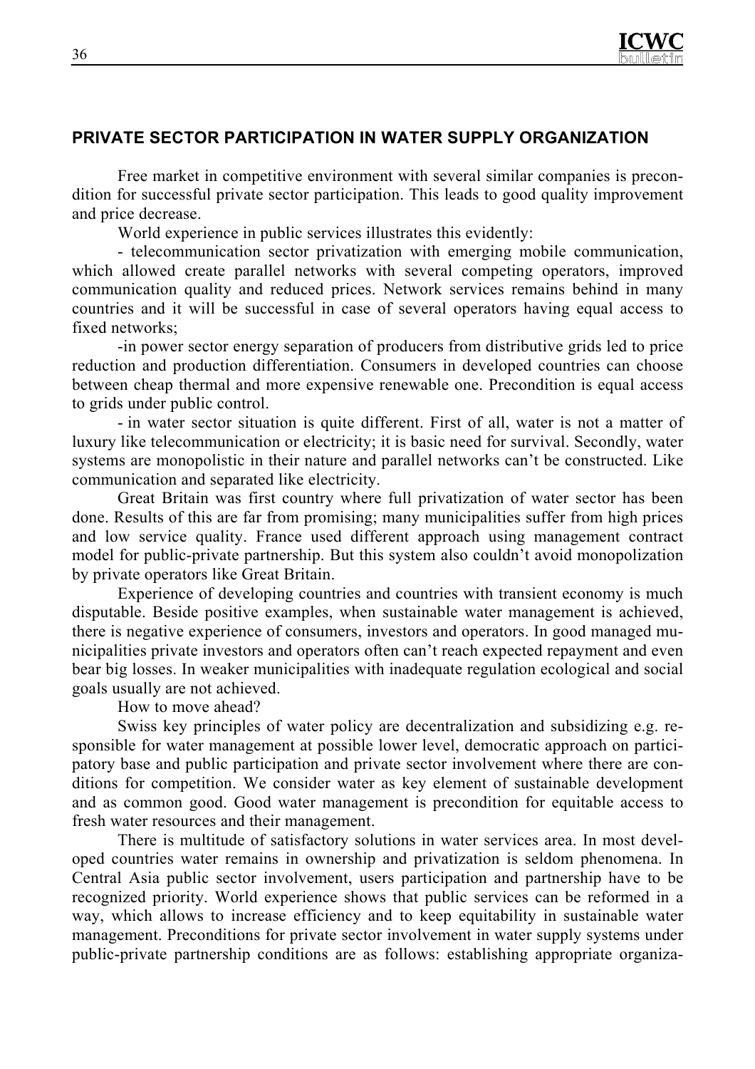## PRIVATE SECTOR PARTICIPATION IN WATER SUPPLY ORGANIZATION

Free market in competitive environment with several similar companies is precondition for successful private sector participation. This leads to good quality improvement and price decrease.

World experience in public services illustrates this evidently:

- telecommunication sector privatization with emerging mobile communication, which allowed create parallel networks with several competing operators, improved communication quality and reduced prices. Network services remains behind in many countries and it will be successful in case of several operators having equal access to fixed networks;

-in power sector energy separation of producers from distributive grids led to price reduction and production differentiation. Consumers in developed countries can choose between cheap thermal and more expensive renewable one. Precondition is equal access to grids under public control.

- in water sector situation is quite different. First of all, water is not a matter of luxury like telecommunication or electricity; it is basic need for survival. Secondly, water systems are monopolistic in their nature and parallel networks can't be constructed. Like communication and separated like electricity.

Great Britain was first country where full privatization of water sector has been done. Results of this are far from promising; many municipalities suffer from high prices and low service quality. France used different approach using management contract model for public-private partnership. But this system also couldn't avoid monopolization by private operators like Great Britain.

Experience of developing countries and countries with transient economy is much disputable. Beside positive examples, when sustainable water management is achieved, there is negative experience of consumers, investors and operators. In good managed municipalities private investors and operators often can't reach expected repayment and even bear big losses. In weaker municipalities with inadequate regulation ecological and social goals usually are not achieved.

How to move ahead?

Swiss key principles of water policy are decentralization and subsidizing e.g. responsible for water management at possible lower level, democratic approach on participatory base and public participation and private sector involvement where there are conditions for competition. We consider water as key element of sustainable development and as common good. Good water management is precondition for equitable access to fresh water resources and their management.

There is multitude of satisfactory solutions in water services area. In most developed countries water remains in ownership and privatization is seldom phenomena. In Central Asia public sector involvement, users participation and partnership have to be recognized priority. World experience shows that public services can be reformed in a way, which allows to increase efficiency and to keep equitability in sustainable water management. Preconditions for private sector involvement in water supply systems under public-private partnership conditions are as follows: establishing appropriate organiza-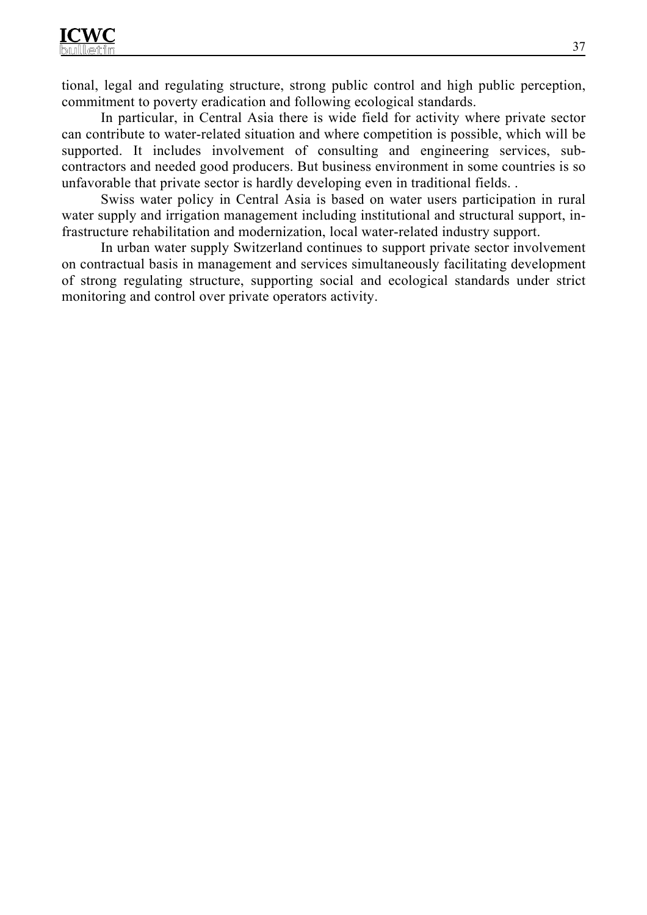tional, legal and regulating structure, strong public control and high public perception, commitment to poverty eradication and following ecological standards.

In particular, in Central Asia there is wide field for activity where private sector can contribute to water-related situation and where competition is possible, which will be supported. It includes involvement of consulting and engineering services, sub-contractors and needed good producers. But business environment in some countries is so unfavorable that private sector is hardly developing even in traditional fields. .

Swiss water policy in Central Asia is based on water users participation in rural water supply and irrigation management including institutional and structural support, infrastructure rehabilitation and modernization, local water-related industry support.

In urban water supply Switzerland continues to support private sector involvement on contractual basis in management and services simultaneously facilitating development of strong regulating structure, supporting social and ecological standards under strict monitoring and control over private operators activity.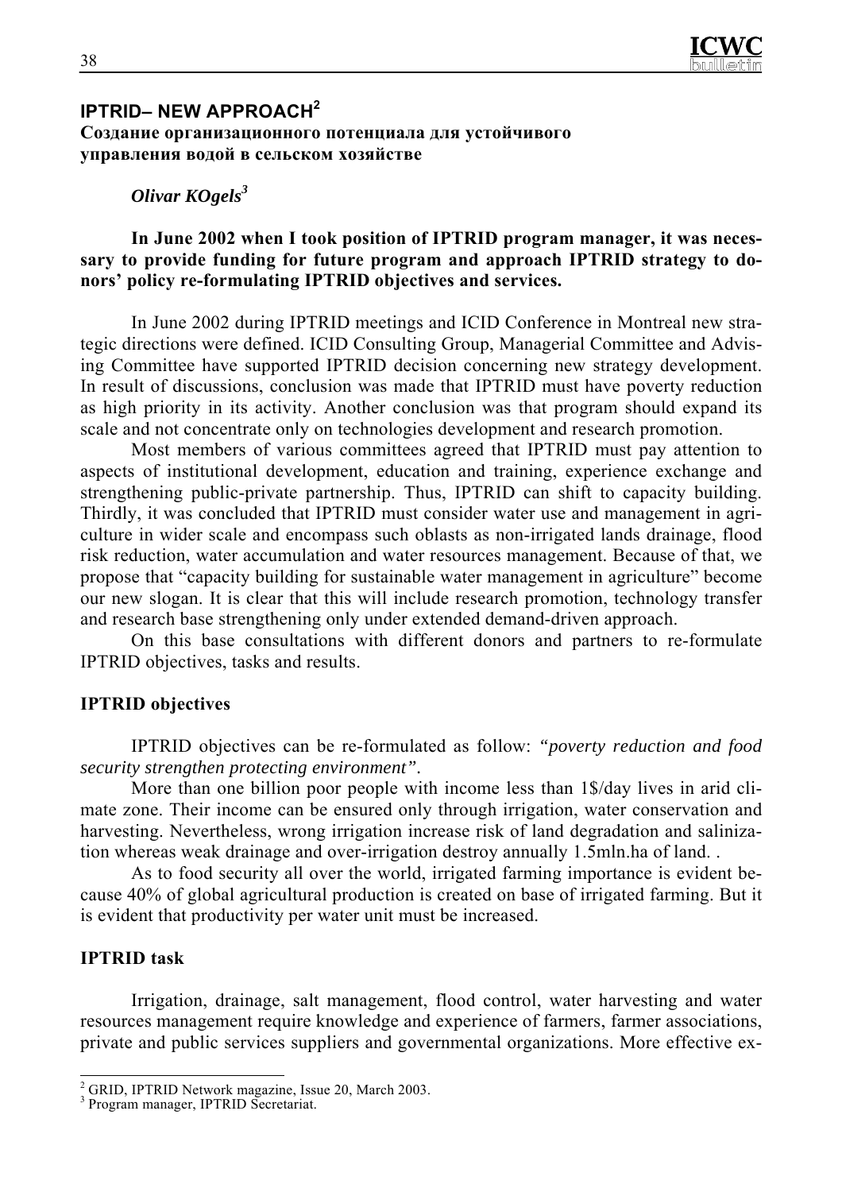## IPTRID– NEW APPROACH[2]

**Создание организационного потенциала для устойчивого управления водой в сельском хозяйстве**

***Olivar KOgels*[3]**

**In June 2002 when I took position of IPTRID program manager, it was necessary to provide funding for future program and approach IPTRID strategy to donors' policy re-formulating IPTRID objectives and services.**

In June 2002 during IPTRID meetings and ICID Conference in Montreal new strategic directions were defined. ICID Consulting Group, Managerial Committee and Advising Committee have supported IPTRID decision concerning new strategy development. In result of discussions, conclusion was made that IPTRID must have poverty reduction as high priority in its activity. Another conclusion was that program should expand its scale and not concentrate only on technologies development and research promotion.

Most members of various committees agreed that IPTRID must pay attention to aspects of institutional development, education and training, experience exchange and strengthening public-private partnership. Thus, IPTRID can shift to capacity building. Thirdly, it was concluded that IPTRID must consider water use and management in agriculture in wider scale and encompass such oblasts as non-irrigated lands drainage, flood risk reduction, water accumulation and water resources management. Because of that, we propose that "capacity building for sustainable water management in agriculture" become our new slogan. It is clear that this will include research promotion, technology transfer and research base strengthening only under extended demand-driven approach.

On this base consultations with different donors and partners to re-formulate IPTRID objectives, tasks and results.

### IPTRID objectives

IPTRID objectives can be re-formulated as follow: *"poverty reduction and food security strengthen protecting environment"*.

More than one billion poor people with income less than 1$/day lives in arid climate zone. Their income can be ensured only through irrigation, water conservation and harvesting. Nevertheless, wrong irrigation increase risk of land degradation and salinization whereas weak drainage and over-irrigation destroy annually 1.5mln.ha of land. .

As to food security all over the world, irrigated farming importance is evident because 40% of global agricultural production is created on base of irrigated farming. But it is evident that productivity per water unit must be increased.

### IPTRID task

Irrigation, drainage, salt management, flood control, water harvesting and water resources management require knowledge and experience of farmers, farmer associations, private and public services suppliers and governmental organizations. More effective ex-

---

[2] GRID, IPTRID Network magazine, Issue 20, March 2003.

[3] Program manager, IPTRID Secretariat.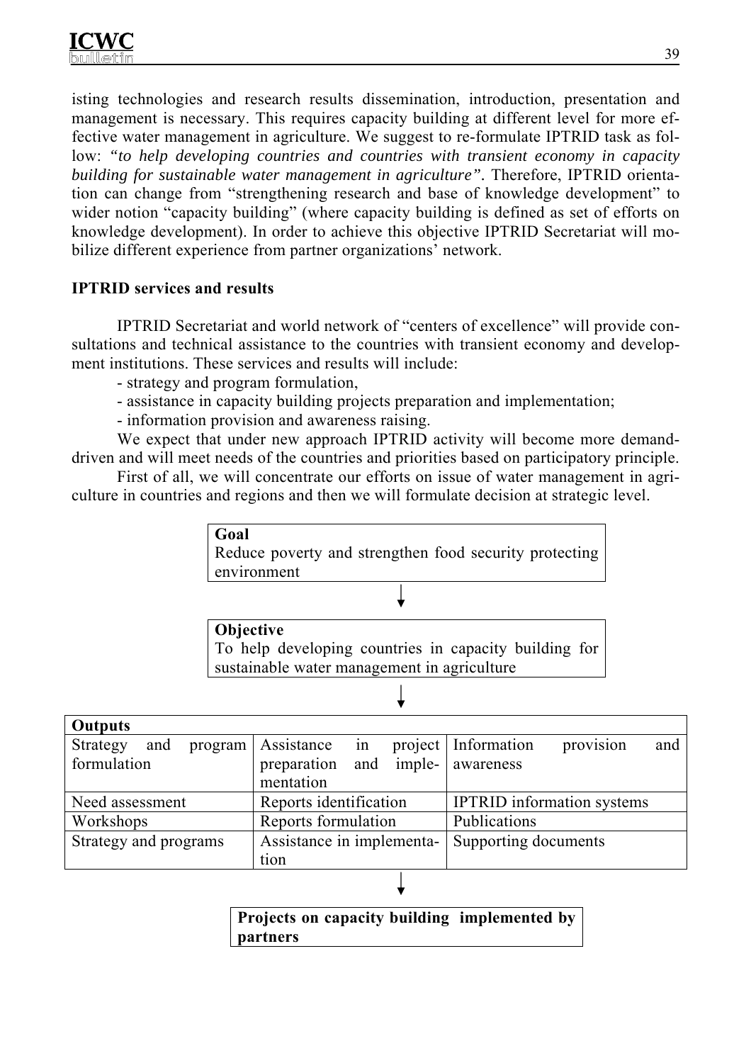isting technologies and research results dissemination, introduction, presentation and management is necessary. This requires capacity building at different level for more effective water management in agriculture. We suggest to re-formulate IPTRID task as follow: *"to help developing countries and countries with transient economy in capacity building for sustainable water management in agriculture"*. Therefore, IPTRID orientation can change from "strengthening research and base of knowledge development" to wider notion "capacity building" (where capacity building is defined as set of efforts on knowledge development). In order to achieve this objective IPTRID Secretariat will mobilize different experience from partner organizations' network.

**IPTRID services and results**

IPTRID Secretariat and world network of "centers of excellence" will provide consultations and technical assistance to the countries with transient economy and development institutions. These services and results will include:

- strategy and program formulation,
- assistance in capacity building projects preparation and implementation;
- information provision and awareness raising.

We expect that under new approach IPTRID activity will become more demand-driven and will meet needs of the countries and priorities based on participatory principle.

First of all, we will concentrate our efforts on issue of water management in agriculture in countries and regions and then we will formulate decision at strategic level.

**Goal**
Reduce poverty and strengthen food security protecting environment

↓

**Objective**
To help developing countries in capacity building for sustainable water management in agriculture

↓

| **Outputs** | | |
|---|---|---|
| Strategy and program formulation | Assistance in project preparation and implementation | Information provision and awareness |
| Need assessment | Reports identification | IPTRID information systems |
| Workshops | Reports formulation | Publications |
| Strategy and programs | Assistance in implementation | Supporting documents |

↓

**Projects on capacity building implemented by partners**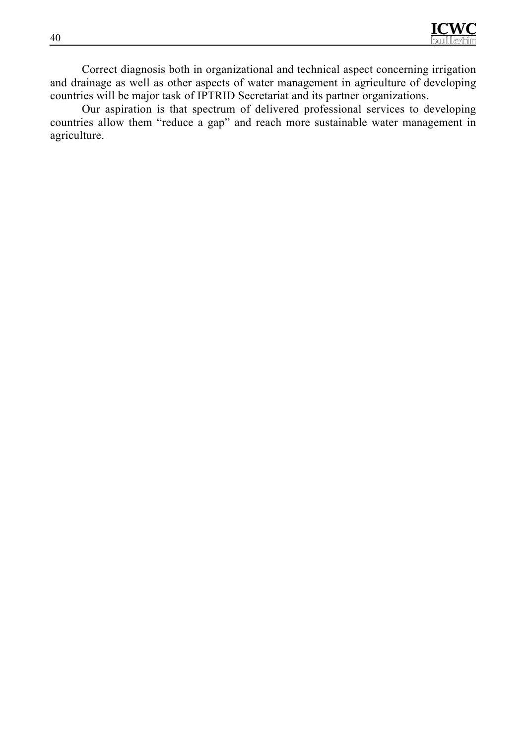Correct diagnosis both in organizational and technical aspect concerning irrigation and drainage as well as other aspects of water management in agriculture of developing countries will be major task of IPTRID Secretariat and its partner organizations.

Our aspiration is that spectrum of delivered professional services to developing countries allow them "reduce a gap" and reach more sustainable water management in agriculture.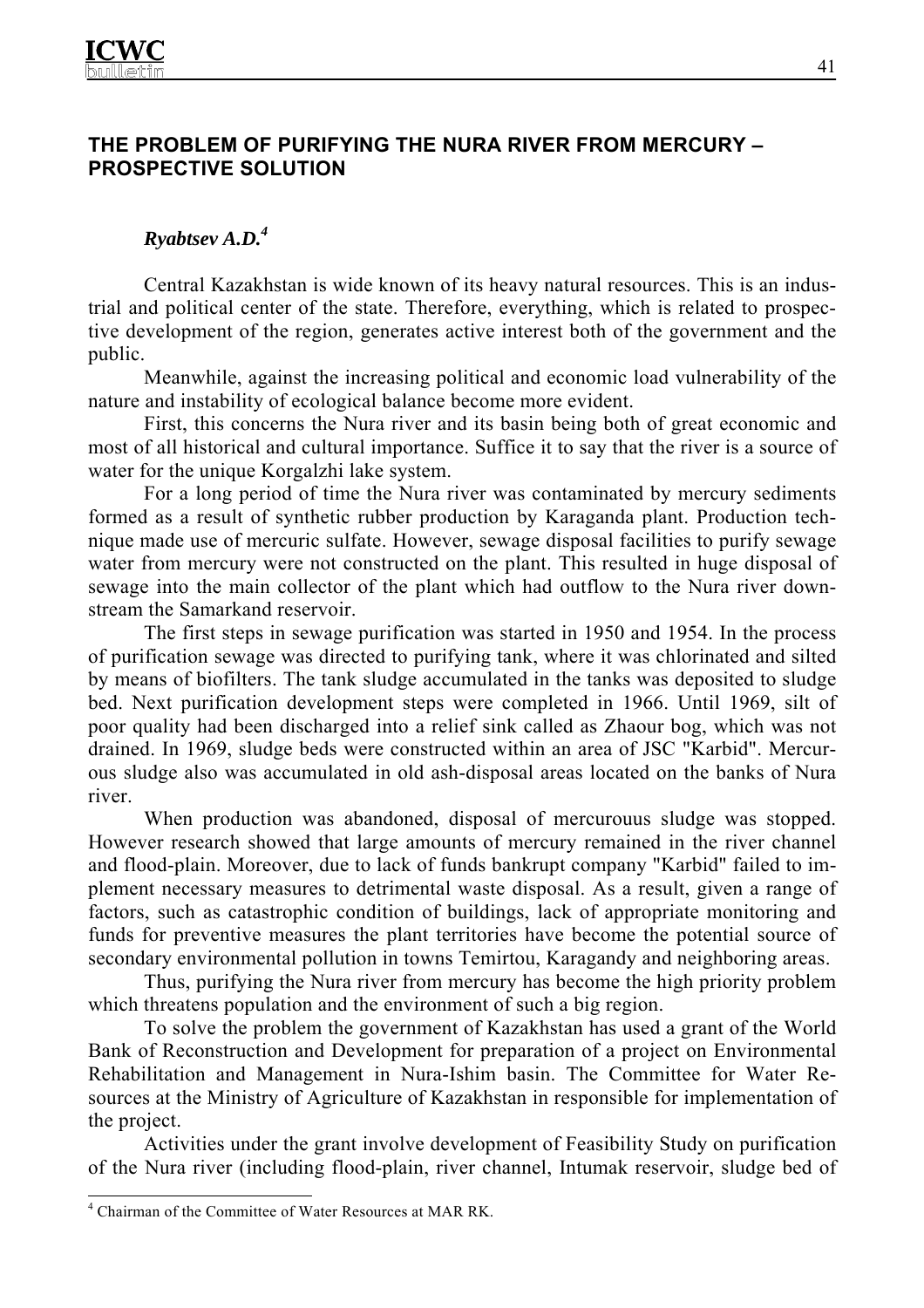## THE PROBLEM OF PURIFYING THE NURA RIVER FROM MERCURY – PROSPECTIVE SOLUTION

***Ryabtsev A.D.*[4]**

Central Kazakhstan is wide known of its heavy natural resources. This is an industrial and political center of the state. Therefore, everything, which is related to prospective development of the region, generates active interest both of the government and the public.

Meanwhile, against the increasing political and economic load vulnerability of the nature and instability of ecological balance become more evident.

First, this concerns the Nura river and its basin being both of great economic and most of all historical and cultural importance. Suffice it to say that the river is a source of water for the unique Korgalzhi lake system.

For a long period of time the Nura river was contaminated by mercury sediments formed as a result of synthetic rubber production by Karaganda plant. Production technique made use of mercuric sulfate. However, sewage disposal facilities to purify sewage water from mercury were not constructed on the plant. This resulted in huge disposal of sewage into the main collector of the plant which had outflow to the Nura river downstream the Samarkand reservoir.

The first steps in sewage purification was started in 1950 and 1954. In the process of purification sewage was directed to purifying tank, where it was chlorinated and silted by means of biofilters. The tank sludge accumulated in the tanks was deposited to sludge bed. Next purification development steps were completed in 1966. Until 1969, silt of poor quality had been discharged into a relief sink called as Zhaour bog, which was not drained. In 1969, sludge beds were constructed within an area of JSC "Karbid". Mercurous sludge also was accumulated in old ash-disposal areas located on the banks of Nura river.

When production was abandoned, disposal of mercurouus sludge was stopped. However research showed that large amounts of mercury remained in the river channel and flood-plain. Moreover, due to lack of funds bankrupt company "Karbid" failed to implement necessary measures to detrimental waste disposal. As a result, given a range of factors, such as catastrophic condition of buildings, lack of appropriate monitoring and funds for preventive measures the plant territories have become the potential source of secondary environmental pollution in towns Temirtou, Karagandy and neighboring areas.

Thus, purifying the Nura river from mercury has become the high priority problem which threatens population and the environment of such a big region.

To solve the problem the government of Kazakhstan has used a grant of the World Bank of Reconstruction and Development for preparation of a project on Environmental Rehabilitation and Management in Nura-Ishim basin. The Committee for Water Resources at the Ministry of Agriculture of Kazakhstan in responsible for implementation of the project.

Activities under the grant involve development of Feasibility Study on purification of the Nura river (including flood-plain, river channel, Intumak reservoir, sludge bed of

---

[4] Chairman of the Committee of Water Resources at MAR RK.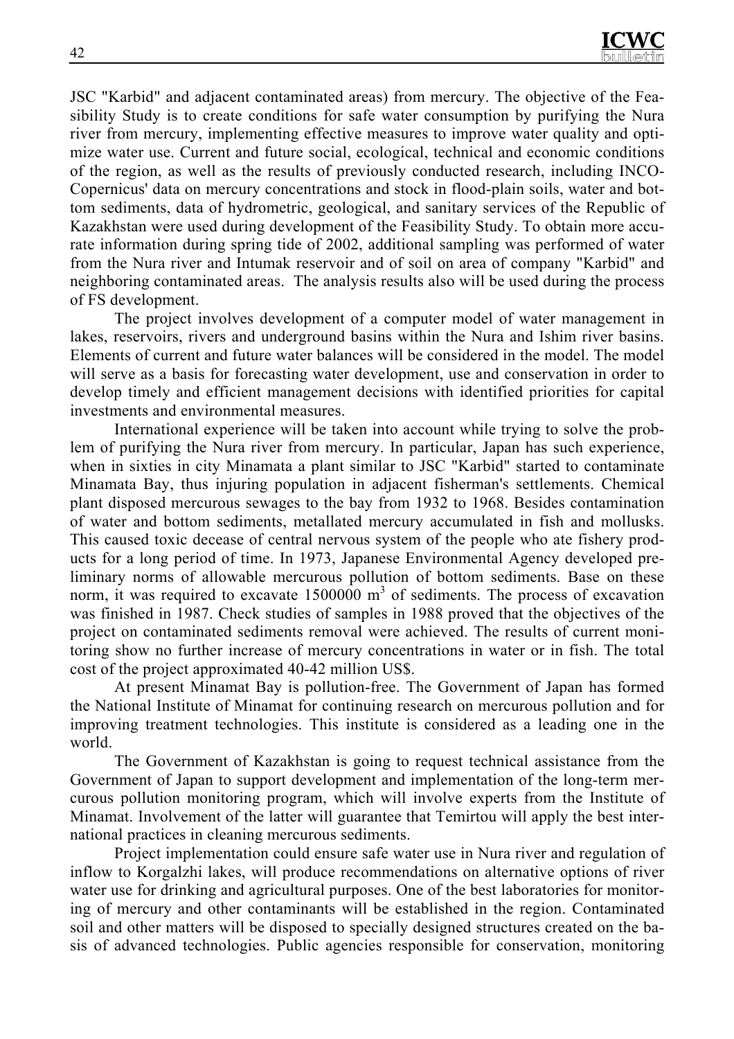JSC "Karbid" and adjacent contaminated areas) from mercury. The objective of the Feasibility Study is to create conditions for safe water consumption by purifying the Nura river from mercury, implementing effective measures to improve water quality and optimize water use. Current and future social, ecological, technical and economic conditions of the region, as well as the results of previously conducted research, including INCO-Copernicus' data on mercury concentrations and stock in flood-plain soils, water and bottom sediments, data of hydrometric, geological, and sanitary services of the Republic of Kazakhstan were used during development of the Feasibility Study. To obtain more accurate information during spring tide of 2002, additional sampling was performed of water from the Nura river and Intumak reservoir and of soil on area of company "Karbid" and neighboring contaminated areas. The analysis results also will be used during the process of FS development.

The project involves development of a computer model of water management in lakes, reservoirs, rivers and underground basins within the Nura and Ishim river basins. Elements of current and future water balances will be considered in the model. The model will serve as a basis for forecasting water development, use and conservation in order to develop timely and efficient management decisions with identified priorities for capital investments and environmental measures.

International experience will be taken into account while trying to solve the problem of purifying the Nura river from mercury. In particular, Japan has such experience, when in sixties in city Minamata a plant similar to JSC "Karbid" started to contaminate Minamata Bay, thus injuring population in adjacent fisherman's settlements. Chemical plant disposed mercurous sewages to the bay from 1932 to 1968. Besides contamination of water and bottom sediments, metallated mercury accumulated in fish and mollusks. This caused toxic decease of central nervous system of the people who ate fishery products for a long period of time. In 1973, Japanese Environmental Agency developed preliminary norms of allowable mercurous pollution of bottom sediments. Base on these norm, it was required to excavate 1500000 $m^3$ of sediments. The process of excavation was finished in 1987. Check studies of samples in 1988 proved that the objectives of the project on contaminated sediments removal were achieved. The results of current monitoring show no further increase of mercury concentrations in water or in fish. The total cost of the project approximated 40-42 million US$.

At present Minamat Bay is pollution-free. The Government of Japan has formed the National Institute of Minamat for continuing research on mercurous pollution and for improving treatment technologies. This institute is considered as a leading one in the world.

The Government of Kazakhstan is going to request technical assistance from the Government of Japan to support development and implementation of the long-term mercurous pollution monitoring program, which will involve experts from the Institute of Minamat. Involvement of the latter will guarantee that Temirtou will apply the best international practices in cleaning mercurous sediments.

Project implementation could ensure safe water use in Nura river and regulation of inflow to Korgalzhi lakes, will produce recommendations on alternative options of river water use for drinking and agricultural purposes. One of the best laboratories for monitoring of mercury and other contaminants will be established in the region. Contaminated soil and other matters will be disposed to specially designed structures created on the basis of advanced technologies. Public agencies responsible for conservation, monitoring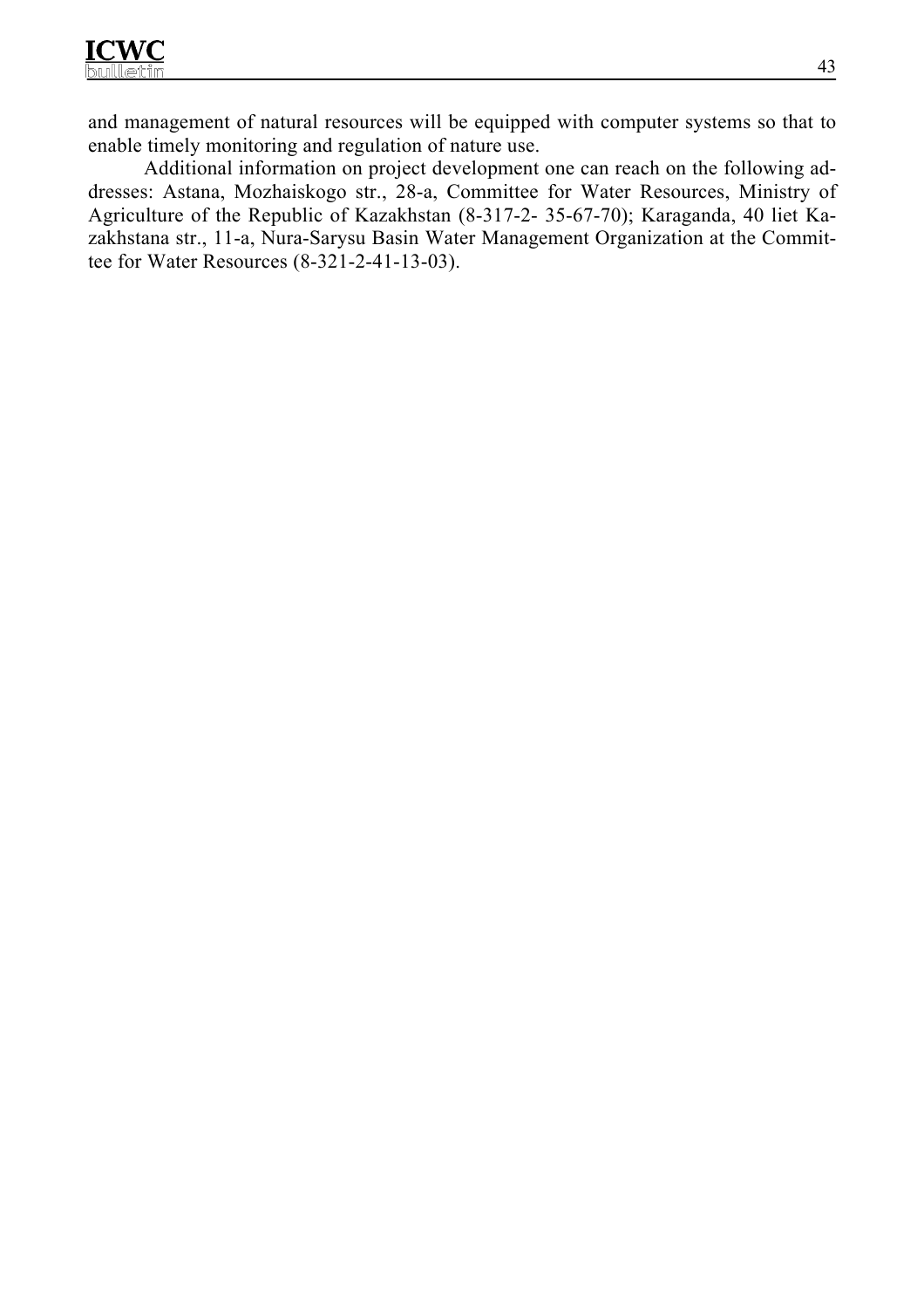and management of natural resources will be equipped with computer systems so that to enable timely monitoring and regulation of nature use.

Additional information on project development one can reach on the following addresses: Astana, Mozhaiskogo str., 28-a, Committee for Water Resources, Ministry of Agriculture of the Republic of Kazakhstan (8-317-2- 35-67-70); Karaganda, 40 liet Kazakhstana str., 11-a, Nura-Sarysu Basin Water Management Organization at the Committee for Water Resources (8-321-2-41-13-03).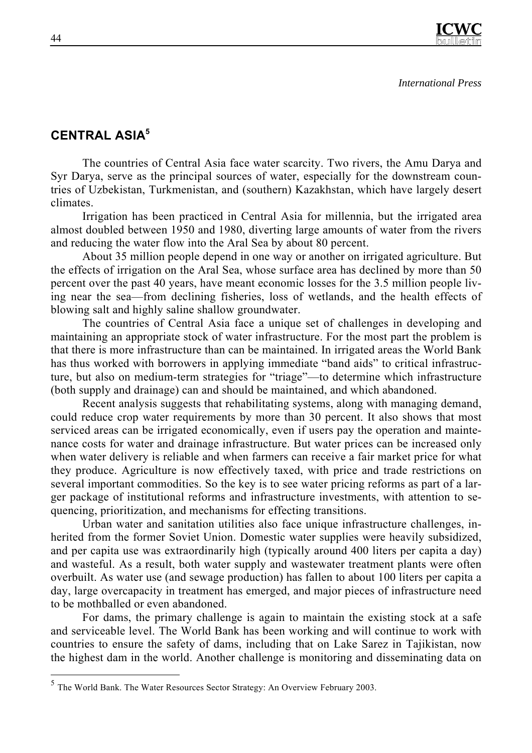*International Press*

## CENTRAL ASIA[5]

The countries of Central Asia face water scarcity. Two rivers, the Amu Darya and Syr Darya, serve as the principal sources of water, especially for the downstream countries of Uzbekistan, Turkmenistan, and (southern) Kazakhstan, which have largely desert climates.

Irrigation has been practiced in Central Asia for millennia, but the irrigated area almost doubled between 1950 and 1980, diverting large amounts of water from the rivers and reducing the water flow into the Aral Sea by about 80 percent.

About 35 million people depend in one way or another on irrigated agriculture. But the effects of irrigation on the Aral Sea, whose surface area has declined by more than 50 percent over the past 40 years, have meant economic losses for the 3.5 million people living near the sea—from declining fisheries, loss of wetlands, and the health effects of blowing salt and highly saline shallow groundwater.

The countries of Central Asia face a unique set of challenges in developing and maintaining an appropriate stock of water infrastructure. For the most part the problem is that there is more infrastructure than can be maintained. In irrigated areas the World Bank has thus worked with borrowers in applying immediate "band aids" to critical infrastructure, but also on medium-term strategies for "triage"—to determine which infrastructure (both supply and drainage) can and should be maintained, and which abandoned.

Recent analysis suggests that rehabilitating systems, along with managing demand, could reduce crop water requirements by more than 30 percent. It also shows that most serviced areas can be irrigated economically, even if users pay the operation and maintenance costs for water and drainage infrastructure. But water prices can be increased only when water delivery is reliable and when farmers can receive a fair market price for what they produce. Agriculture is now effectively taxed, with price and trade restrictions on several important commodities. So the key is to see water pricing reforms as part of a larger package of institutional reforms and infrastructure investments, with attention to sequencing, prioritization, and mechanisms for effecting transitions.

Urban water and sanitation utilities also face unique infrastructure challenges, inherited from the former Soviet Union. Domestic water supplies were heavily subsidized, and per capita use was extraordinarily high (typically around 400 liters per capita a day) and wasteful. As a result, both water supply and wastewater treatment plants were often overbuilt. As water use (and sewage production) has fallen to about 100 liters per capita a day, large overcapacity in treatment has emerged, and major pieces of infrastructure need to be mothballed or even abandoned.

For dams, the primary challenge is again to maintain the existing stock at a safe and serviceable level. The World Bank has been working and will continue to work with countries to ensure the safety of dams, including that on Lake Sarez in Tajikistan, now the highest dam in the world. Another challenge is monitoring and disseminating data on

---

[5] The World Bank. The Water Resources Sector Strategy: An Overview February 2003.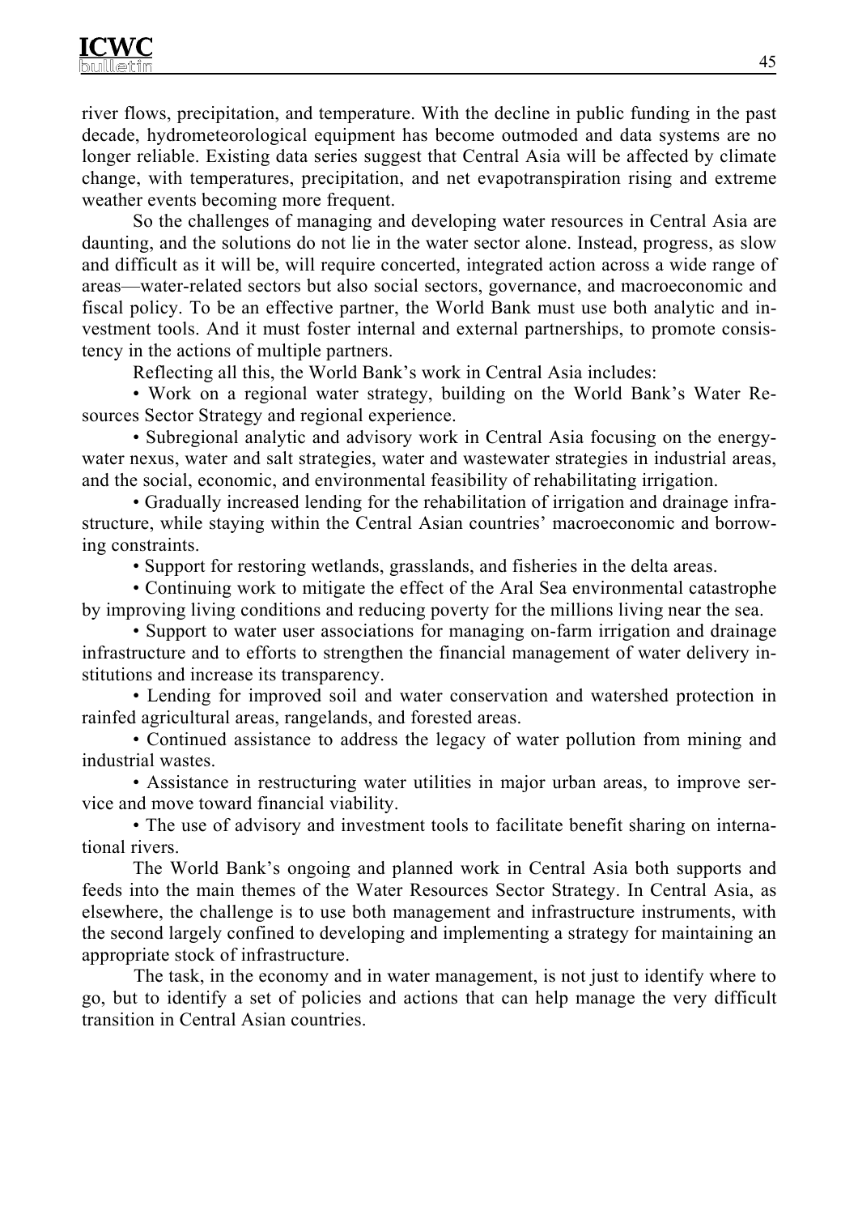river flows, precipitation, and temperature. With the decline in public funding in the past decade, hydrometeorological equipment has become outmoded and data systems are no longer reliable. Existing data series suggest that Central Asia will be affected by climate change, with temperatures, precipitation, and net evapotranspiration rising and extreme weather events becoming more frequent.

So the challenges of managing and developing water resources in Central Asia are daunting, and the solutions do not lie in the water sector alone. Instead, progress, as slow and difficult as it will be, will require concerted, integrated action across a wide range of areas—water-related sectors but also social sectors, governance, and macroeconomic and fiscal policy. To be an effective partner, the World Bank must use both analytic and investment tools. And it must foster internal and external partnerships, to promote consistency in the actions of multiple partners.

Reflecting all this, the World Bank's work in Central Asia includes:

- Work on a regional water strategy, building on the World Bank's Water Resources Sector Strategy and regional experience.
- Subregional analytic and advisory work in Central Asia focusing on the energy-water nexus, water and salt strategies, water and wastewater strategies in industrial areas, and the social, economic, and environmental feasibility of rehabilitating irrigation.
- Gradually increased lending for the rehabilitation of irrigation and drainage infrastructure, while staying within the Central Asian countries' macroeconomic and borrowing constraints.
- Support for restoring wetlands, grasslands, and fisheries in the delta areas.
- Continuing work to mitigate the effect of the Aral Sea environmental catastrophe by improving living conditions and reducing poverty for the millions living near the sea.
- Support to water user associations for managing on-farm irrigation and drainage infrastructure and to efforts to strengthen the financial management of water delivery institutions and increase its transparency.
- Lending for improved soil and water conservation and watershed protection in rainfed agricultural areas, rangelands, and forested areas.
- Continued assistance to address the legacy of water pollution from mining and industrial wastes.
- Assistance in restructuring water utilities in major urban areas, to improve service and move toward financial viability.
- The use of advisory and investment tools to facilitate benefit sharing on international rivers.

The World Bank's ongoing and planned work in Central Asia both supports and feeds into the main themes of the Water Resources Sector Strategy. In Central Asia, as elsewhere, the challenge is to use both management and infrastructure instruments, with the second largely confined to developing and implementing a strategy for maintaining an appropriate stock of infrastructure.

The task, in the economy and in water management, is not just to identify where to go, but to identify a set of policies and actions that can help manage the very difficult transition in Central Asian countries.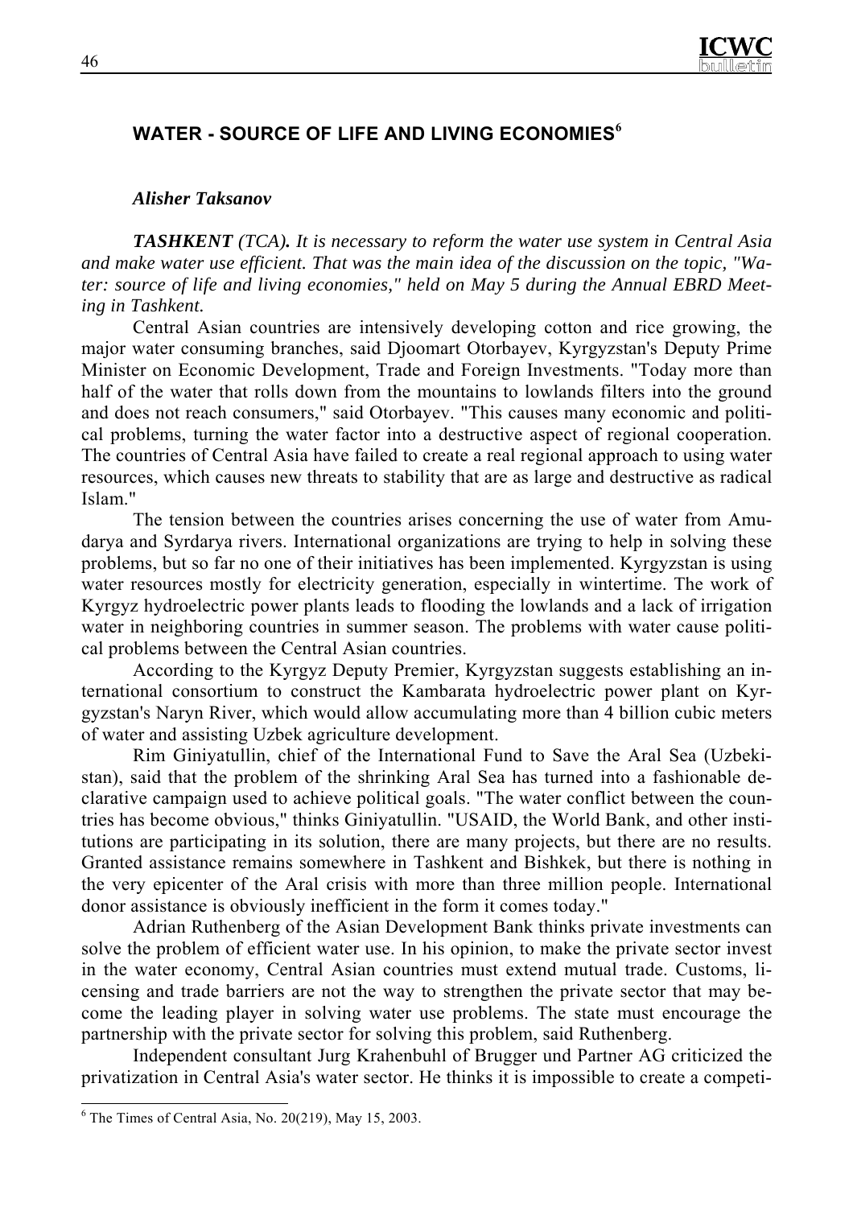## WATER - SOURCE OF LIFE AND LIVING ECONOMIES[6]

***Alisher Taksanov***

***TASHKENT*** *(TCA). It is necessary to reform the water use system in Central Asia and make water use efficient. That was the main idea of the discussion on the topic, "Water: source of life and living economies," held on May 5 during the Annual EBRD Meeting in Tashkent.*

Central Asian countries are intensively developing cotton and rice growing, the major water consuming branches, said Djoomart Otorbayev, Kyrgyzstan's Deputy Prime Minister on Economic Development, Trade and Foreign Investments. "Today more than half of the water that rolls down from the mountains to lowlands filters into the ground and does not reach consumers," said Otorbayev. "This causes many economic and political problems, turning the water factor into a destructive aspect of regional cooperation. The countries of Central Asia have failed to create a real regional approach to using water resources, which causes new threats to stability that are as large and destructive as radical Islam."

The tension between the countries arises concerning the use of water from Amudarya and Syrdarya rivers. International organizations are trying to help in solving these problems, but so far no one of their initiatives has been implemented. Kyrgyzstan is using water resources mostly for electricity generation, especially in wintertime. The work of Kyrgyz hydroelectric power plants leads to flooding the lowlands and a lack of irrigation water in neighboring countries in summer season. The problems with water cause political problems between the Central Asian countries.

According to the Kyrgyz Deputy Premier, Kyrgyzstan suggests establishing an international consortium to construct the Kambarata hydroelectric power plant on Kyrgyzstan's Naryn River, which would allow accumulating more than 4 billion cubic meters of water and assisting Uzbek agriculture development.

Rim Giniyatullin, chief of the International Fund to Save the Aral Sea (Uzbekistan), said that the problem of the shrinking Aral Sea has turned into a fashionable declarative campaign used to achieve political goals. "The water conflict between the countries has become obvious," thinks Giniyatullin. "USAID, the World Bank, and other institutions are participating in its solution, there are many projects, but there are no results. Granted assistance remains somewhere in Tashkent and Bishkek, but there is nothing in the very epicenter of the Aral crisis with more than three million people. International donor assistance is obviously inefficient in the form it comes today."

Adrian Ruthenberg of the Asian Development Bank thinks private investments can solve the problem of efficient water use. In his opinion, to make the private sector invest in the water economy, Central Asian countries must extend mutual trade. Customs, licensing and trade barriers are not the way to strengthen the private sector that may become the leading player in solving water use problems. The state must encourage the partnership with the private sector for solving this problem, said Ruthenberg.

Independent consultant Jurg Krahenbuhl of Brugger und Partner AG criticized the privatization in Central Asia's water sector. He thinks it is impossible to create a competi-

[6] The Times of Central Asia, No. 20(219), May 15, 2003.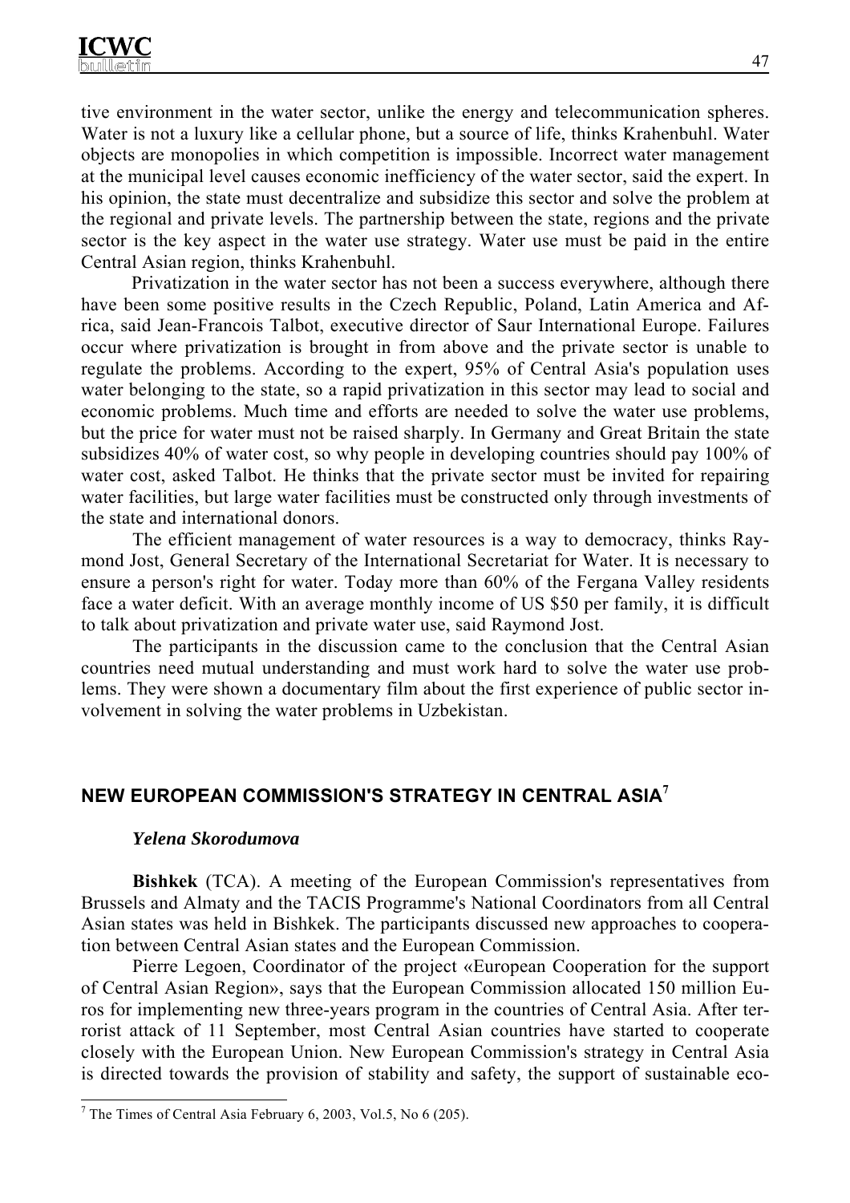tive environment in the water sector, unlike the energy and telecommunication spheres. Water is not a luxury like a cellular phone, but a source of life, thinks Krahenbuhl. Water objects are monopolies in which competition is impossible. Incorrect water management at the municipal level causes economic inefficiency of the water sector, said the expert. In his opinion, the state must decentralize and subsidize this sector and solve the problem at the regional and private levels. The partnership between the state, regions and the private sector is the key aspect in the water use strategy. Water use must be paid in the entire Central Asian region, thinks Krahenbuhl.

Privatization in the water sector has not been a success everywhere, although there have been some positive results in the Czech Republic, Poland, Latin America and Africa, said Jean-Francois Talbot, executive director of Saur International Europe. Failures occur where privatization is brought in from above and the private sector is unable to regulate the problems. According to the expert, 95% of Central Asia's population uses water belonging to the state, so a rapid privatization in this sector may lead to social and economic problems. Much time and efforts are needed to solve the water use problems, but the price for water must not be raised sharply. In Germany and Great Britain the state subsidizes 40% of water cost, so why people in developing countries should pay 100% of water cost, asked Talbot. He thinks that the private sector must be invited for repairing water facilities, but large water facilities must be constructed only through investments of the state and international donors.

The efficient management of water resources is a way to democracy, thinks Raymond Jost, General Secretary of the International Secretariat for Water. It is necessary to ensure a person's right for water. Today more than 60% of the Fergana Valley residents face a water deficit. With an average monthly income of US $50 per family, it is difficult to talk about privatization and private water use, said Raymond Jost.

The participants in the discussion came to the conclusion that the Central Asian countries need mutual understanding and must work hard to solve the water use problems. They were shown a documentary film about the first experience of public sector involvement in solving the water problems in Uzbekistan.

## NEW EUROPEAN COMMISSION'S STRATEGY IN CENTRAL ASIA[7]

***Yelena Skorodumova***

**Bishkek** (TCA). A meeting of the European Commission's representatives from Brussels and Almaty and the TACIS Programme's National Coordinators from all Central Asian states was held in Bishkek. The participants discussed new approaches to cooperation between Central Asian states and the European Commission.

Pierre Legoen, Coordinator of the project «European Cooperation for the support of Central Asian Region», says that the European Commission allocated 150 million Euros for implementing new three-years program in the countries of Central Asia. After terrorist attack of 11 September, most Central Asian countries have started to cooperate closely with the European Union. New European Commission's strategy in Central Asia is directed towards the provision of stability and safety, the support of sustainable eco-

[7] The Times of Central Asia February 6, 2003, Vol.5, No 6 (205).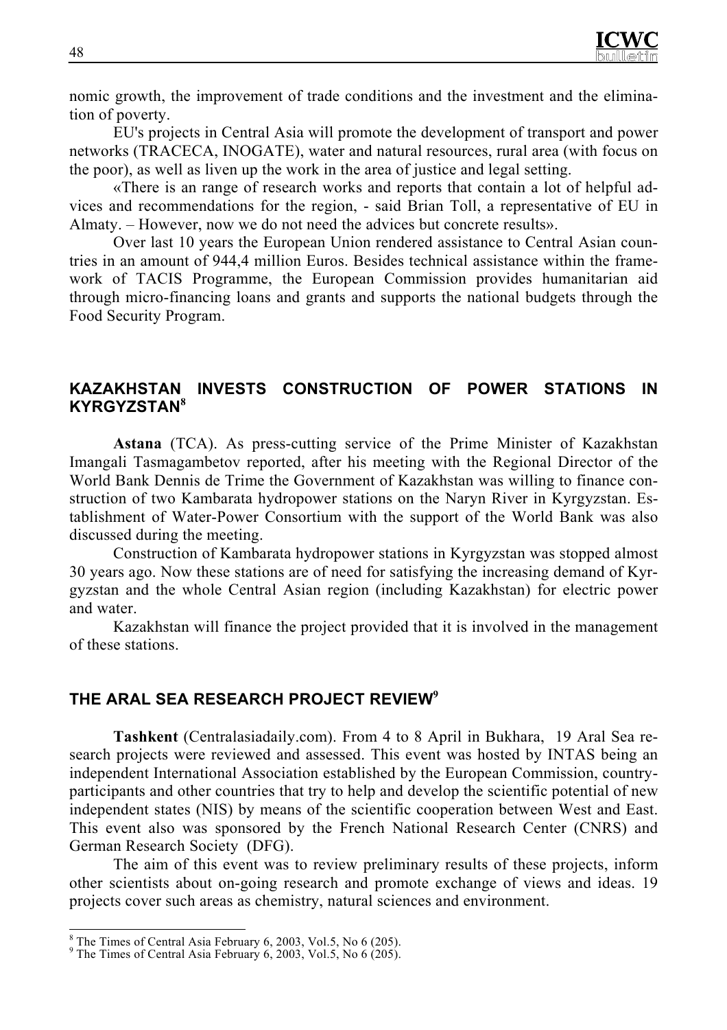nomic growth, the improvement of trade conditions and the investment and the elimination of poverty.

EU's projects in Central Asia will promote the development of transport and power networks (TRACECA, INOGATE), water and natural resources, rural area (with focus on the poor), as well as liven up the work in the area of justice and legal setting.

«There is an range of research works and reports that contain a lot of helpful advices and recommendations for the region, - said Brian Toll, a representative of EU in Almaty. – However, now we do not need the advices but concrete results».

Over last 10 years the European Union rendered assistance to Central Asian countries in an amount of 944,4 million Euros. Besides technical assistance within the framework of TACIS Programme, the European Commission provides humanitarian aid through micro-financing loans and grants and supports the national budgets through the Food Security Program.

## KAZAKHSTAN INVESTS CONSTRUCTION OF POWER STATIONS IN KYRGYZSTAN[8]

**Astana** (TCA). As press-cutting service of the Prime Minister of Kazakhstan Imangali Tasmagambetov reported, after his meeting with the Regional Director of the World Bank Dennis de Trime the Government of Kazakhstan was willing to finance construction of two Kambarata hydropower stations on the Naryn River in Kyrgyzstan. Establishment of Water-Power Consortium with the support of the World Bank was also discussed during the meeting.

Construction of Kambarata hydropower stations in Kyrgyzstan was stopped almost 30 years ago. Now these stations are of need for satisfying the increasing demand of Kyrgyzstan and the whole Central Asian region (including Kazakhstan) for electric power and water.

Kazakhstan will finance the project provided that it is involved in the management of these stations.

## THE ARAL SEA RESEARCH PROJECT REVIEW[9]

**Tashkent** (Centralasiadaily.com). From 4 to 8 April in Bukhara, 19 Aral Sea research projects were reviewed and assessed. This event was hosted by INTAS being an independent International Association established by the European Commission, country-participants and other countries that try to help and develop the scientific potential of new independent states (NIS) by means of the scientific cooperation between West and East. This event also was sponsored by the French National Research Center (CNRS) and German Research Society (DFG).

The aim of this event was to review preliminary results of these projects, inform other scientists about on-going research and promote exchange of views and ideas. 19 projects cover such areas as chemistry, natural sciences and environment.

---

[8] The Times of Central Asia February 6, 2003, Vol.5, No 6 (205).

[9] The Times of Central Asia February 6, 2003, Vol.5, No 6 (205).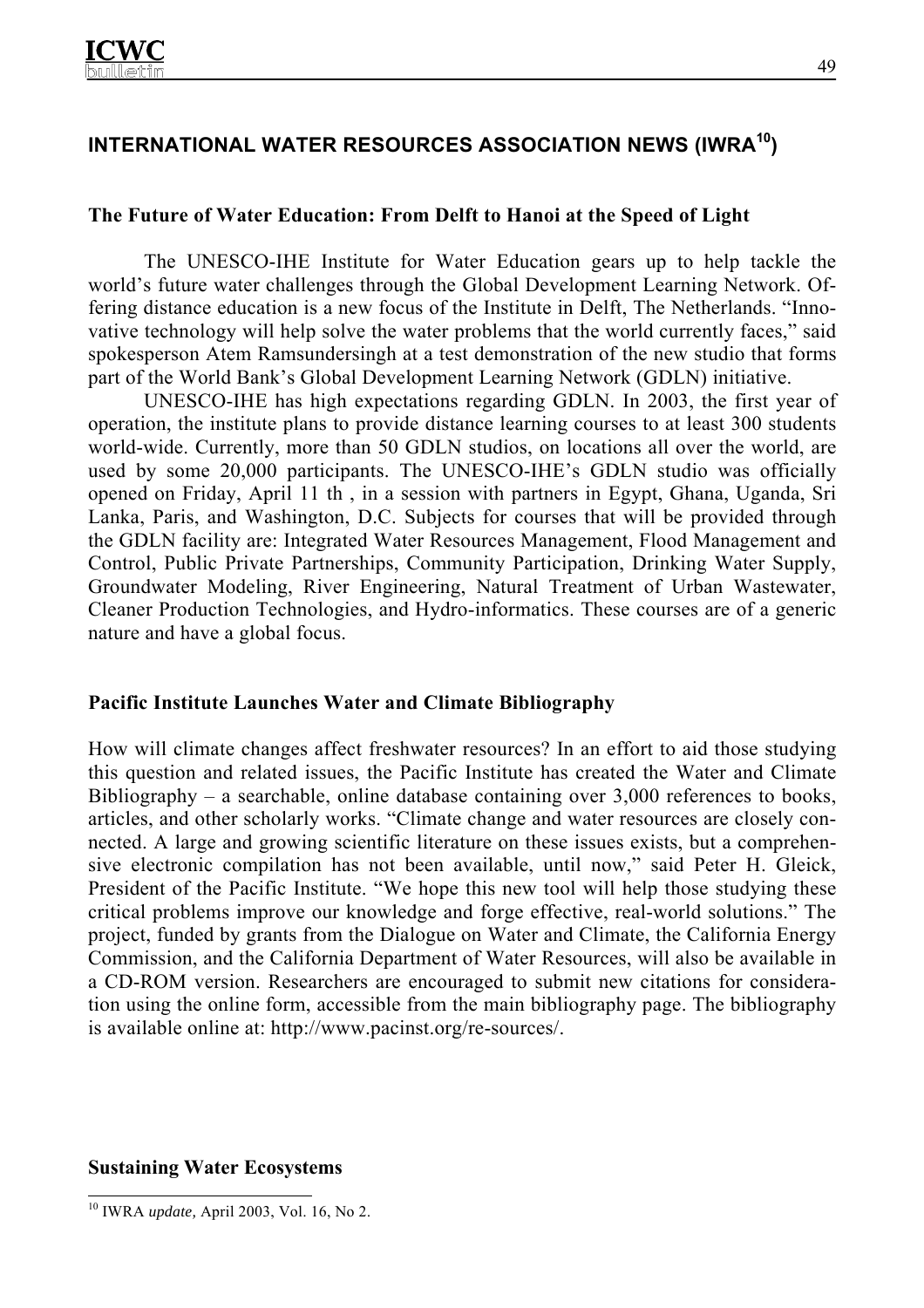## INTERNATIONAL WATER RESOURCES ASSOCIATION NEWS (IWRA[10])

### The Future of Water Education: From Delft to Hanoi at the Speed of Light

The UNESCO-IHE Institute for Water Education gears up to help tackle the world's future water challenges through the Global Development Learning Network. Offering distance education is a new focus of the Institute in Delft, The Netherlands. "Innovative technology will help solve the water problems that the world currently faces," said spokesperson Atem Ramsundersingh at a test demonstration of the new studio that forms part of the World Bank's Global Development Learning Network (GDLN) initiative.

UNESCO-IHE has high expectations regarding GDLN. In 2003, the first year of operation, the institute plans to provide distance learning courses to at least 300 students world-wide. Currently, more than 50 GDLN studios, on locations all over the world, are used by some 20,000 participants. The UNESCO-IHE's GDLN studio was officially opened on Friday, April 11 th , in a session with partners in Egypt, Ghana, Uganda, Sri Lanka, Paris, and Washington, D.C. Subjects for courses that will be provided through the GDLN facility are: Integrated Water Resources Management, Flood Management and Control, Public Private Partnerships, Community Participation, Drinking Water Supply, Groundwater Modeling, River Engineering, Natural Treatment of Urban Wastewater, Cleaner Production Technologies, and Hydro-informatics. These courses are of a generic nature and have a global focus.

### Pacific Institute Launches Water and Climate Bibliography

How will climate changes affect freshwater resources? In an effort to aid those studying this question and related issues, the Pacific Institute has created the Water and Climate Bibliography – a searchable, online database containing over 3,000 references to books, articles, and other scholarly works. "Climate change and water resources are closely connected. A large and growing scientific literature on these issues exists, but a comprehensive electronic compilation has not been available, until now," said Peter H. Gleick, President of the Pacific Institute. "We hope this new tool will help those studying these critical problems improve our knowledge and forge effective, real-world solutions." The project, funded by grants from the Dialogue on Water and Climate, the California Energy Commission, and the California Department of Water Resources, will also be available in a CD-ROM version. Researchers are encouraged to submit new citations for consideration using the online form, accessible from the main bibliography page. The bibliography is available online at: http://www.pacinst.org/re-sources/.

### Sustaining Water Ecosystems

[10] IWRA *update,* April 2003, Vol. 16, No 2.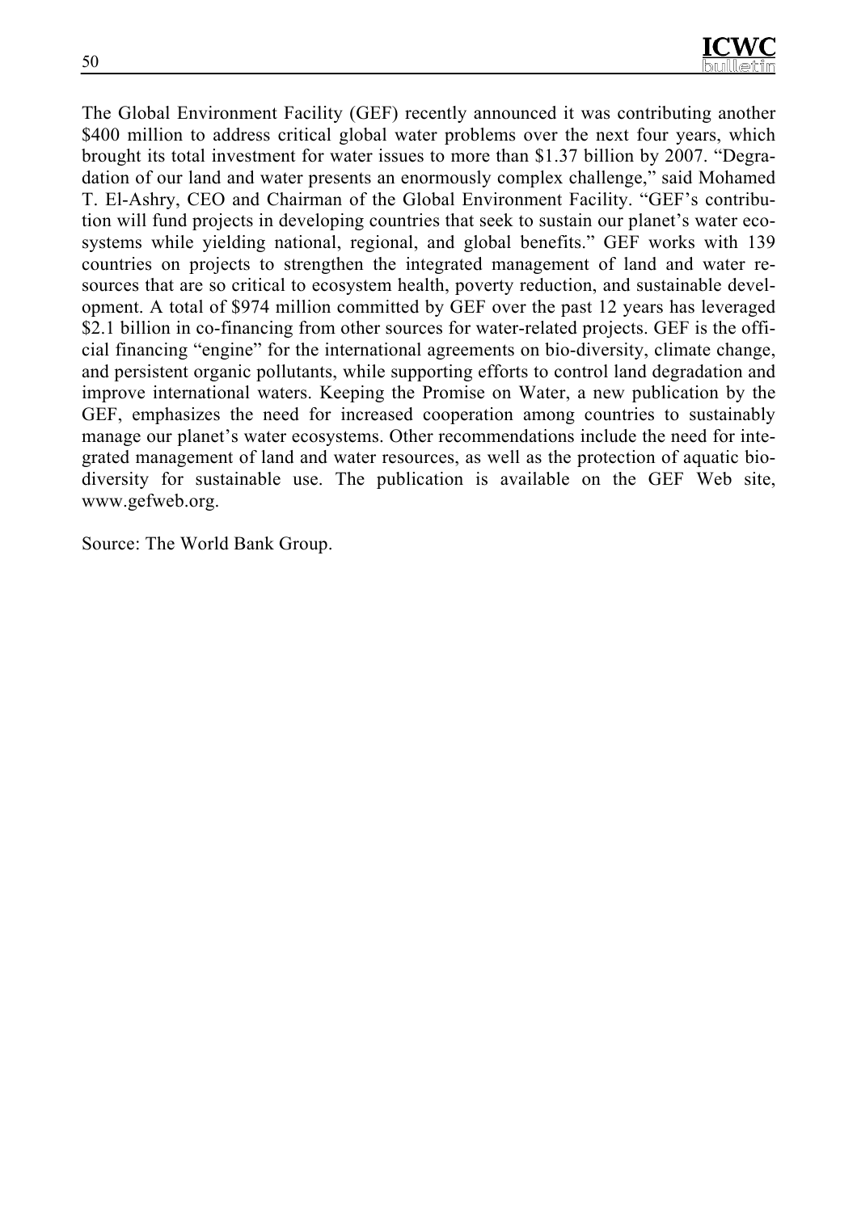The Global Environment Facility (GEF) recently announced it was contributing another $400 million to address critical global water problems over the next four years, which brought its total investment for water issues to more than $1.37 billion by 2007. “Degradation of our land and water presents an enormously complex challenge,” said Mohamed T. El-Ashry, CEO and Chairman of the Global Environment Facility. “GEF’s contribution will fund projects in developing countries that seek to sustain our planet’s water ecosystems while yielding national, regional, and global benefits.” GEF works with 139 countries on projects to strengthen the integrated management of land and water resources that are so critical to ecosystem health, poverty reduction, and sustainable development. A total of $974 million committed by GEF over the past 12 years has leveraged $2.1 billion in co-financing from other sources for water-related projects. GEF is the official financing “engine” for the international agreements on bio-diversity, climate change, and persistent organic pollutants, while supporting efforts to control land degradation and improve international waters. Keeping the Promise on Water, a new publication by the GEF, emphasizes the need for increased cooperation among countries to sustainably manage our planet’s water ecosystems. Other recommendations include the need for integrated management of land and water resources, as well as the protection of aquatic bio-diversity for sustainable use. The publication is available on the GEF Web site, www.gefweb.org.

Source: The World Bank Group.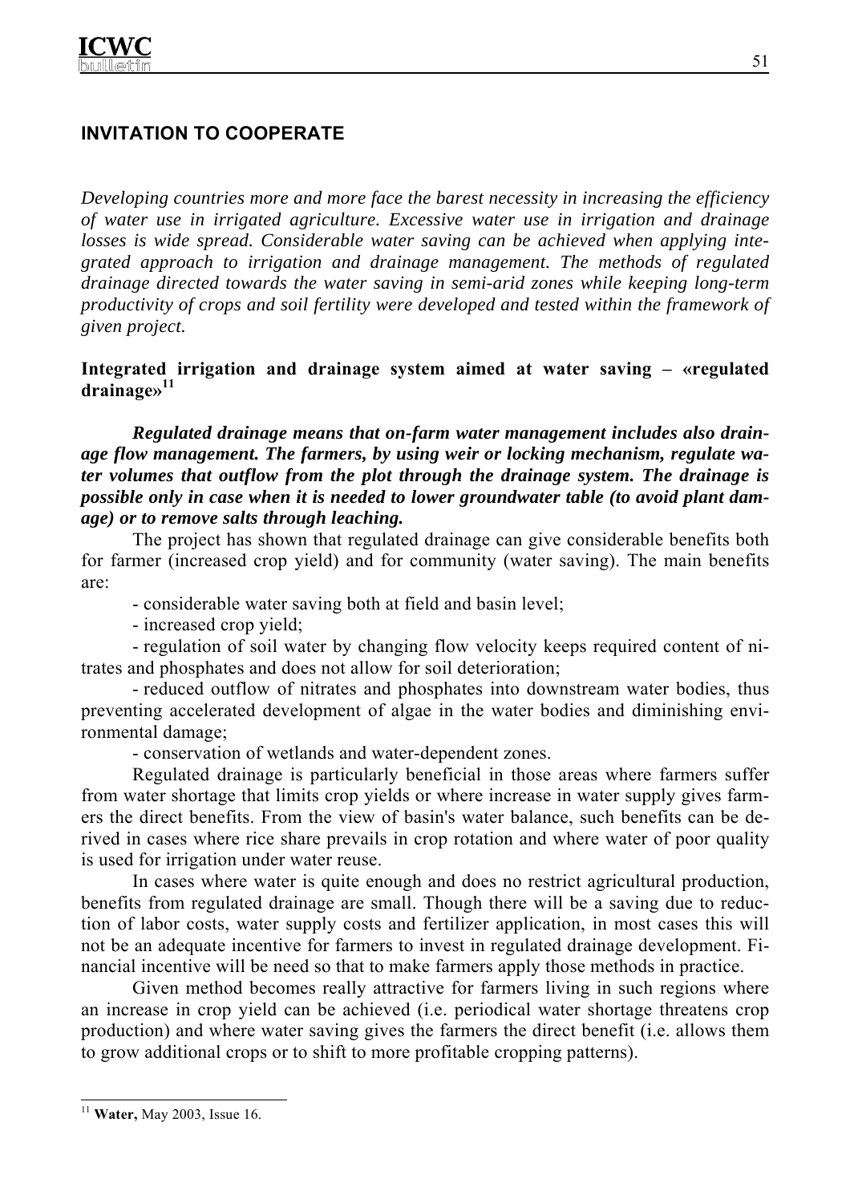## INVITATION TO COOPERATE

*Developing countries more and more face the barest necessity in increasing the efficiency of water use in irrigated agriculture. Excessive water use in irrigation and drainage losses is wide spread. Considerable water saving can be achieved when applying integrated approach to irrigation and drainage management. The methods of regulated drainage directed towards the water saving in semi-arid zones while keeping long-term productivity of crops and soil fertility were developed and tested within the framework of given project.*

### Integrated irrigation and drainage system aimed at water saving – «regulated drainage»[11]

***Regulated drainage means that on-farm water management includes also drainage flow management. The farmers, by using weir or locking mechanism, regulate water volumes that outflow from the plot through the drainage system. The drainage is possible only in case when it is needed to lower groundwater table (to avoid plant damage) or to remove salts through leaching.***

The project has shown that regulated drainage can give considerable benefits both for farmer (increased crop yield) and for community (water saving). The main benefits are:

- considerable water saving both at field and basin level;
- increased crop yield;
- regulation of soil water by changing flow velocity keeps required content of nitrates and phosphates and does not allow for soil deterioration;
- reduced outflow of nitrates and phosphates into downstream water bodies, thus preventing accelerated development of algae in the water bodies and diminishing environmental damage;
- conservation of wetlands and water-dependent zones.

Regulated drainage is particularly beneficial in those areas where farmers suffer from water shortage that limits crop yields or where increase in water supply gives farmers the direct benefits. From the view of basin's water balance, such benefits can be derived in cases where rice share prevails in crop rotation and where water of poor quality is used for irrigation under water reuse.

In cases where water is quite enough and does no restrict agricultural production, benefits from regulated drainage are small. Though there will be a saving due to reduction of labor costs, water supply costs and fertilizer application, in most cases this will not be an adequate incentive for farmers to invest in regulated drainage development. Financial incentive will be need so that to make farmers apply those methods in practice.

Given method becomes really attractive for farmers living in such regions where an increase in crop yield can be achieved (i.e. periodical water shortage threatens crop production) and where water saving gives the farmers the direct benefit (i.e. allows them to grow additional crops or to shift to more profitable cropping patterns).

---

[11] **Water,** May 2003, Issue 16.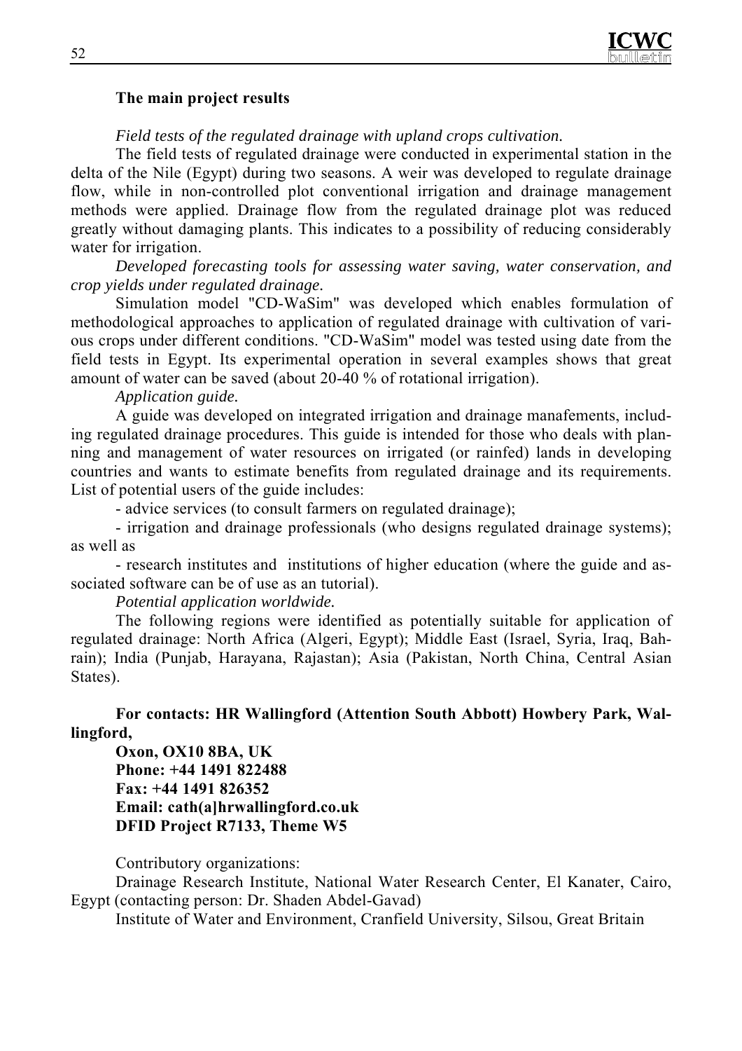**The main project results**

*Field tests of the regulated drainage with upland crops cultivation.*

The field tests of regulated drainage were conducted in experimental station in the delta of the Nile (Egypt) during two seasons. A weir was developed to regulate drainage flow, while in non-controlled plot conventional irrigation and drainage management methods were applied. Drainage flow from the regulated drainage plot was reduced greatly without damaging plants. This indicates to a possibility of reducing considerably water for irrigation.

*Developed forecasting tools for assessing water saving, water conservation, and crop yields under regulated drainage.*

Simulation model "CD-WaSim" was developed which enables formulation of methodological approaches to application of regulated drainage with cultivation of various crops under different conditions. "CD-WaSim" model was tested using date from the field tests in Egypt. Its experimental operation in several examples shows that great amount of water can be saved (about 20-40 % of rotational irrigation).

*Application guide.*

A guide was developed on integrated irrigation and drainage manafements, including regulated drainage procedures. This guide is intended for those who deals with planning and management of water resources on irrigated (or rainfed) lands in developing countries and wants to estimate benefits from regulated drainage and its requirements. List of potential users of the guide includes:

- advice services (to consult farmers on regulated drainage);
- irrigation and drainage professionals (who designs regulated drainage systems); as well as
- research institutes and institutions of higher education (where the guide and associated software can be of use as an tutorial).

*Potential application worldwide.*

The following regions were identified as potentially suitable for application of regulated drainage: North Africa (Algeri, Egypt); Middle East (Israel, Syria, Iraq, Bahrain); India (Punjab, Harayana, Rajastan); Asia (Pakistan, North China, Central Asian States).

**For contacts: HR Wallingford (Attention South Abbott) Howbery Park, Wallingford,**
**Oxon, OX10 8BA, UK**
**Phone: +44 1491 822488**
**Fax: +44 1491 826352**
**Email: cath(a]hrwallingford.co.uk**
**DFID Project R7133, Theme W5**

Contributory organizations:

Drainage Research Institute, National Water Research Center, El Kanater, Cairo, Egypt (contacting person: Dr. Shaden Abdel-Gavad)

Institute of Water and Environment, Cranfield University, Silsou, Great Britain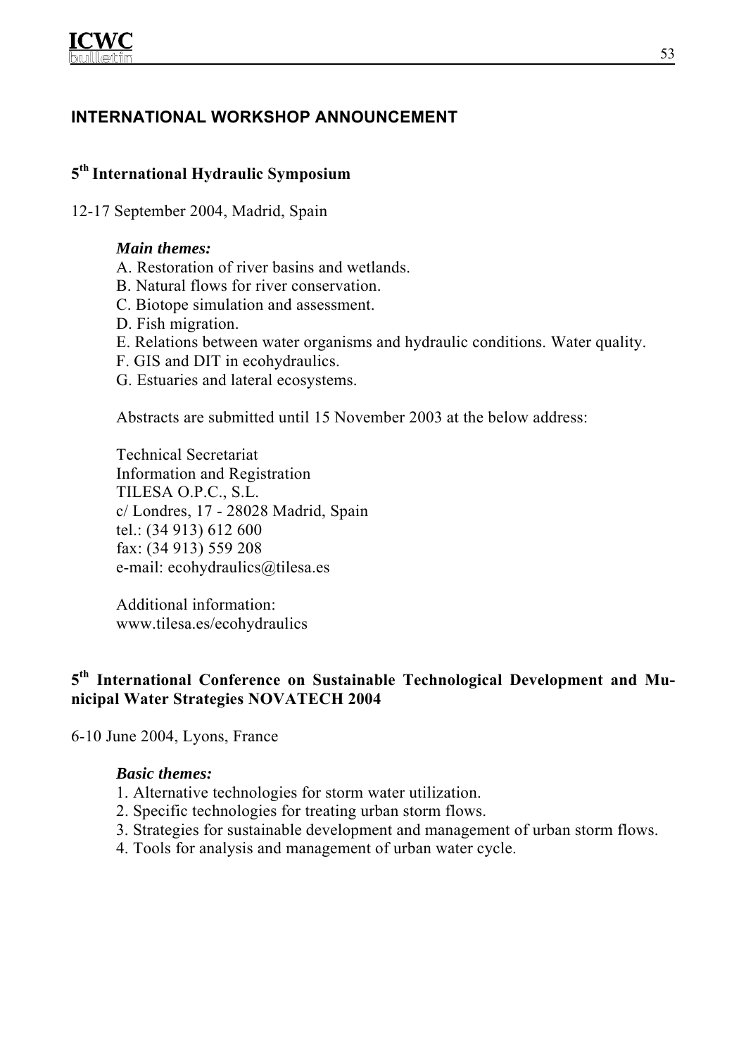## INTERNATIONAL WORKSHOP ANNOUNCEMENT

### 5th International Hydraulic Symposium

12-17 September 2004, Madrid, Spain

***Main themes:***

A. Restoration of river basins and wetlands.
B. Natural flows for river conservation.
C. Biotope simulation and assessment.
D. Fish migration.
E. Relations between water organisms and hydraulic conditions. Water quality.
F. GIS and DIT in ecohydraulics.
G. Estuaries and lateral ecosystems.

Abstracts are submitted until 15 November 2003 at the below address:

Technical Secretariat
Information and Registration
TILESA O.P.C., S.L.
c/ Londres, 17 - 28028 Madrid, Spain
tel.: (34 913) 612 600
fax: (34 913) 559 208
e-mail: ecohydraulics@tilesa.es

Additional information:
www.tilesa.es/ecohydraulics

### 5th International Conference on Sustainable Technological Development and Municipal Water Strategies NOVATECH 2004

6-10 June 2004, Lyons, France

***Basic themes:***

1. Alternative technologies for storm water utilization.
2. Specific technologies for treating urban storm flows.
3. Strategies for sustainable development and management of urban storm flows.
4. Tools for analysis and management of urban water cycle.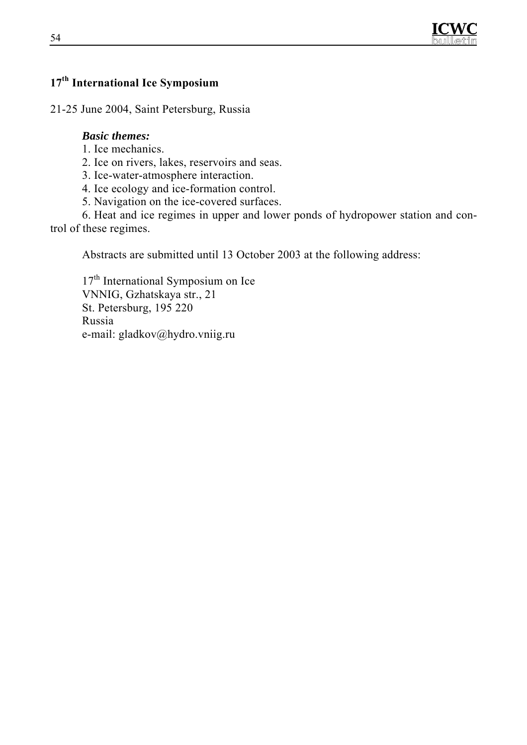## 17th International Ice Symposium

21-25 June 2004, Saint Petersburg, Russia

***Basic themes:***

1. Ice mechanics.
2. Ice on rivers, lakes, reservoirs and seas.
3. Ice-water-atmosphere interaction.
4. Ice ecology and ice-formation control.
5. Navigation on the ice-covered surfaces.
6. Heat and ice regimes in upper and lower ponds of hydropower station and control of these regimes.

Abstracts are submitted until 13 October 2003 at the following address:

17th International Symposium on Ice  
VNNIG, Gzhatskaya str., 21  
St. Petersburg, 195 220  
Russia  
e-mail: gladkov@hydro.vniig.ru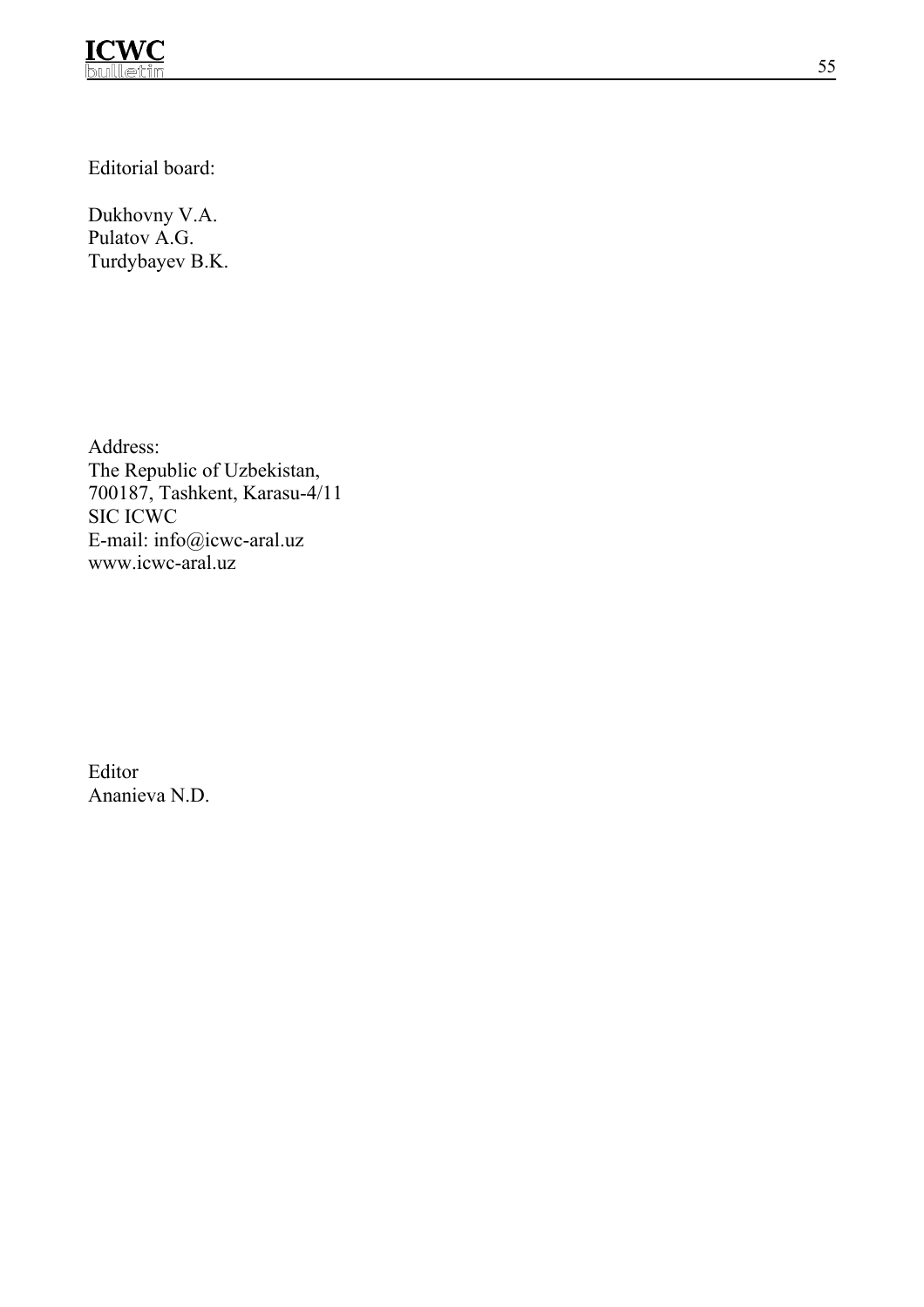Editorial board:

Dukhovny V.A.
Pulatov A.G.
Turdybayev B.K.

Address:
The Republic of Uzbekistan,
700187, Tashkent, Karasu-4/11
SIC ICWC
E-mail: info@icwc-aral.uz
www.icwc-aral.uz

Editor
Ananieva N.D.